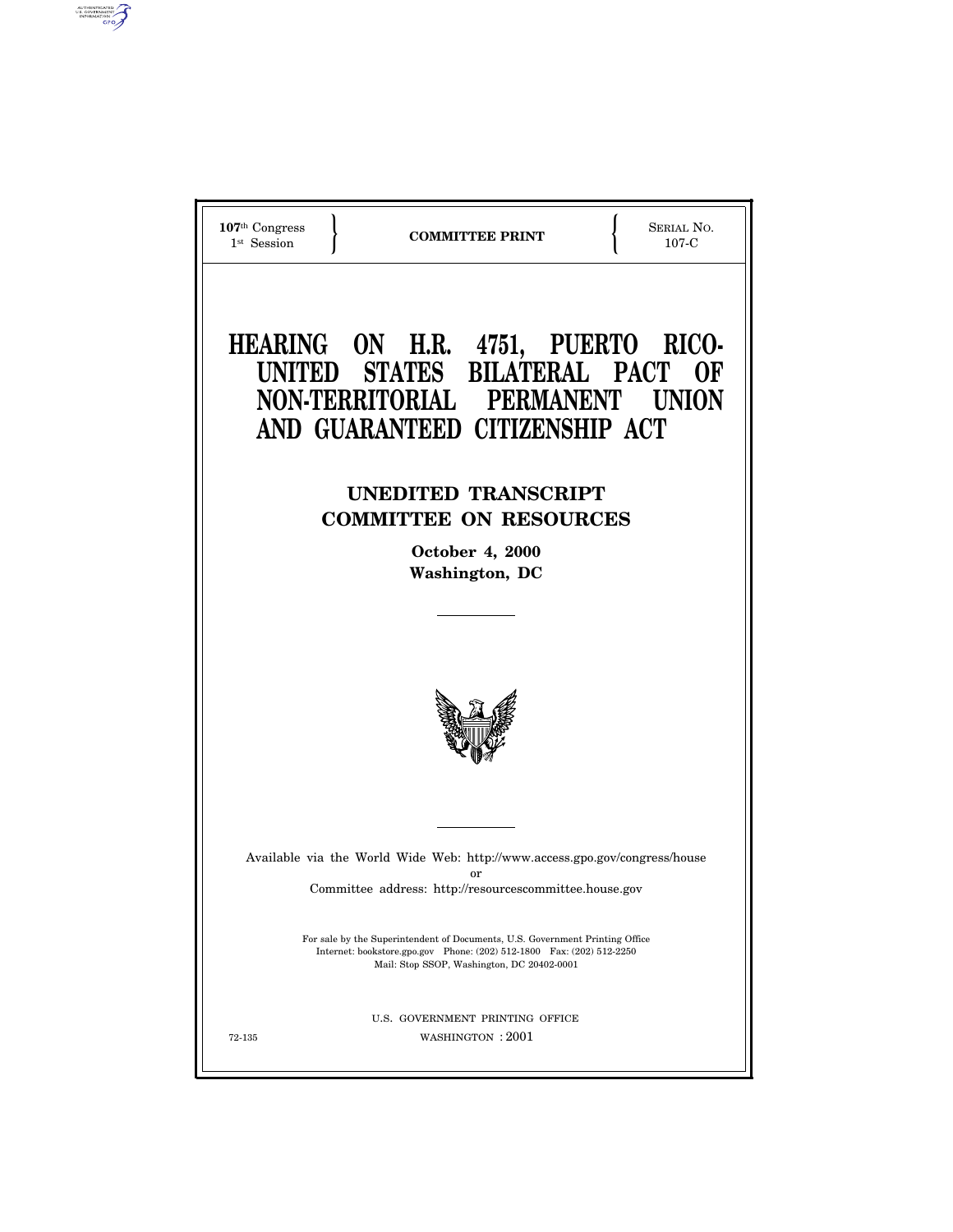107th Congress
1st Session

**COMMITTEE PRINT**

SERIAL NO.
107-C

# HEARING ON H.R. 4751, PUERTO RICO-UNITED STATES BILATERAL PACT OF NON-TERRITORIAL PERMANENT UNION AND GUARANTEED CITIZENSHIP ACT

## UNEDITED TRANSCRIPT
## COMMITTEE ON RESOURCES

**October 4, 2000**
**Washington, DC**

Available via the World Wide Web: http://www.access.gpo.gov/congress/house
or
Committee address: http://resourcescommittee.house.gov

For sale by the Superintendent of Documents, U.S. Government Printing Office
Internet: bookstore.gpo.gov Phone: (202) 512-1800 Fax: (202) 512-2250
Mail: Stop SSOP, Washington, DC 20402-0001

U.S. GOVERNMENT PRINTING OFFICE
72-135 WASHINGTON : 2001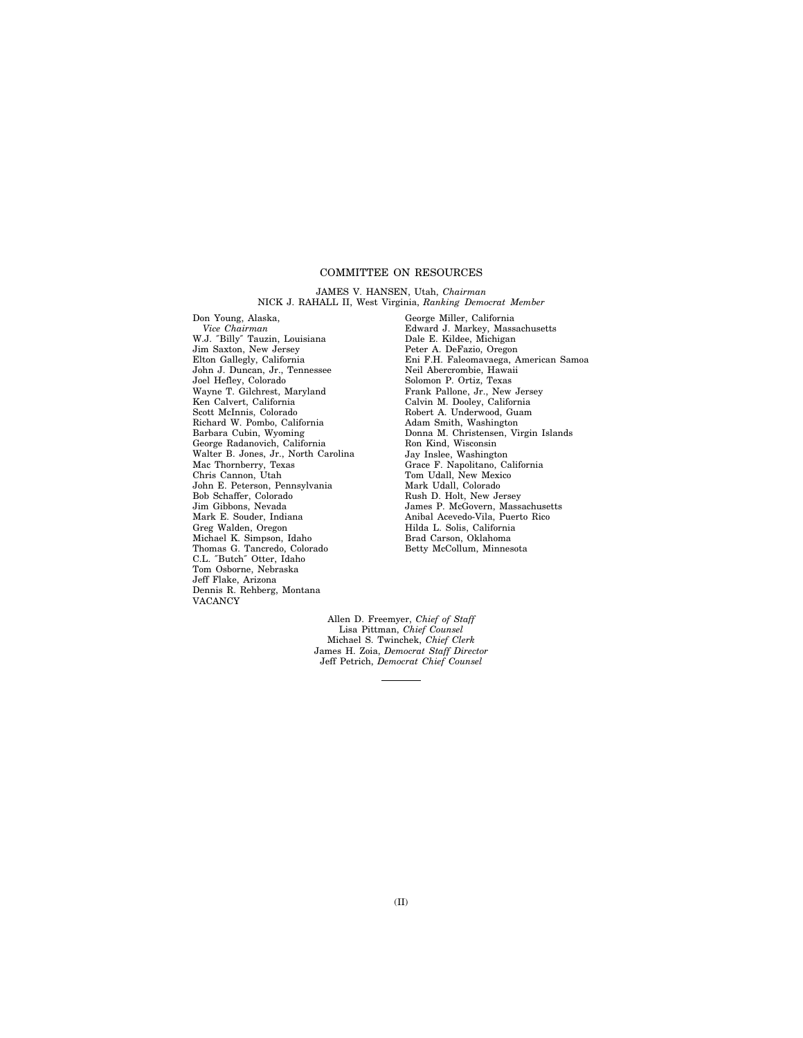## COMMITTEE ON RESOURCES

JAMES V. HANSEN, Utah, *Chairman*
NICK J. RAHALL II, West Virginia, *Ranking Democrat Member*

Don Young, Alaska,
*Vice Chairman*
W.J. "Billy" Tauzin, Louisiana
Jim Saxton, New Jersey
Elton Gallegly, California
John J. Duncan, Jr., Tennessee
Joel Hefley, Colorado
Wayne T. Gilchrest, Maryland
Ken Calvert, California
Scott McInnis, Colorado
Richard W. Pombo, California
Barbara Cubin, Wyoming
George Radanovich, California
Walter B. Jones, Jr., North Carolina
Mac Thornberry, Texas
Chris Cannon, Utah
John E. Peterson, Pennsylvania
Bob Schaffer, Colorado
Jim Gibbons, Nevada
Mark E. Souder, Indiana
Greg Walden, Oregon
Michael K. Simpson, Idaho
Thomas G. Tancredo, Colorado
C.L. "Butch" Otter, Idaho
Tom Osborne, Nebraska
Jeff Flake, Arizona
Dennis R. Rehberg, Montana
VACANCY

George Miller, California
Edward J. Markey, Massachusetts
Dale E. Kildee, Michigan
Peter A. DeFazio, Oregon
Eni F.H. Faleomavaega, American Samoa
Neil Abercrombie, Hawaii
Solomon P. Ortiz, Texas
Frank Pallone, Jr., New Jersey
Calvin M. Dooley, California
Robert A. Underwood, Guam
Adam Smith, Washington
Donna M. Christensen, Virgin Islands
Ron Kind, Wisconsin
Jay Inslee, Washington
Grace F. Napolitano, California
Tom Udall, New Mexico
Mark Udall, Colorado
Rush D. Holt, New Jersey
James P. McGovern, Massachusetts
Anibal Acevedo-Vila, Puerto Rico
Hilda L. Solis, California
Brad Carson, Oklahoma
Betty McCollum, Minnesota

Allen D. Freemyer, *Chief of Staff*
Lisa Pittman, *Chief Counsel*
Michael S. Twinchek, *Chief Clerk*
James H. Zoia, *Democrat Staff Director*
Jeff Petrich, *Democrat Chief Counsel*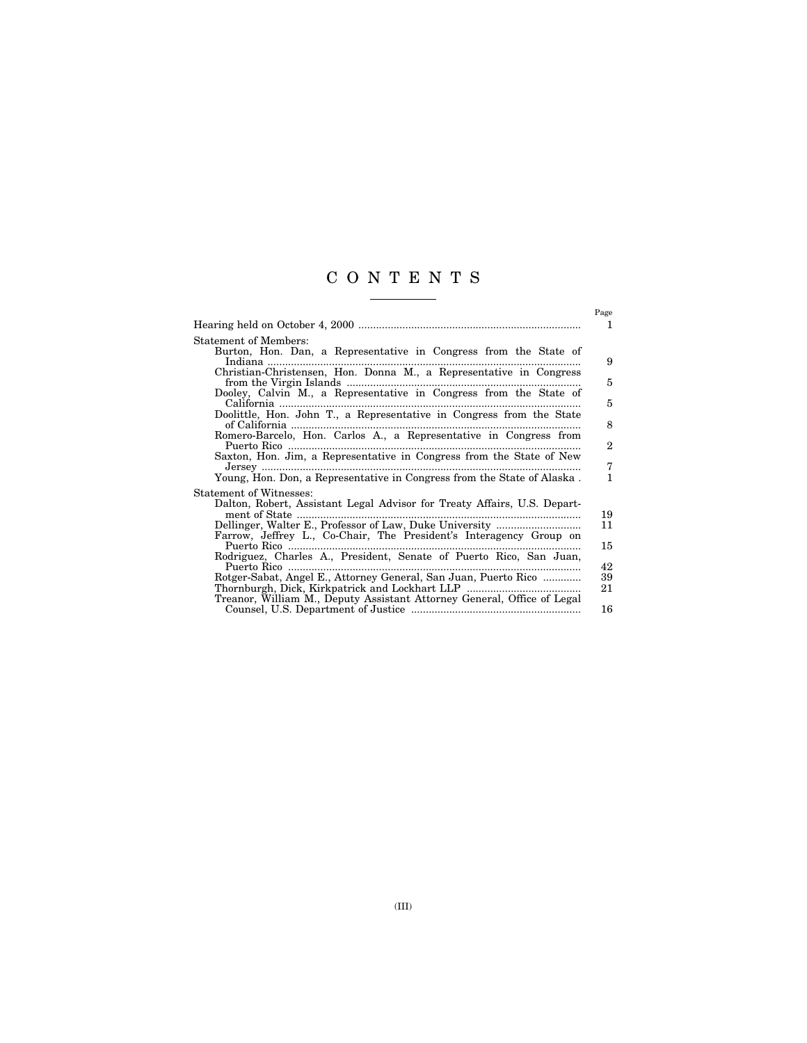# CONTENTS

| | Page |
|---|---|
| Hearing held on October 4, 2000 | 1 |
| Statement of Members: | |
| Burton, Hon. Dan, a Representative in Congress from the State of Indiana | 9 |
| Christian-Christensen, Hon. Donna M., a Representative in Congress from the Virgin Islands | 5 |
| Dooley, Calvin M., a Representative in Congress from the State of California | 5 |
| Doolittle, Hon. John T., a Representative in Congress from the State of California | 8 |
| Romero-Barcelo, Hon. Carlos A., a Representative in Congress from Puerto Rico | 2 |
| Saxton, Hon. Jim, a Representative in Congress from the State of New Jersey | 7 |
| Young, Hon. Don, a Representative in Congress from the State of Alaska | 1 |
| Statement of Witnesses: | |
| Dalton, Robert, Assistant Legal Advisor for Treaty Affairs, U.S. Department of State | 19 |
| Dellinger, Walter E., Professor of Law, Duke University | 11 |
| Farrow, Jeffrey L., Co-Chair, The President's Interagency Group on Puerto Rico | 15 |
| Rodriguez, Charles A., President, Senate of Puerto Rico, San Juan, Puerto Rico | 42 |
| Rotger-Sabat, Angel E., Attorney General, San Juan, Puerto Rico | 39 |
| Thornburgh, Dick, Kirkpatrick and Lockhart LLP | 21 |
| Treanor, William M., Deputy Assistant Attorney General, Office of Legal Counsel, U.S. Department of Justice | 16 |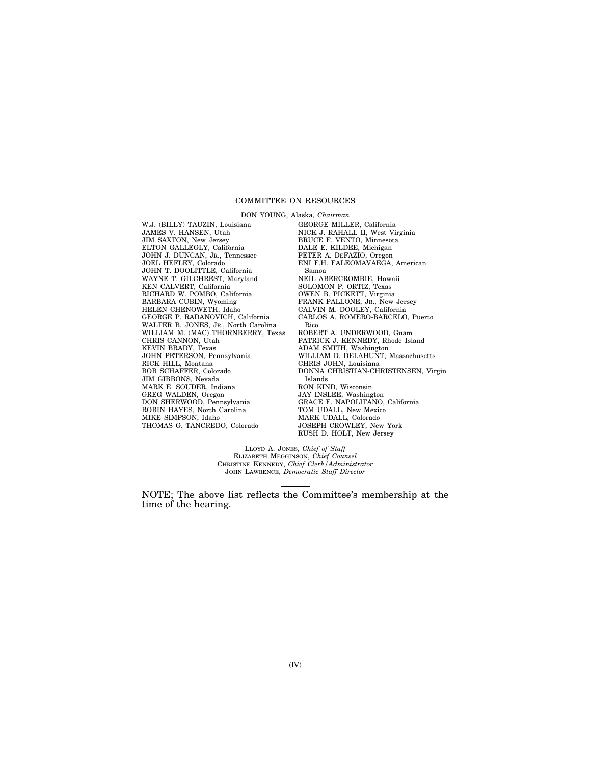## COMMITTEE ON RESOURCES

DON YOUNG, Alaska, *Chairman*

W.J. (BILLY) TAUZIN, Louisiana
JAMES V. HANSEN, Utah
JIM SAXTON, New Jersey
ELTON GALLEGLY, California
JOHN J. DUNCAN, JR., Tennessee
JOEL HEFLEY, Colorado
JOHN T. DOOLITTLE, California
WAYNE T. GILCHREST, Maryland
KEN CALVERT, California
RICHARD W. POMBO, California
BARBARA CUBIN, Wyoming
HELEN CHENOWETH, Idaho
GEORGE P. RADANOVICH, California
WALTER B. JONES, JR., North Carolina
WILLIAM M. (MAC) THORNBERRY, Texas
CHRIS CANNON, Utah
KEVIN BRADY, Texas
JOHN PETERSON, Pennsylvania
RICK HILL, Montana
BOB SCHAFFER, Colorado
JIM GIBBONS, Nevada
MARK E. SOUDER, Indiana
GREG WALDEN, Oregon
DON SHERWOOD, Pennsylvania
ROBIN HAYES, North Carolina
MIKE SIMPSON, Idaho
THOMAS G. TANCREDO, Colorado

GEORGE MILLER, California
NICK J. RAHALL II, West Virginia
BRUCE F. VENTO, Minnesota
DALE E. KILDEE, Michigan
PETER A. DEFAZIO, Oregon
ENI F.H. FALEOMAVAEGA, American Samoa
NEIL ABERCROMBIE, Hawaii
SOLOMON P. ORTIZ, Texas
OWEN B. PICKETT, Virginia
FRANK PALLONE, JR., New Jersey
CALVIN M. DOOLEY, California
CARLOS A. ROMERO-BARCELO, Puerto Rico
ROBERT A. UNDERWOOD, Guam
PATRICK J. KENNEDY, Rhode Island
ADAM SMITH, Washington
WILLIAM D. DELAHUNT, Massachusetts
CHRIS JOHN, Louisiana
DONNA CHRISTIAN-CHRISTENSEN, Virgin Islands
RON KIND, Wisconsin
JAY INSLEE, Washington
GRACE F. NAPOLITANO, California
TOM UDALL, New Mexico
MARK UDALL, Colorado
JOSEPH CROWLEY, New York
RUSH D. HOLT, New Jersey

LLOYD A. JONES, *Chief of Staff*
ELIZABETH MEGGINSON, *Chief Counsel*
CHRISTINE KENNEDY, *Chief Clerk/Administrator*
JOHN LAWRENCE, *Democratic Staff Director*

---

NOTE; The above list reflects the Committee's membership at the time of the hearing.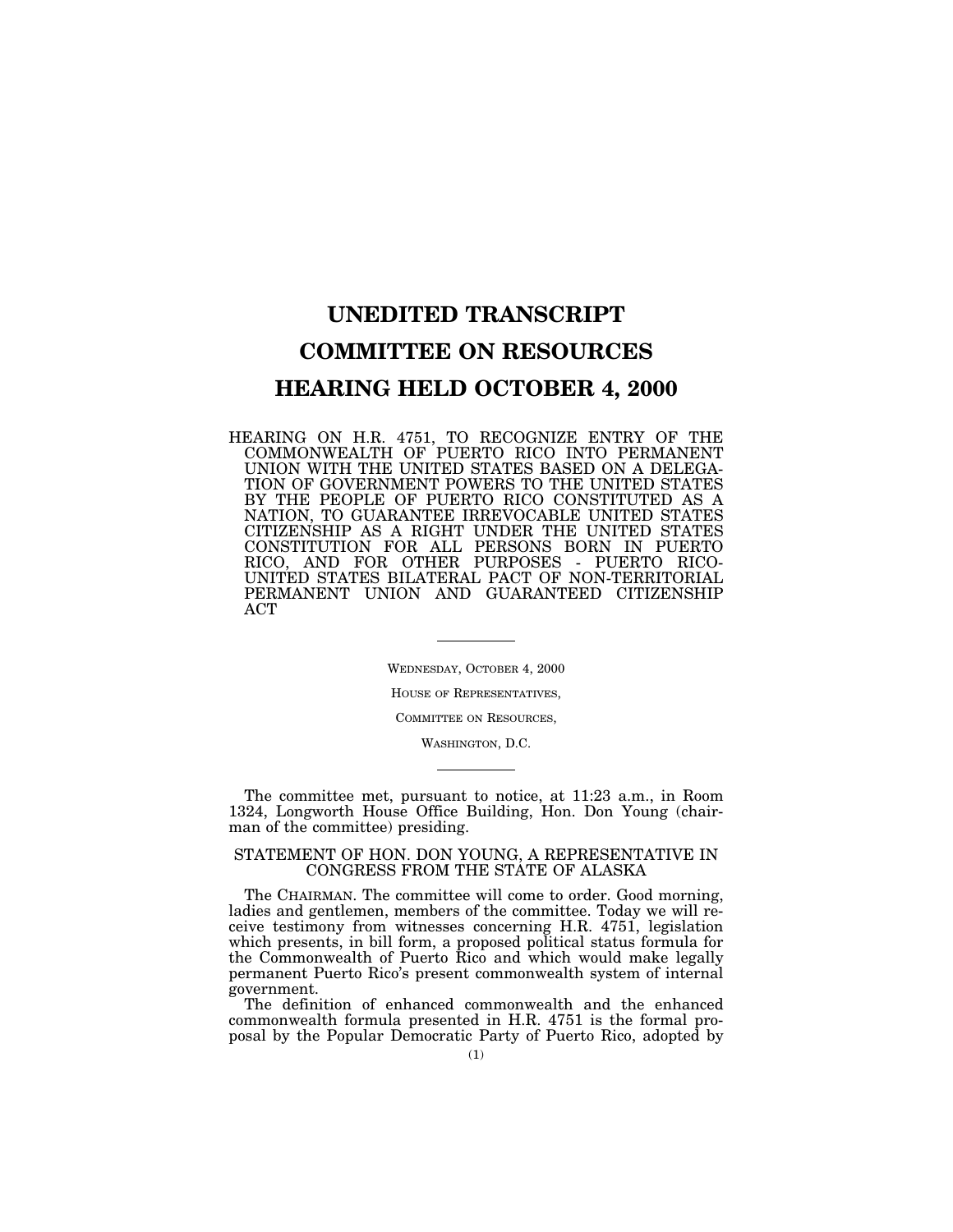# UNEDITED TRANSCRIPT

# COMMITTEE ON RESOURCES

# HEARING HELD OCTOBER 4, 2000

HEARING ON H.R. 4751, TO RECOGNIZE ENTRY OF THE COMMONWEALTH OF PUERTO RICO INTO PERMANENT UNION WITH THE UNITED STATES BASED ON A DELEGATION OF GOVERNMENT POWERS TO THE UNITED STATES BY THE PEOPLE OF PUERTO RICO CONSTITUTED AS A NATION, TO GUARANTEE IRREVOCABLE UNITED STATES CITIZENSHIP AS A RIGHT UNDER THE UNITED STATES CONSTITUTION FOR ALL PERSONS BORN IN PUERTO RICO, AND FOR OTHER PURPOSES - PUERTO RICO-UNITED STATES BILATERAL PACT OF NON-TERRITORIAL PERMANENT UNION AND GUARANTEED CITIZENSHIP ACT

---

WEDNESDAY, OCTOBER 4, 2000

HOUSE OF REPRESENTATIVES,

COMMITTEE ON RESOURCES,

WASHINGTON, D.C.

---

The committee met, pursuant to notice, at 11:23 a.m., in Room 1324, Longworth House Office Building, Hon. Don Young (chairman of the committee) presiding.

## STATEMENT OF HON. DON YOUNG, A REPRESENTATIVE IN CONGRESS FROM THE STATE OF ALASKA

The CHAIRMAN. The committee will come to order. Good morning, ladies and gentlemen, members of the committee. Today we will receive testimony from witnesses concerning H.R. 4751, legislation which presents, in bill form, a proposed political status formula for the Commonwealth of Puerto Rico and which would make legally permanent Puerto Rico's present commonwealth system of internal government.

The definition of enhanced commonwealth and the enhanced commonwealth formula presented in H.R. 4751 is the formal proposal by the Popular Democratic Party of Puerto Rico, adopted by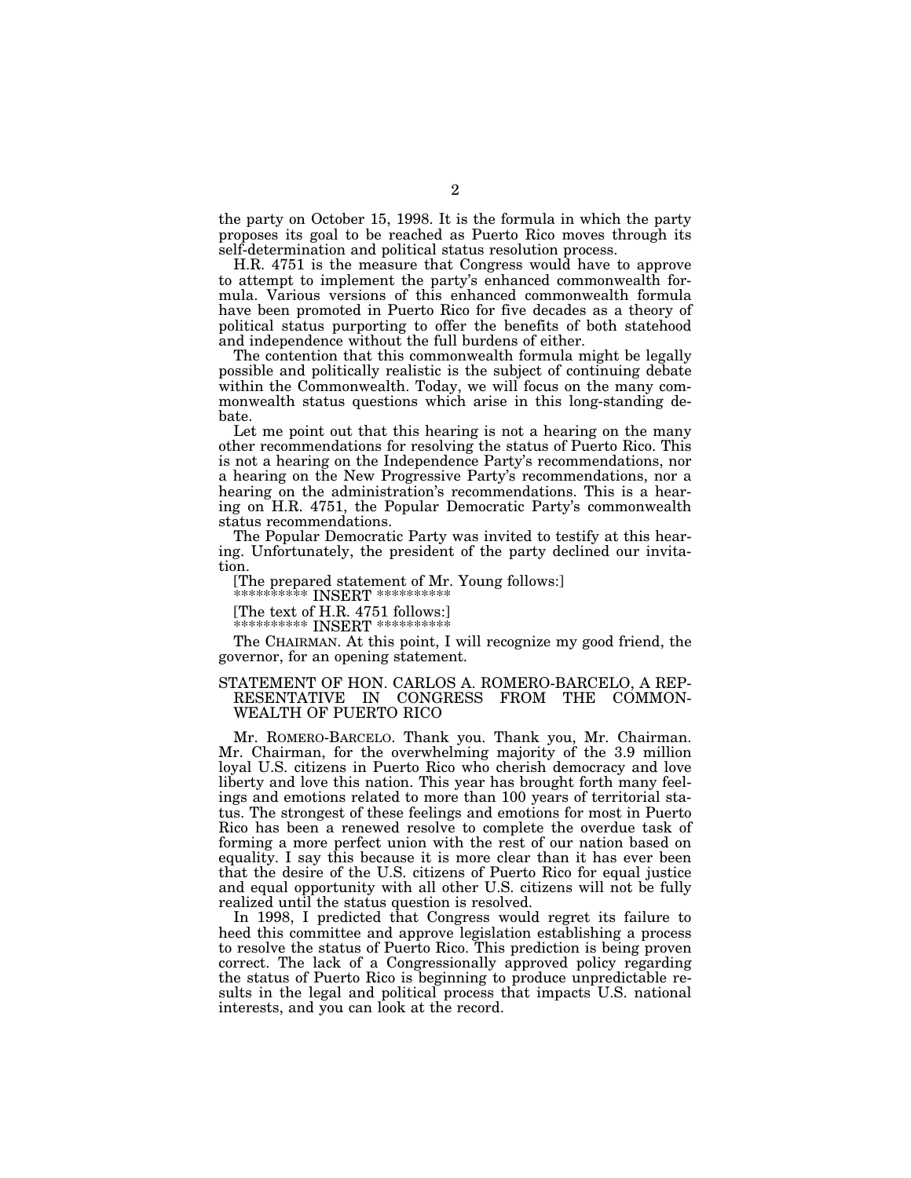the party on October 15, 1998. It is the formula in which the party proposes its goal to be reached as Puerto Rico moves through its self-determination and political status resolution process.

H.R. 4751 is the measure that Congress would have to approve to attempt to implement the party's enhanced commonwealth formula. Various versions of this enhanced commonwealth formula have been promoted in Puerto Rico for five decades as a theory of political status purporting to offer the benefits of both statehood and independence without the full burdens of either.

The contention that this commonwealth formula might be legally possible and politically realistic is the subject of continuing debate within the Commonwealth. Today, we will focus on the many commonwealth status questions which arise in this long-standing debate.

Let me point out that this hearing is not a hearing on the many other recommendations for resolving the status of Puerto Rico. This is not a hearing on the Independence Party's recommendations, nor a hearing on the New Progressive Party's recommendations, nor a hearing on the administration's recommendations. This is a hearing on H.R. 4751, the Popular Democratic Party's commonwealth status recommendations.

The Popular Democratic Party was invited to testify at this hearing. Unfortunately, the president of the party declined our invitation.

[The prepared statement of Mr. Young follows:]

********** INSERT **********

[The text of H.R. 4751 follows:]

********** INSERT **********

The CHAIRMAN. At this point, I will recognize my good friend, the governor, for an opening statement.

## STATEMENT OF HON. CARLOS A. ROMERO-BARCELO, A REPRESENTATIVE IN CONGRESS FROM THE COMMONWEALTH OF PUERTO RICO

Mr. ROMERO-BARCELO. Thank you. Thank you, Mr. Chairman. Mr. Chairman, for the overwhelming majority of the 3.9 million loyal U.S. citizens in Puerto Rico who cherish democracy and love liberty and love this nation. This year has brought forth many feelings and emotions related to more than 100 years of territorial status. The strongest of these feelings and emotions for most in Puerto Rico has been a renewed resolve to complete the overdue task of forming a more perfect union with the rest of our nation based on equality. I say this because it is more clear than it has ever been that the desire of the U.S. citizens of Puerto Rico for equal justice and equal opportunity with all other U.S. citizens will not be fully realized until the status question is resolved.

In 1998, I predicted that Congress would regret its failure to heed this committee and approve legislation establishing a process to resolve the status of Puerto Rico. This prediction is being proven correct. The lack of a Congressionally approved policy regarding the status of Puerto Rico is beginning to produce unpredictable results in the legal and political process that impacts U.S. national interests, and you can look at the record.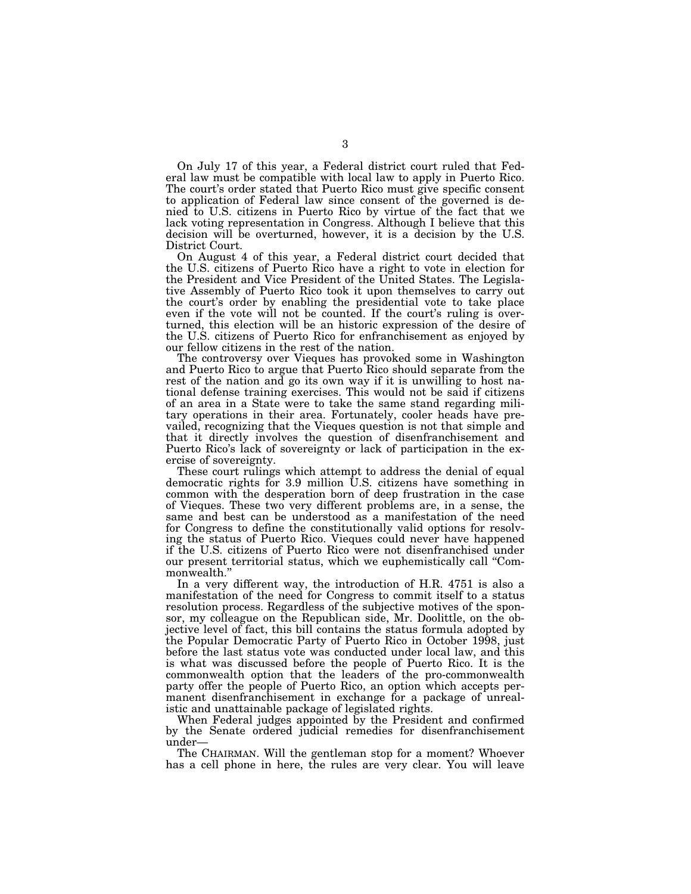On July 17 of this year, a Federal district court ruled that Federal law must be compatible with local law to apply in Puerto Rico. The court's order stated that Puerto Rico must give specific consent to application of Federal law since consent of the governed is denied to U.S. citizens in Puerto Rico by virtue of the fact that we lack voting representation in Congress. Although I believe that this decision will be overturned, however, it is a decision by the U.S. District Court.

On August 4 of this year, a Federal district court decided that the U.S. citizens of Puerto Rico have a right to vote in election for the President and Vice President of the United States. The Legislative Assembly of Puerto Rico took it upon themselves to carry out the court's order by enabling the presidential vote to take place even if the vote will not be counted. If the court's ruling is overturned, this election will be an historic expression of the desire of the U.S. citizens of Puerto Rico for enfranchisement as enjoyed by our fellow citizens in the rest of the nation.

The controversy over Vieques has provoked some in Washington and Puerto Rico to argue that Puerto Rico should separate from the rest of the nation and go its own way if it is unwilling to host national defense training exercises. This would not be said if citizens of an area in a State were to take the same stand regarding military operations in their area. Fortunately, cooler heads have prevailed, recognizing that the Vieques question is not that simple and that it directly involves the question of disenfranchisement and Puerto Rico's lack of sovereignty or lack of participation in the exercise of sovereignty.

These court rulings which attempt to address the denial of equal democratic rights for 3.9 million U.S. citizens have something in common with the desperation born of deep frustration in the case of Vieques. These two very different problems are, in a sense, the same and best can be understood as a manifestation of the need for Congress to define the constitutionally valid options for resolving the status of Puerto Rico. Vieques could never have happened if the U.S. citizens of Puerto Rico were not disenfranchised under our present territorial status, which we euphemistically call "Commonwealth."

In a very different way, the introduction of H.R. 4751 is also a manifestation of the need for Congress to commit itself to a status resolution process. Regardless of the subjective motives of the sponsor, my colleague on the Republican side, Mr. Doolittle, on the objective level of fact, this bill contains the status formula adopted by the Popular Democratic Party of Puerto Rico in October 1998, just before the last status vote was conducted under local law, and this is what was discussed before the people of Puerto Rico. It is the commonwealth option that the leaders of the pro-commonwealth party offer the people of Puerto Rico, an option which accepts permanent disenfranchisement in exchange for a package of unrealistic and unattainable package of legislated rights.

When Federal judges appointed by the President and confirmed by the Senate ordered judicial remedies for disenfranchisement under—

The CHAIRMAN. Will the gentleman stop for a moment? Whoever has a cell phone in here, the rules are very clear. You will leave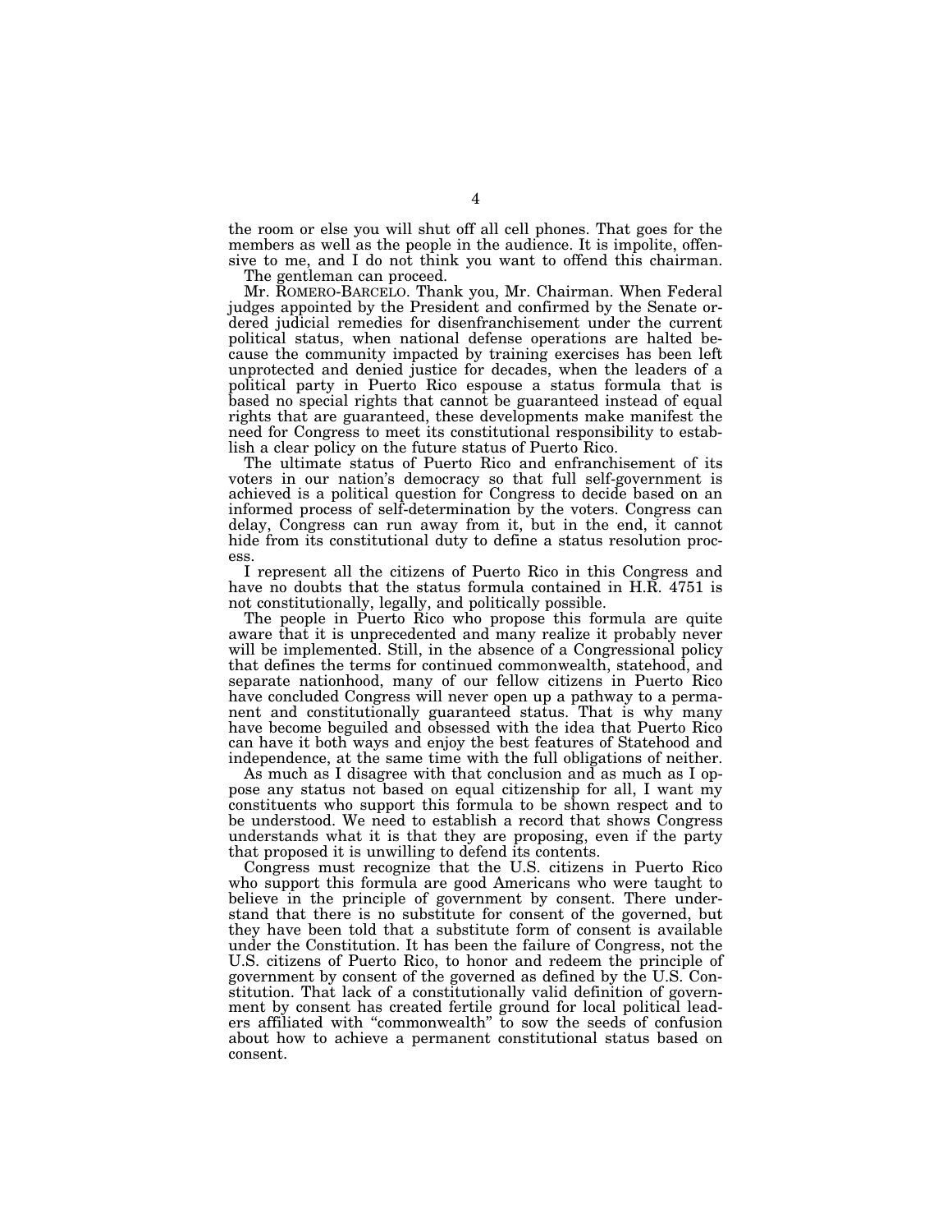the room or else you will shut off all cell phones. That goes for the members as well as the people in the audience. It is impolite, offensive to me, and I do not think you want to offend this chairman.

The gentleman can proceed.

Mr. ROMERO-BARCELO. Thank you, Mr. Chairman. When Federal judges appointed by the President and confirmed by the Senate ordered judicial remedies for disenfranchisement under the current political status, when national defense operations are halted because the community impacted by training exercises has been left unprotected and denied justice for decades, when the leaders of a political party in Puerto Rico espouse a status formula that is based no special rights that cannot be guaranteed instead of equal rights that are guaranteed, these developments make manifest the need for Congress to meet its constitutional responsibility to establish a clear policy on the future status of Puerto Rico.

The ultimate status of Puerto Rico and enfranchisement of its voters in our nation's democracy so that full self-government is achieved is a political question for Congress to decide based on an informed process of self-determination by the voters. Congress can delay, Congress can run away from it, but in the end, it cannot hide from its constitutional duty to define a status resolution process.

I represent all the citizens of Puerto Rico in this Congress and have no doubts that the status formula contained in H.R. 4751 is not constitutionally, legally, and politically possible.

The people in Puerto Rico who propose this formula are quite aware that it is unprecedented and many realize it probably never will be implemented. Still, in the absence of a Congressional policy that defines the terms for continued commonwealth, statehood, and separate nationhood, many of our fellow citizens in Puerto Rico have concluded Congress will never open up a pathway to a permanent and constitutionally guaranteed status. That is why many have become beguiled and obsessed with the idea that Puerto Rico can have it both ways and enjoy the best features of Statehood and independence, at the same time with the full obligations of neither.

As much as I disagree with that conclusion and as much as I oppose any status not based on equal citizenship for all, I want my constituents who support this formula to be shown respect and to be understood. We need to establish a record that shows Congress understands what it is that they are proposing, even if the party that proposed it is unwilling to defend its contents.

Congress must recognize that the U.S. citizens in Puerto Rico who support this formula are good Americans who were taught to believe in the principle of government by consent. There understand that there is no substitute for consent of the governed, but they have been told that a substitute form of consent is available under the Constitution. It has been the failure of Congress, not the U.S. citizens of Puerto Rico, to honor and redeem the principle of government by consent of the governed as defined by the U.S. Constitution. That lack of a constitutionally valid definition of government by consent has created fertile ground for local political leaders affiliated with "commonwealth" to sow the seeds of confusion about how to achieve a permanent constitutional status based on consent.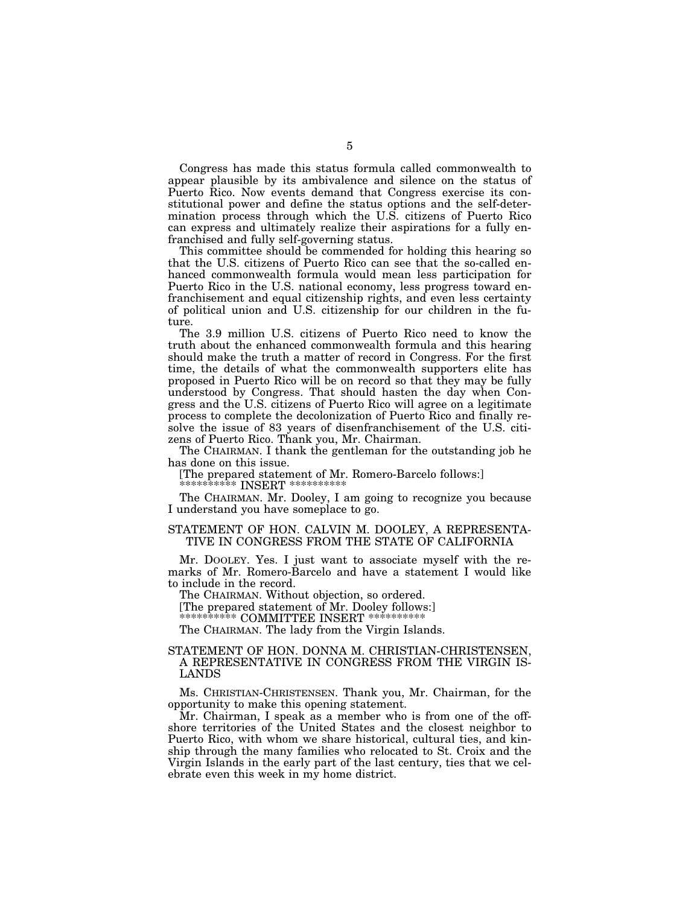Congress has made this status formula called commonwealth to appear plausible by its ambivalence and silence on the status of Puerto Rico. Now events demand that Congress exercise its constitutional power and define the status options and the self-determination process through which the U.S. citizens of Puerto Rico can express and ultimately realize their aspirations for a fully enfranchised and fully self-governing status.

This committee should be commended for holding this hearing so that the U.S. citizens of Puerto Rico can see that the so-called enhanced commonwealth formula would mean less participation for Puerto Rico in the U.S. national economy, less progress toward enfranchisement and equal citizenship rights, and even less certainty of political union and U.S. citizenship for our children in the future.

The 3.9 million U.S. citizens of Puerto Rico need to know the truth about the enhanced commonwealth formula and this hearing should make the truth a matter of record in Congress. For the first time, the details of what the commonwealth supporters elite has proposed in Puerto Rico will be on record so that they may be fully understood by Congress. That should hasten the day when Congress and the U.S. citizens of Puerto Rico will agree on a legitimate process to complete the decolonization of Puerto Rico and finally resolve the issue of 83 years of disenfranchisement of the U.S. citizens of Puerto Rico. Thank you, Mr. Chairman.

The CHAIRMAN. I thank the gentleman for the outstanding job he has done on this issue.

[The prepared statement of Mr. Romero-Barcelo follows:]

********** INSERT **********

The CHAIRMAN. Mr. Dooley, I am going to recognize you because I understand you have someplace to go.

## STATEMENT OF HON. CALVIN M. DOOLEY, A REPRESENTATIVE IN CONGRESS FROM THE STATE OF CALIFORNIA

Mr. DOOLEY. Yes. I just want to associate myself with the remarks of Mr. Romero-Barcelo and have a statement I would like to include in the record.

The CHAIRMAN. Without objection, so ordered.

[The prepared statement of Mr. Dooley follows:]

********** COMMITTEE INSERT **********

The CHAIRMAN. The lady from the Virgin Islands.

## STATEMENT OF HON. DONNA M. CHRISTIAN-CHRISTENSEN, A REPRESENTATIVE IN CONGRESS FROM THE VIRGIN ISLANDS

Ms. CHRISTIAN-CHRISTENSEN. Thank you, Mr. Chairman, for the opportunity to make this opening statement.

Mr. Chairman, I speak as a member who is from one of the offshore territories of the United States and the closest neighbor to Puerto Rico, with whom we share historical, cultural ties, and kinship through the many families who relocated to St. Croix and the Virgin Islands in the early part of the last century, ties that we celebrate even this week in my home district.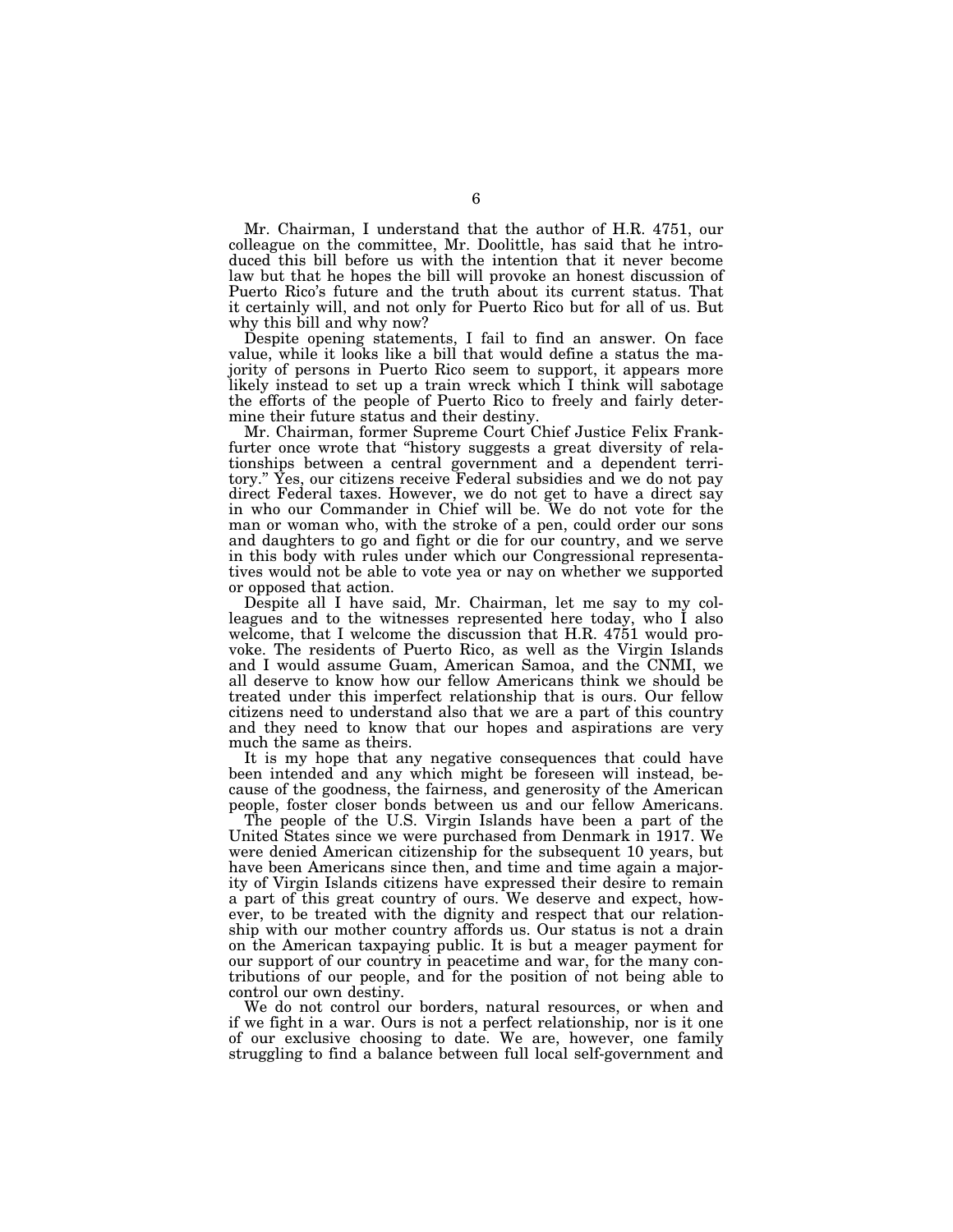Mr. Chairman, I understand that the author of H.R. 4751, our colleague on the committee, Mr. Doolittle, has said that he introduced this bill before us with the intention that it never become law but that he hopes the bill will provoke an honest discussion of Puerto Rico's future and the truth about its current status. That it certainly will, and not only for Puerto Rico but for all of us. But why this bill and why now?

Despite opening statements, I fail to find an answer. On face value, while it looks like a bill that would define a status the majority of persons in Puerto Rico seem to support, it appears more likely instead to set up a train wreck which I think will sabotage the efforts of the people of Puerto Rico to freely and fairly determine their future status and their destiny.

Mr. Chairman, former Supreme Court Chief Justice Felix Frankfurter once wrote that "history suggests a great diversity of relationships between a central government and a dependent territory." Yes, our citizens receive Federal subsidies and we do not pay direct Federal taxes. However, we do not get to have a direct say in who our Commander in Chief will be. We do not vote for the man or woman who, with the stroke of a pen, could order our sons and daughters to go and fight or die for our country, and we serve in this body with rules under which our Congressional representatives would not be able to vote yea or nay on whether we supported or opposed that action.

Despite all I have said, Mr. Chairman, let me say to my colleagues and to the witnesses represented here today, who I also welcome, that I welcome the discussion that H.R. 4751 would provoke. The residents of Puerto Rico, as well as the Virgin Islands and I would assume Guam, American Samoa, and the CNMI, we all deserve to know how our fellow Americans think we should be treated under this imperfect relationship that is ours. Our fellow citizens need to understand also that we are a part of this country and they need to know that our hopes and aspirations are very much the same as theirs.

It is my hope that any negative consequences that could have been intended and any which might be foreseen will instead, because of the goodness, the fairness, and generosity of the American people, foster closer bonds between us and our fellow Americans.

The people of the U.S. Virgin Islands have been a part of the United States since we were purchased from Denmark in 1917. We were denied American citizenship for the subsequent 10 years, but have been Americans since then, and time and time again a majority of Virgin Islands citizens have expressed their desire to remain a part of this great country of ours. We deserve and expect, however, to be treated with the dignity and respect that our relationship with our mother country affords us. Our status is not a drain on the American taxpaying public. It is but a meager payment for our support of our country in peacetime and war, for the many contributions of our people, and for the position of not being able to control our own destiny.

We do not control our borders, natural resources, or when and if we fight in a war. Ours is not a perfect relationship, nor is it one of our exclusive choosing to date. We are, however, one family struggling to find a balance between full local self-government and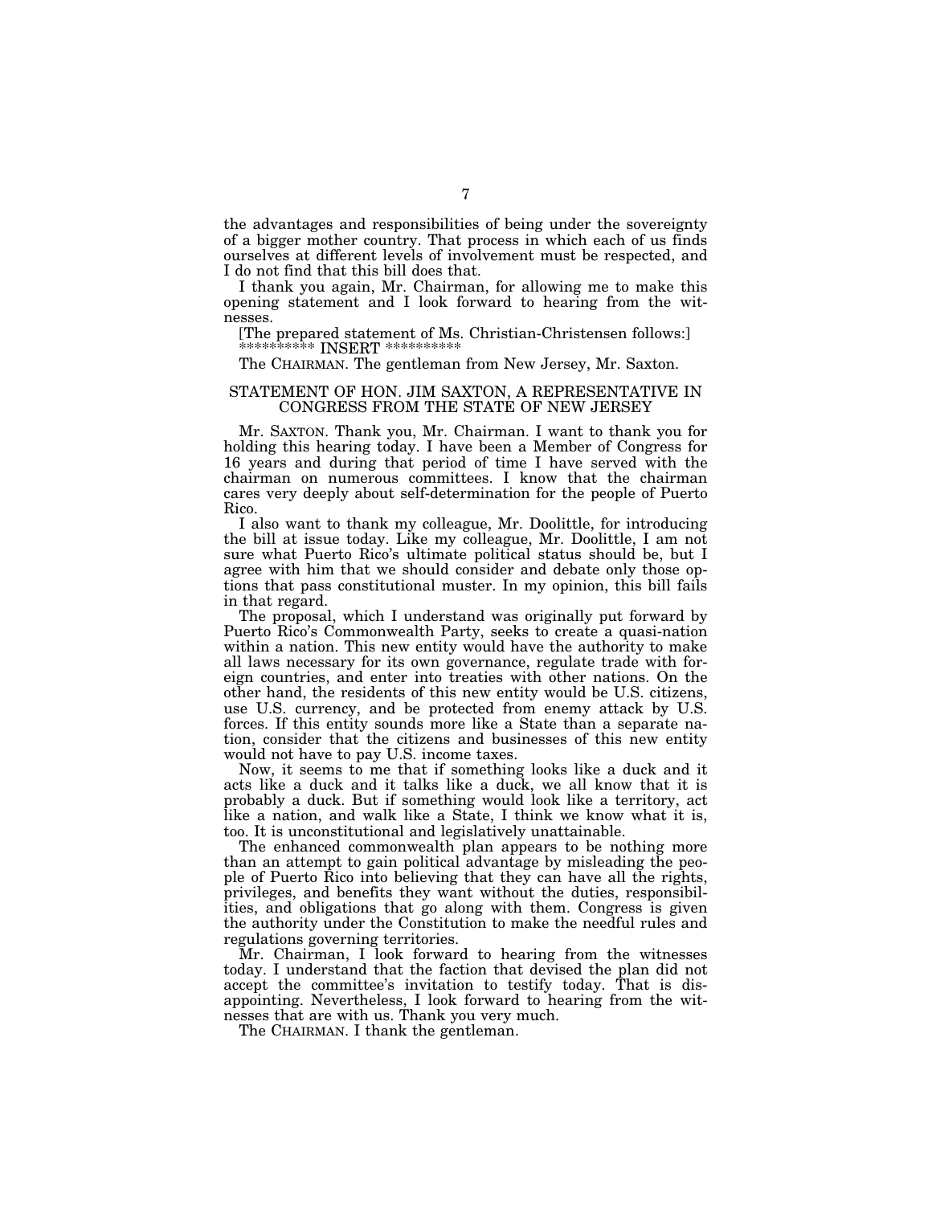the advantages and responsibilities of being under the sovereignty of a bigger mother country. That process in which each of us finds ourselves at different levels of involvement must be respected, and I do not find that this bill does that.

I thank you again, Mr. Chairman, for allowing me to make this opening statement and I look forward to hearing from the witnesses.

[The prepared statement of Ms. Christian-Christensen follows:]
********** INSERT **********

The CHAIRMAN. The gentleman from New Jersey, Mr. Saxton.

## STATEMENT OF HON. JIM SAXTON, A REPRESENTATIVE IN CONGRESS FROM THE STATE OF NEW JERSEY

Mr. SAXTON. Thank you, Mr. Chairman. I want to thank you for holding this hearing today. I have been a Member of Congress for 16 years and during that period of time I have served with the chairman on numerous committees. I know that the chairman cares very deeply about self-determination for the people of Puerto Rico.

I also want to thank my colleague, Mr. Doolittle, for introducing the bill at issue today. Like my colleague, Mr. Doolittle, I am not sure what Puerto Rico's ultimate political status should be, but I agree with him that we should consider and debate only those options that pass constitutional muster. In my opinion, this bill fails in that regard.

The proposal, which I understand was originally put forward by Puerto Rico's Commonwealth Party, seeks to create a quasi-nation within a nation. This new entity would have the authority to make all laws necessary for its own governance, regulate trade with foreign countries, and enter into treaties with other nations. On the other hand, the residents of this new entity would be U.S. citizens, use U.S. currency, and be protected from enemy attack by U.S. forces. If this entity sounds more like a State than a separate nation, consider that the citizens and businesses of this new entity would not have to pay U.S. income taxes.

Now, it seems to me that if something looks like a duck and it acts like a duck and it talks like a duck, we all know that it is probably a duck. But if something would look like a territory, act like a nation, and walk like a State, I think we know what it is, too. It is unconstitutional and legislatively unattainable.

The enhanced commonwealth plan appears to be nothing more than an attempt to gain political advantage by misleading the people of Puerto Rico into believing that they can have all the rights, privileges, and benefits they want without the duties, responsibilities, and obligations that go along with them. Congress is given the authority under the Constitution to make the needful rules and regulations governing territories.

Mr. Chairman, I look forward to hearing from the witnesses today. I understand that the faction that devised the plan did not accept the committee's invitation to testify today. That is disappointing. Nevertheless, I look forward to hearing from the witnesses that are with us. Thank you very much.

The CHAIRMAN. I thank the gentleman.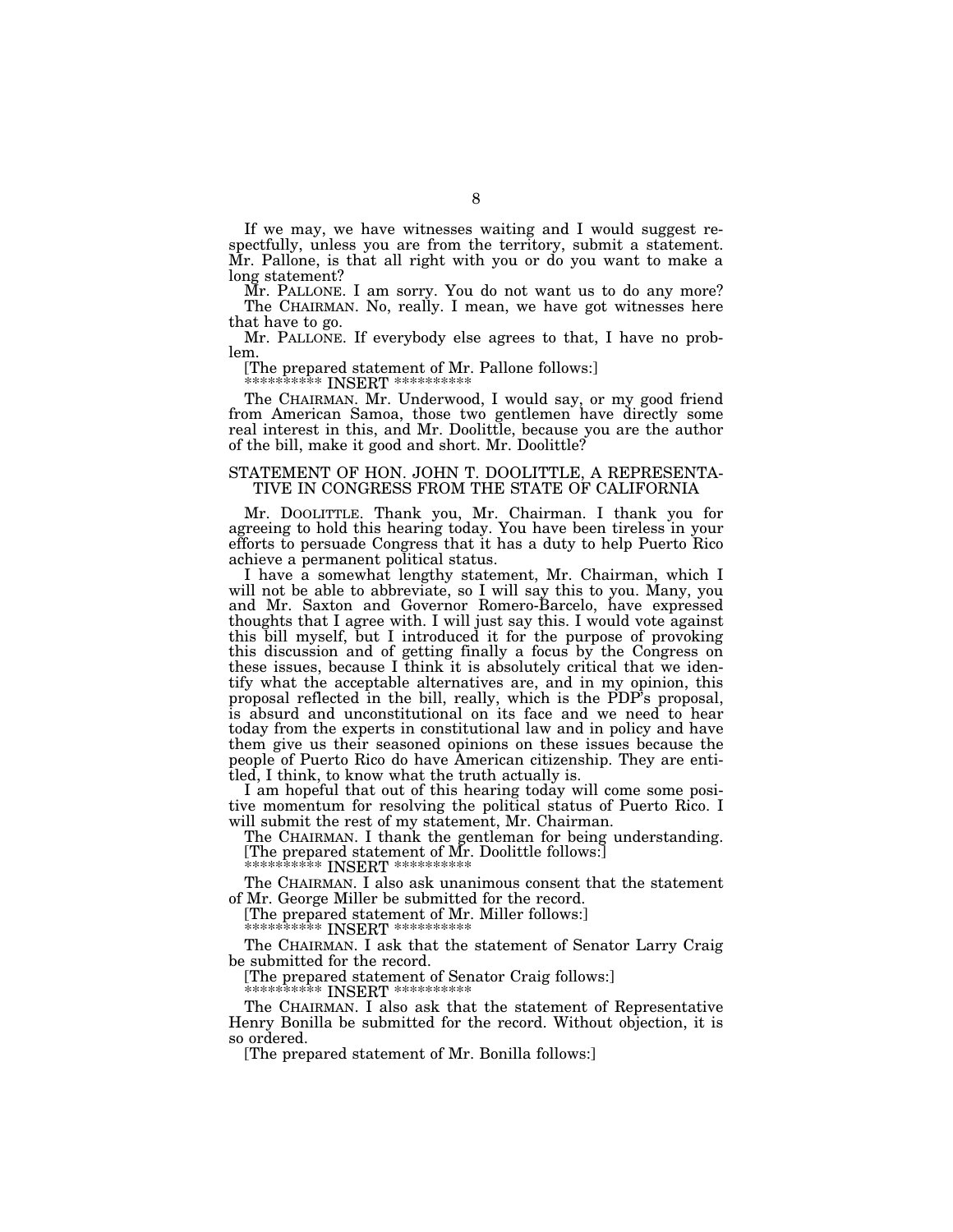If we may, we have witnesses waiting and I would suggest respectfully, unless you are from the territory, submit a statement. Mr. Pallone, is that all right with you or do you want to make a long statement?

Mr. PALLONE. I am sorry. You do not want us to do any more?

The CHAIRMAN. No, really. I mean, we have got witnesses here that have to go.

Mr. PALLONE. If everybody else agrees to that, I have no problem.

[The prepared statement of Mr. Pallone follows:]

********** INSERT **********

The CHAIRMAN. Mr. Underwood, I would say, or my good friend from American Samoa, those two gentlemen have directly some real interest in this, and Mr. Doolittle, because you are the author of the bill, make it good and short. Mr. Doolittle?

## STATEMENT OF HON. JOHN T. DOOLITTLE, A REPRESENTATIVE IN CONGRESS FROM THE STATE OF CALIFORNIA

Mr. DOOLITTLE. Thank you, Mr. Chairman. I thank you for agreeing to hold this hearing today. You have been tireless in your efforts to persuade Congress that it has a duty to help Puerto Rico achieve a permanent political status.

I have a somewhat lengthy statement, Mr. Chairman, which I will not be able to abbreviate, so I will say this to you. Many, you and Mr. Saxton and Governor Romero-Barcelo, have expressed thoughts that I agree with. I will just say this. I would vote against this bill myself, but I introduced it for the purpose of provoking this discussion and of getting finally a focus by the Congress on these issues, because I think it is absolutely critical that we identify what the acceptable alternatives are, and in my opinion, this proposal reflected in the bill, really, which is the PDP's proposal, is absurd and unconstitutional on its face and we need to hear today from the experts in constitutional law and in policy and have them give us their seasoned opinions on these issues because the people of Puerto Rico do have American citizenship. They are entitled, I think, to know what the truth actually is.

I am hopeful that out of this hearing today will come some positive momentum for resolving the political status of Puerto Rico. I will submit the rest of my statement, Mr. Chairman.

The CHAIRMAN. I thank the gentleman for being understanding.

[The prepared statement of Mr. Doolittle follows:]

********** INSERT **********

The CHAIRMAN. I also ask unanimous consent that the statement of Mr. George Miller be submitted for the record.

[The prepared statement of Mr. Miller follows:]

********** INSERT **********

The CHAIRMAN. I ask that the statement of Senator Larry Craig be submitted for the record.

[The prepared statement of Senator Craig follows:]

********** INSERT **********

The CHAIRMAN. I also ask that the statement of Representative Henry Bonilla be submitted for the record. Without objection, it is so ordered.

[The prepared statement of Mr. Bonilla follows:]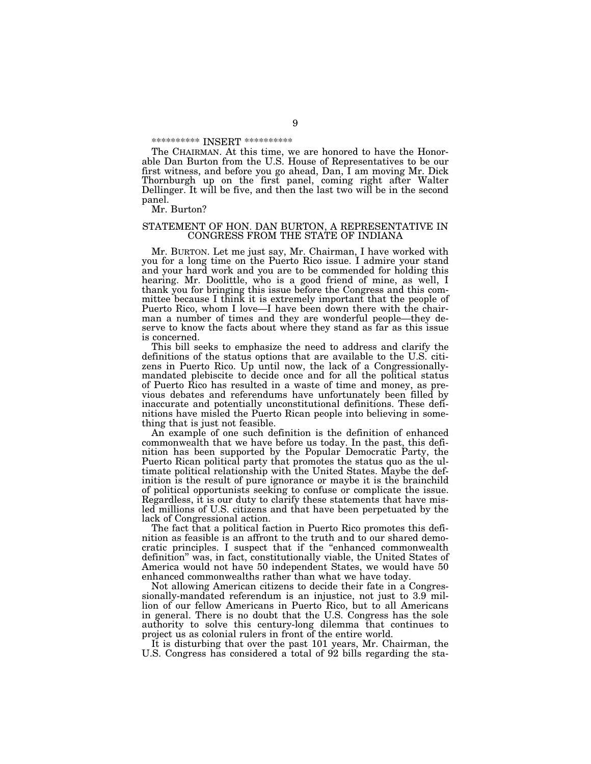********** INSERT **********

The CHAIRMAN. At this time, we are honored to have the Honorable Dan Burton from the U.S. House of Representatives to be our first witness, and before you go ahead, Dan, I am moving Mr. Dick Thornburgh up on the first panel, coming right after Walter Dellinger. It will be five, and then the last two will be in the second panel.

Mr. Burton?

## STATEMENT OF HON. DAN BURTON, A REPRESENTATIVE IN CONGRESS FROM THE STATE OF INDIANA

Mr. BURTON. Let me just say, Mr. Chairman, I have worked with you for a long time on the Puerto Rico issue. I admire your stand and your hard work and you are to be commended for holding this hearing. Mr. Doolittle, who is a good friend of mine, as well, I thank you for bringing this issue before the Congress and this committee because I think it is extremely important that the people of Puerto Rico, whom I love—I have been down there with the chairman a number of times and they are wonderful people—they deserve to know the facts about where they stand as far as this issue is concerned.

This bill seeks to emphasize the need to address and clarify the definitions of the status options that are available to the U.S. citizens in Puerto Rico. Up until now, the lack of a Congressionally-mandated plebiscite to decide once and for all the political status of Puerto Rico has resulted in a waste of time and money, as previous debates and referendums have unfortunately been filled by inaccurate and potentially unconstitutional definitions. These definitions have misled the Puerto Rican people into believing in something that is just not feasible.

An example of one such definition is the definition of enhanced commonwealth that we have before us today. In the past, this definition has been supported by the Popular Democratic Party, the Puerto Rican political party that promotes the status quo as the ultimate political relationship with the United States. Maybe the definition is the result of pure ignorance or maybe it is the brainchild of political opportunists seeking to confuse or complicate the issue. Regardless, it is our duty to clarify these statements that have misled millions of U.S. citizens and that have been perpetuated by the lack of Congressional action.

The fact that a political faction in Puerto Rico promotes this definition as feasible is an affront to the truth and to our shared democratic principles. I suspect that if the "enhanced commonwealth definition" was, in fact, constitutionally viable, the United States of America would not have 50 independent States, we would have 50 enhanced commonwealths rather than what we have today.

Not allowing American citizens to decide their fate in a Congressionally-mandated referendum is an injustice, not just to 3.9 million of our fellow Americans in Puerto Rico, but to all Americans in general. There is no doubt that the U.S. Congress has the sole authority to solve this century-long dilemma that continues to project us as colonial rulers in front of the entire world.

It is disturbing that over the past 101 years, Mr. Chairman, the U.S. Congress has considered a total of 92 bills regarding the sta-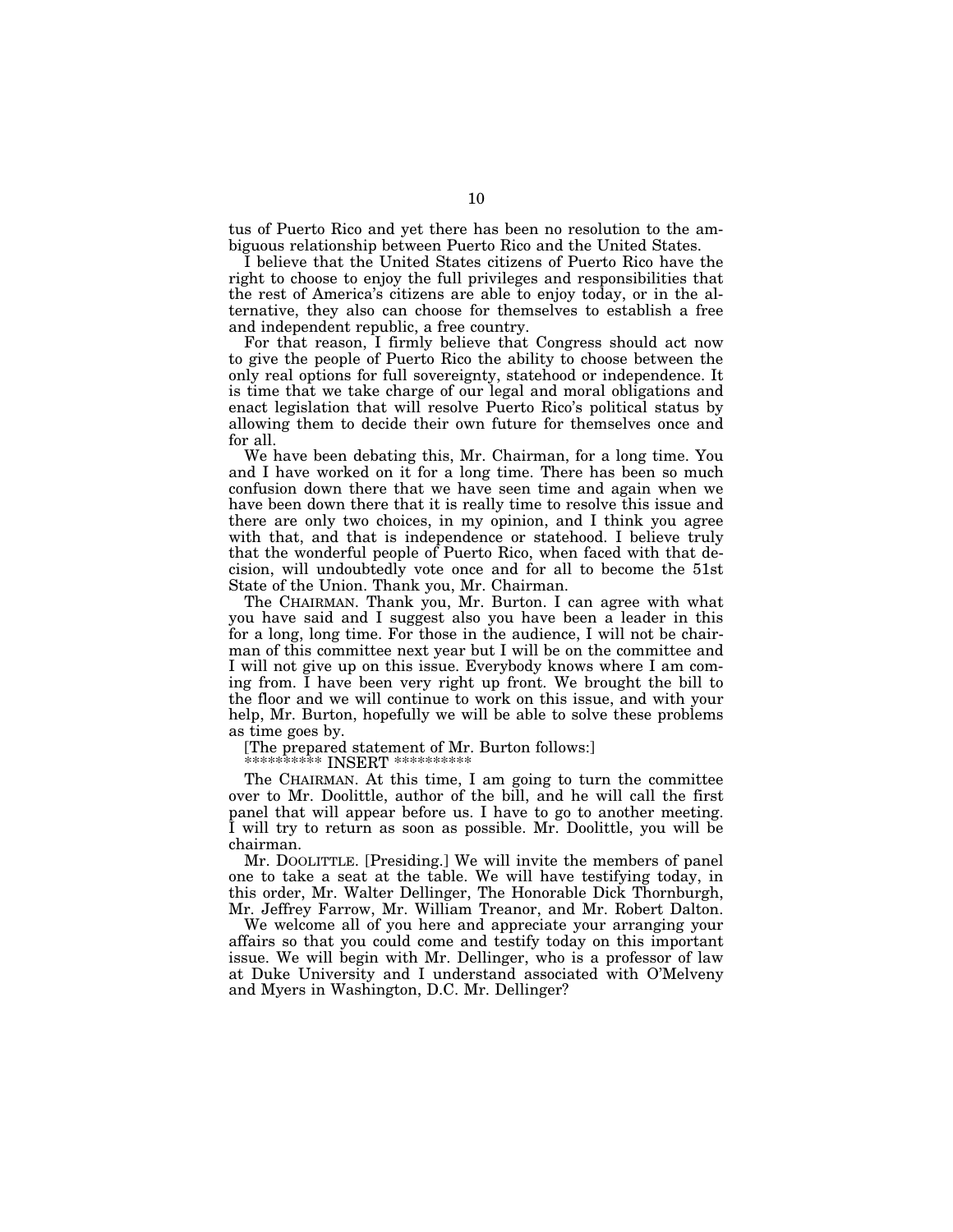tus of Puerto Rico and yet there has been no resolution to the ambiguous relationship between Puerto Rico and the United States.

I believe that the United States citizens of Puerto Rico have the right to choose to enjoy the full privileges and responsibilities that the rest of America's citizens are able to enjoy today, or in the alternative, they also can choose for themselves to establish a free and independent republic, a free country.

For that reason, I firmly believe that Congress should act now to give the people of Puerto Rico the ability to choose between the only real options for full sovereignty, statehood or independence. It is time that we take charge of our legal and moral obligations and enact legislation that will resolve Puerto Rico's political status by allowing them to decide their own future for themselves once and for all.

We have been debating this, Mr. Chairman, for a long time. You and I have worked on it for a long time. There has been so much confusion down there that we have seen time and again when we have been down there that it is really time to resolve this issue and there are only two choices, in my opinion, and I think you agree with that, and that is independence or statehood. I believe truly that the wonderful people of Puerto Rico, when faced with that decision, will undoubtedly vote once and for all to become the 51st State of the Union. Thank you, Mr. Chairman.

The CHAIRMAN. Thank you, Mr. Burton. I can agree with what you have said and I suggest also you have been a leader in this for a long, long time. For those in the audience, I will not be chairman of this committee next year but I will be on the committee and I will not give up on this issue. Everybody knows where I am coming from. I have been very right up front. We brought the bill to the floor and we will continue to work on this issue, and with your help, Mr. Burton, hopefully we will be able to solve these problems as time goes by.

[The prepared statement of Mr. Burton follows:]

********** INSERT **********

The CHAIRMAN. At this time, I am going to turn the committee over to Mr. Doolittle, author of the bill, and he will call the first panel that will appear before us. I have to go to another meeting. I will try to return as soon as possible. Mr. Doolittle, you will be chairman.

Mr. DOOLITTLE. [Presiding.] We will invite the members of panel one to take a seat at the table. We will have testifying today, in this order, Mr. Walter Dellinger, The Honorable Dick Thornburgh, Mr. Jeffrey Farrow, Mr. William Treanor, and Mr. Robert Dalton.

We welcome all of you here and appreciate your arranging your affairs so that you could come and testify today on this important issue. We will begin with Mr. Dellinger, who is a professor of law at Duke University and I understand associated with O'Melveny and Myers in Washington, D.C. Mr. Dellinger?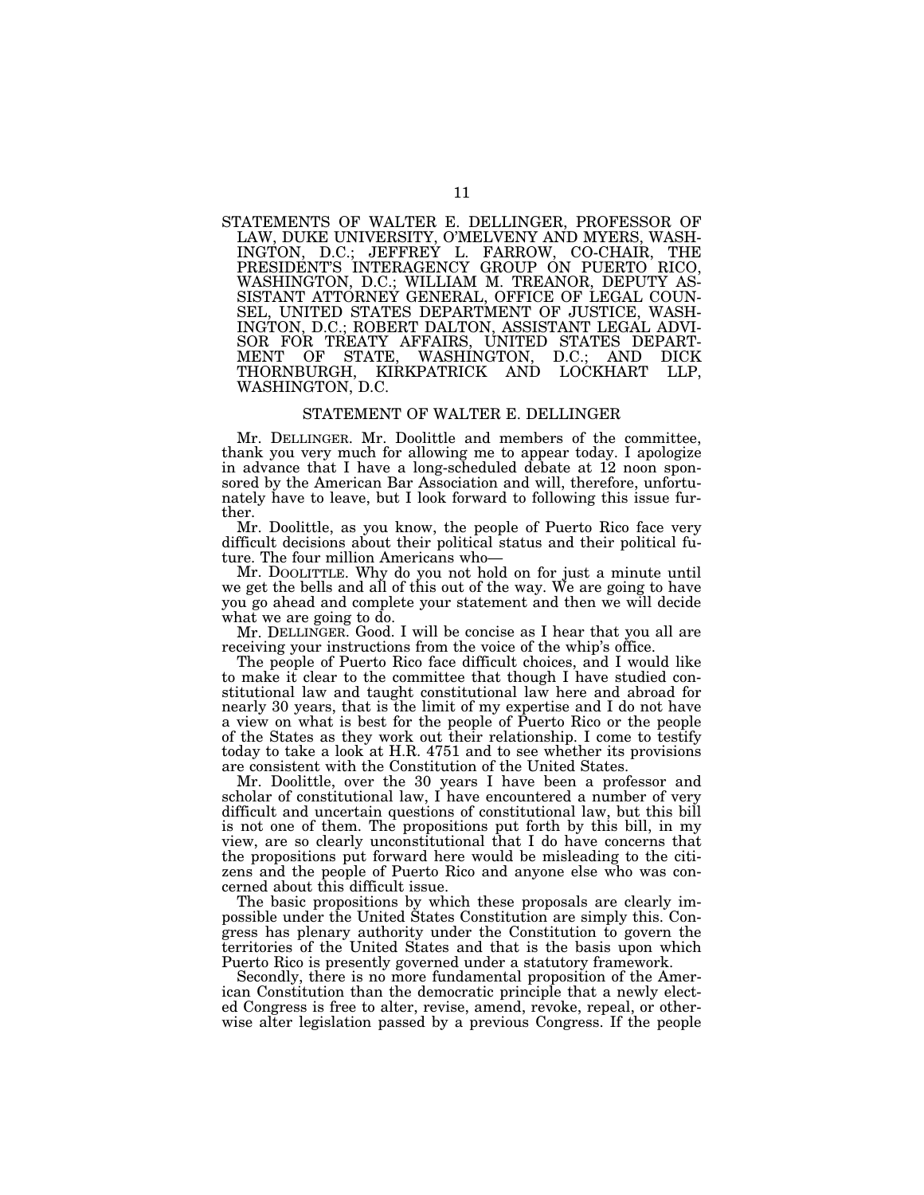STATEMENTS OF WALTER E. DELLINGER, PROFESSOR OF LAW, DUKE UNIVERSITY, O'MELVENY AND MYERS, WASHINGTON, D.C.; JEFFREY L. FARROW, CO-CHAIR, THE PRESIDENT'S INTERAGENCY GROUP ON PUERTO RICO, WASHINGTON, D.C.; WILLIAM M. TREANOR, DEPUTY ASSISTANT ATTORNEY GENERAL, OFFICE OF LEGAL COUNSEL, UNITED STATES DEPARTMENT OF JUSTICE, WASHINGTON, D.C.; ROBERT DALTON, ASSISTANT LEGAL ADVISOR FOR TREATY AFFAIRS, UNITED STATES DEPARTMENT OF STATE, WASHINGTON, D.C.; AND DICK THORNBURGH, KIRKPATRICK AND LOCKHART LLP, WASHINGTON, D.C.

## STATEMENT OF WALTER E. DELLINGER

Mr. DELLINGER. Mr. Doolittle and members of the committee, thank you very much for allowing me to appear today. I apologize in advance that I have a long-scheduled debate at 12 noon sponsored by the American Bar Association and will, therefore, unfortunately have to leave, but I look forward to following this issue further.

Mr. Doolittle, as you know, the people of Puerto Rico face very difficult decisions about their political status and their political future. The four million Americans who—

Mr. DOOLITTLE. Why do you not hold on for just a minute until we get the bells and all of this out of the way. We are going to have you go ahead and complete your statement and then we will decide what we are going to do.

Mr. DELLINGER. Good. I will be concise as I hear that you all are receiving your instructions from the voice of the whip's office.

The people of Puerto Rico face difficult choices, and I would like to make it clear to the committee that though I have studied constitutional law and taught constitutional law here and abroad for nearly 30 years, that is the limit of my expertise and I do not have a view on what is best for the people of Puerto Rico or the people of the States as they work out their relationship. I come to testify today to take a look at H.R. 4751 and to see whether its provisions are consistent with the Constitution of the United States.

Mr. Doolittle, over the 30 years I have been a professor and scholar of constitutional law, I have encountered a number of very difficult and uncertain questions of constitutional law, but this bill is not one of them. The propositions put forth by this bill, in my view, are so clearly unconstitutional that I do have concerns that the propositions put forward here would be misleading to the citizens and the people of Puerto Rico and anyone else who was concerned about this difficult issue.

The basic propositions by which these proposals are clearly impossible under the United States Constitution are simply this. Congress has plenary authority under the Constitution to govern the territories of the United States and that is the basis upon which Puerto Rico is presently governed under a statutory framework.

Secondly, there is no more fundamental proposition of the American Constitution than the democratic principle that a newly elected Congress is free to alter, revise, amend, revoke, repeal, or otherwise alter legislation passed by a previous Congress. If the people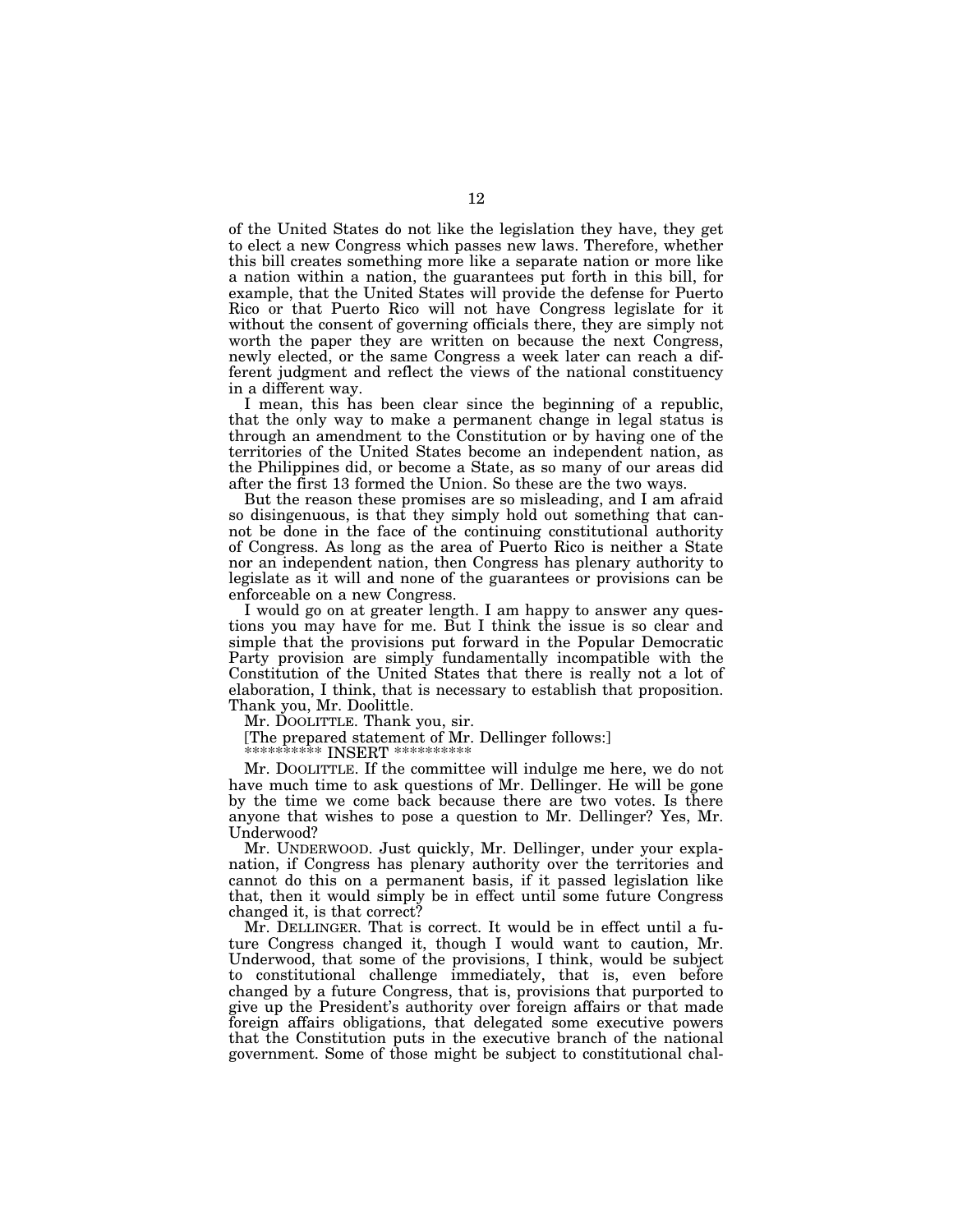of the United States do not like the legislation they have, they get to elect a new Congress which passes new laws. Therefore, whether this bill creates something more like a separate nation or more like a nation within a nation, the guarantees put forth in this bill, for example, that the United States will provide the defense for Puerto Rico or that Puerto Rico will not have Congress legislate for it without the consent of governing officials there, they are simply not worth the paper they are written on because the next Congress, newly elected, or the same Congress a week later can reach a different judgment and reflect the views of the national constituency in a different way.

I mean, this has been clear since the beginning of a republic, that the only way to make a permanent change in legal status is through an amendment to the Constitution or by having one of the territories of the United States become an independent nation, as the Philippines did, or become a State, as so many of our areas did after the first 13 formed the Union. So these are the two ways.

But the reason these promises are so misleading, and I am afraid so disingenuous, is that they simply hold out something that cannot be done in the face of the continuing constitutional authority of Congress. As long as the area of Puerto Rico is neither a State nor an independent nation, then Congress has plenary authority to legislate as it will and none of the guarantees or provisions can be enforceable on a new Congress.

I would go on at greater length. I am happy to answer any questions you may have for me. But I think the issue is so clear and simple that the provisions put forward in the Popular Democratic Party provision are simply fundamentally incompatible with the Constitution of the United States that there is really not a lot of elaboration, I think, that is necessary to establish that proposition. Thank you, Mr. Doolittle.

Mr. DOOLITTLE. Thank you, sir.

[The prepared statement of Mr. Dellinger follows:]

********** INSERT **********

Mr. DOOLITTLE. If the committee will indulge me here, we do not have much time to ask questions of Mr. Dellinger. He will be gone by the time we come back because there are two votes. Is there anyone that wishes to pose a question to Mr. Dellinger? Yes, Mr. Underwood?

Mr. UNDERWOOD. Just quickly, Mr. Dellinger, under your explanation, if Congress has plenary authority over the territories and cannot do this on a permanent basis, if it passed legislation like that, then it would simply be in effect until some future Congress changed it, is that correct?

Mr. DELLINGER. That is correct. It would be in effect until a future Congress changed it, though I would want to caution, Mr. Underwood, that some of the provisions, I think, would be subject to constitutional challenge immediately, that is, even before changed by a future Congress, that is, provisions that purported to give up the President's authority over foreign affairs or that made foreign affairs obligations, that delegated some executive powers that the Constitution puts in the executive branch of the national government. Some of those might be subject to constitutional chal-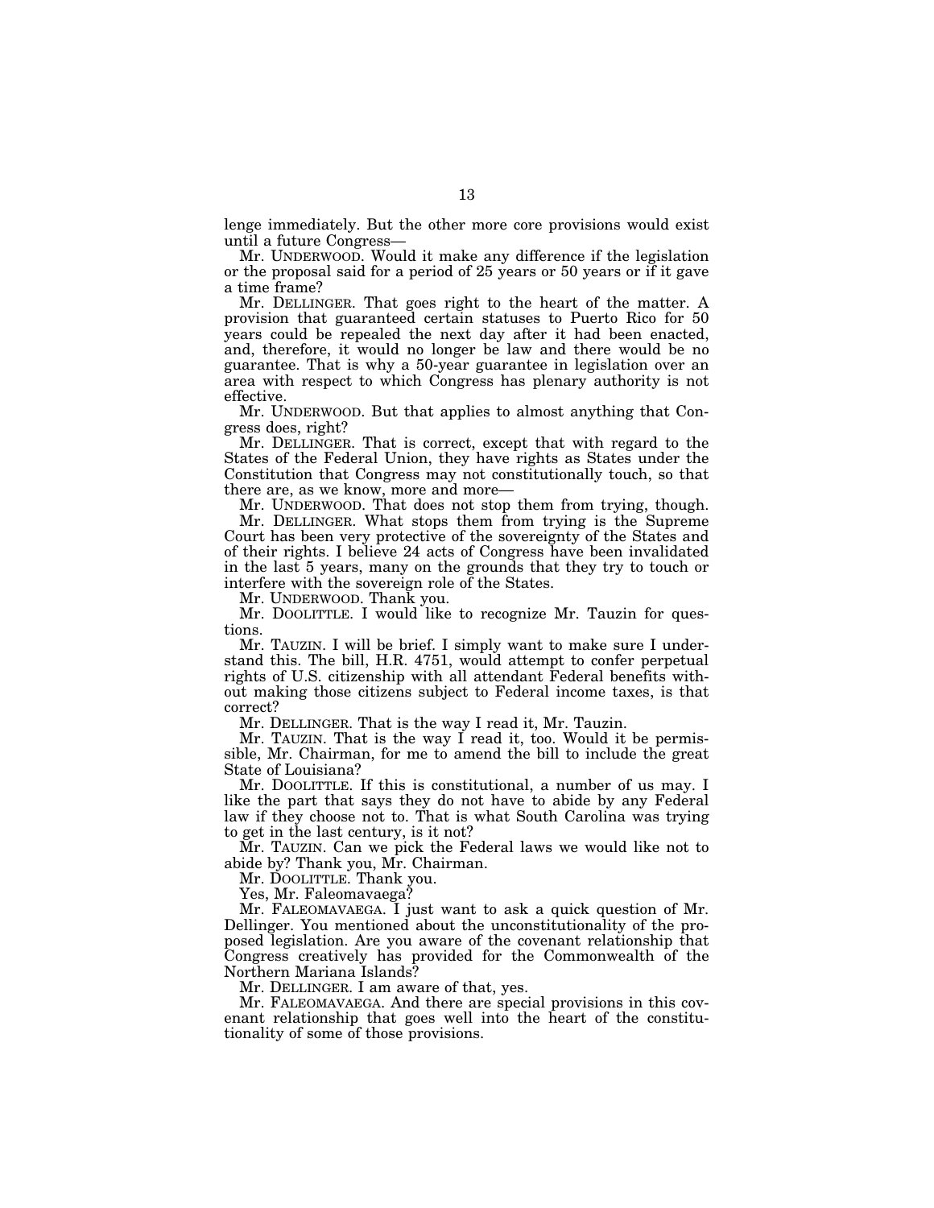lenge immediately. But the other more core provisions would exist until a future Congress—

Mr. UNDERWOOD. Would it make any difference if the legislation or the proposal said for a period of 25 years or 50 years or if it gave a time frame?

Mr. DELLINGER. That goes right to the heart of the matter. A provision that guaranteed certain statuses to Puerto Rico for 50 years could be repealed the next day after it had been enacted, and, therefore, it would no longer be law and there would be no guarantee. That is why a 50-year guarantee in legislation over an area with respect to which Congress has plenary authority is not effective.

Mr. UNDERWOOD. But that applies to almost anything that Congress does, right?

Mr. DELLINGER. That is correct, except that with regard to the States of the Federal Union, they have rights as States under the Constitution that Congress may not constitutionally touch, so that there are, as we know, more and more—

Mr. UNDERWOOD. That does not stop them from trying, though.

Mr. DELLINGER. What stops them from trying is the Supreme Court has been very protective of the sovereignty of the States and of their rights. I believe 24 acts of Congress have been invalidated in the last 5 years, many on the grounds that they try to touch or interfere with the sovereign role of the States.

Mr. UNDERWOOD. Thank you.

Mr. DOOLITTLE. I would like to recognize Mr. Tauzin for questions.

Mr. TAUZIN. I will be brief. I simply want to make sure I understand this. The bill, H.R. 4751, would attempt to confer perpetual rights of U.S. citizenship with all attendant Federal benefits without making those citizens subject to Federal income taxes, is that correct?

Mr. DELLINGER. That is the way I read it, Mr. Tauzin.

Mr. TAUZIN. That is the way I read it, too. Would it be permissible, Mr. Chairman, for me to amend the bill to include the great State of Louisiana?

Mr. DOOLITTLE. If this is constitutional, a number of us may. I like the part that says they do not have to abide by any Federal law if they choose not to. That is what South Carolina was trying to get in the last century, is it not?

Mr. TAUZIN. Can we pick the Federal laws we would like not to abide by? Thank you, Mr. Chairman.

Mr. DOOLITTLE. Thank you.

Yes, Mr. Faleomavaega?

Mr. FALEOMAVAEGA. I just want to ask a quick question of Mr. Dellinger. You mentioned about the unconstitutionality of the proposed legislation. Are you aware of the covenant relationship that Congress creatively has provided for the Commonwealth of the Northern Mariana Islands?

Mr. DELLINGER. I am aware of that, yes.

Mr. FALEOMAVAEGA. And there are special provisions in this covenant relationship that goes well into the heart of the constitutionality of some of those provisions.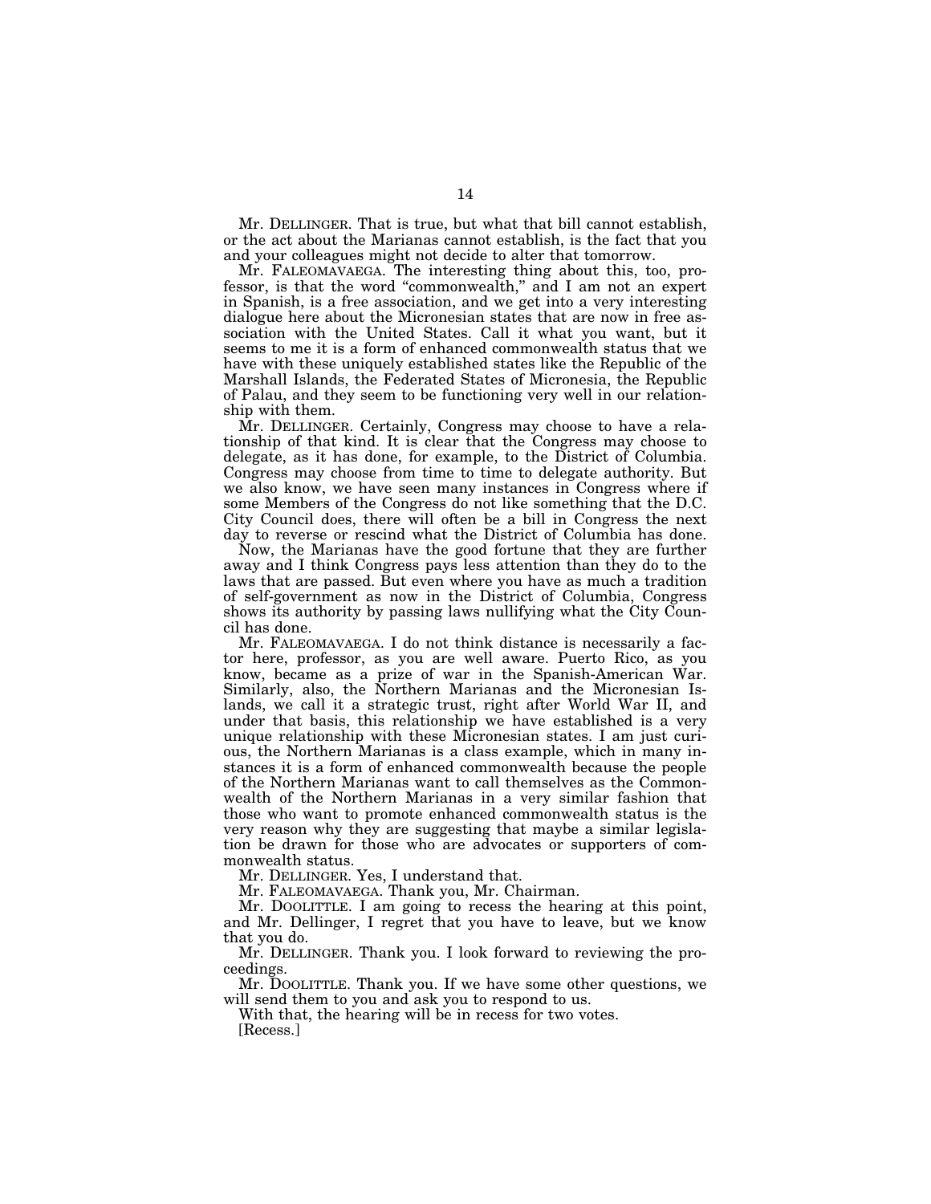Mr. DELLINGER. That is true, but what that bill cannot establish, or the act about the Marianas cannot establish, is the fact that you and your colleagues might not decide to alter that tomorrow.

Mr. FALEOMAVAEGA. The interesting thing about this, too, professor, is that the word "commonwealth," and I am not an expert in Spanish, is a free association, and we get into a very interesting dialogue here about the Micronesian states that are now in free association with the United States. Call it what you want, but it seems to me it is a form of enhanced commonwealth status that we have with these uniquely established states like the Republic of the Marshall Islands, the Federated States of Micronesia, the Republic of Palau, and they seem to be functioning very well in our relationship with them.

Mr. DELLINGER. Certainly, Congress may choose to have a relationship of that kind. It is clear that the Congress may choose to delegate, as it has done, for example, to the District of Columbia. Congress may choose from time to time to delegate authority. But we also know, we have seen many instances in Congress where if some Members of the Congress do not like something that the D.C. City Council does, there will often be a bill in Congress the next day to reverse or rescind what the District of Columbia has done.

Now, the Marianas have the good fortune that they are further away and I think Congress pays less attention than they do to the laws that are passed. But even where you have as much a tradition of self-government as now in the District of Columbia, Congress shows its authority by passing laws nullifying what the City Council has done.

Mr. FALEOMAVAEGA. I do not think distance is necessarily a factor here, professor, as you are well aware. Puerto Rico, as you know, became as a prize of war in the Spanish-American War. Similarly, also, the Northern Marianas and the Micronesian Islands, we call it a strategic trust, right after World War II, and under that basis, this relationship we have established is a very unique relationship with these Micronesian states. I am just curious, the Northern Marianas is a class example, which in many instances it is a form of enhanced commonwealth because the people of the Northern Marianas want to call themselves as the Commonwealth of the Northern Marianas in a very similar fashion that those who want to promote enhanced commonwealth status is the very reason why they are suggesting that maybe a similar legislation be drawn for those who are advocates or supporters of commonwealth status.

Mr. DELLINGER. Yes, I understand that.

Mr. FALEOMAVAEGA. Thank you, Mr. Chairman.

Mr. DOOLITTLE. I am going to recess the hearing at this point, and Mr. Dellinger, I regret that you have to leave, but we know that you do.

Mr. DELLINGER. Thank you. I look forward to reviewing the proceedings.

Mr. DOOLITTLE. Thank you. If we have some other questions, we will send them to you and ask you to respond to us.

With that, the hearing will be in recess for two votes.

[Recess.]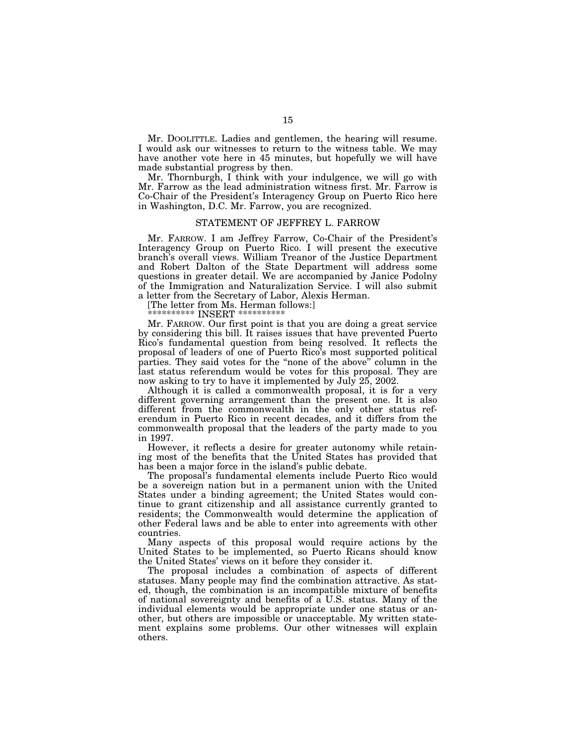Mr. DOOLITTLE. Ladies and gentlemen, the hearing will resume. I would ask our witnesses to return to the witness table. We may have another vote here in 45 minutes, but hopefully we will have made substantial progress by then.

Mr. Thornburgh, I think with your indulgence, we will go with Mr. Farrow as the lead administration witness first. Mr. Farrow is Co-Chair of the President's Interagency Group on Puerto Rico here in Washington, D.C. Mr. Farrow, you are recognized.

## STATEMENT OF JEFFREY L. FARROW

Mr. FARROW. I am Jeffrey Farrow, Co-Chair of the President's Interagency Group on Puerto Rico. I will present the executive branch's overall views. William Treanor of the Justice Department and Robert Dalton of the State Department will address some questions in greater detail. We are accompanied by Janice Podolny of the Immigration and Naturalization Service. I will also submit a letter from the Secretary of Labor, Alexis Herman.

[The letter from Ms. Herman follows:]

********** INSERT **********

Mr. FARROW. Our first point is that you are doing a great service by considering this bill. It raises issues that have prevented Puerto Rico's fundamental question from being resolved. It reflects the proposal of leaders of one of Puerto Rico's most supported political parties. They said votes for the "none of the above" column in the last status referendum would be votes for this proposal. They are now asking to try to have it implemented by July 25, 2002.

Although it is called a commonwealth proposal, it is for a very different governing arrangement than the present one. It is also different from the commonwealth in the only other status referendum in Puerto Rico in recent decades, and it differs from the commonwealth proposal that the leaders of the party made to you in 1997.

However, it reflects a desire for greater autonomy while retaining most of the benefits that the United States has provided that has been a major force in the island's public debate.

The proposal's fundamental elements include Puerto Rico would be a sovereign nation but in a permanent union with the United States under a binding agreement; the United States would continue to grant citizenship and all assistance currently granted to residents; the Commonwealth would determine the application of other Federal laws and be able to enter into agreements with other countries.

Many aspects of this proposal would require actions by the United States to be implemented, so Puerto Ricans should know the United States' views on it before they consider it.

The proposal includes a combination of aspects of different statuses. Many people may find the combination attractive. As stated, though, the combination is an incompatible mixture of benefits of national sovereignty and benefits of a U.S. status. Many of the individual elements would be appropriate under one status or another, but others are impossible or unacceptable. My written statement explains some problems. Our other witnesses will explain others.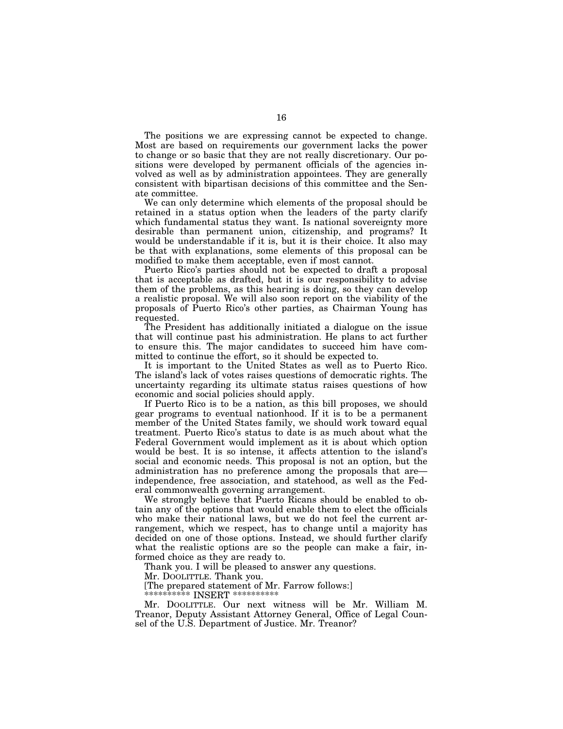The positions we are expressing cannot be expected to change. Most are based on requirements our government lacks the power to change or so basic that they are not really discretionary. Our positions were developed by permanent officials of the agencies involved as well as by administration appointees. They are generally consistent with bipartisan decisions of this committee and the Senate committee.

We can only determine which elements of the proposal should be retained in a status option when the leaders of the party clarify which fundamental status they want. Is national sovereignty more desirable than permanent union, citizenship, and programs? It would be understandable if it is, but it is their choice. It also may be that with explanations, some elements of this proposal can be modified to make them acceptable, even if most cannot.

Puerto Rico's parties should not be expected to draft a proposal that is acceptable as drafted, but it is our responsibility to advise them of the problems, as this hearing is doing, so they can develop a realistic proposal. We will also soon report on the viability of the proposals of Puerto Rico's other parties, as Chairman Young has requested.

The President has additionally initiated a dialogue on the issue that will continue past his administration. He plans to act further to ensure this. The major candidates to succeed him have committed to continue the effort, so it should be expected to.

It is important to the United States as well as to Puerto Rico. The island's lack of votes raises questions of democratic rights. The uncertainty regarding its ultimate status raises questions of how economic and social policies should apply.

If Puerto Rico is to be a nation, as this bill proposes, we should gear programs to eventual nationhood. If it is to be a permanent member of the United States family, we should work toward equal treatment. Puerto Rico's status to date is as much about what the Federal Government would implement as it is about which option would be best. It is so intense, it affects attention to the island's social and economic needs. This proposal is not an option, but the administration has no preference among the proposals that are—independence, free association, and statehood, as well as the Federal commonwealth governing arrangement.

We strongly believe that Puerto Ricans should be enabled to obtain any of the options that would enable them to elect the officials who make their national laws, but we do not feel the current arrangement, which we respect, has to change until a majority has decided on one of those options. Instead, we should further clarify what the realistic options are so the people can make a fair, informed choice as they are ready to.

Thank you. I will be pleased to answer any questions.

Mr. DOOLITTLE. Thank you.

[The prepared statement of Mr. Farrow follows:]

********** INSERT **********

Mr. DOOLITTLE. Our next witness will be Mr. William M. Treanor, Deputy Assistant Attorney General, Office of Legal Counsel of the U.S. Department of Justice. Mr. Treanor?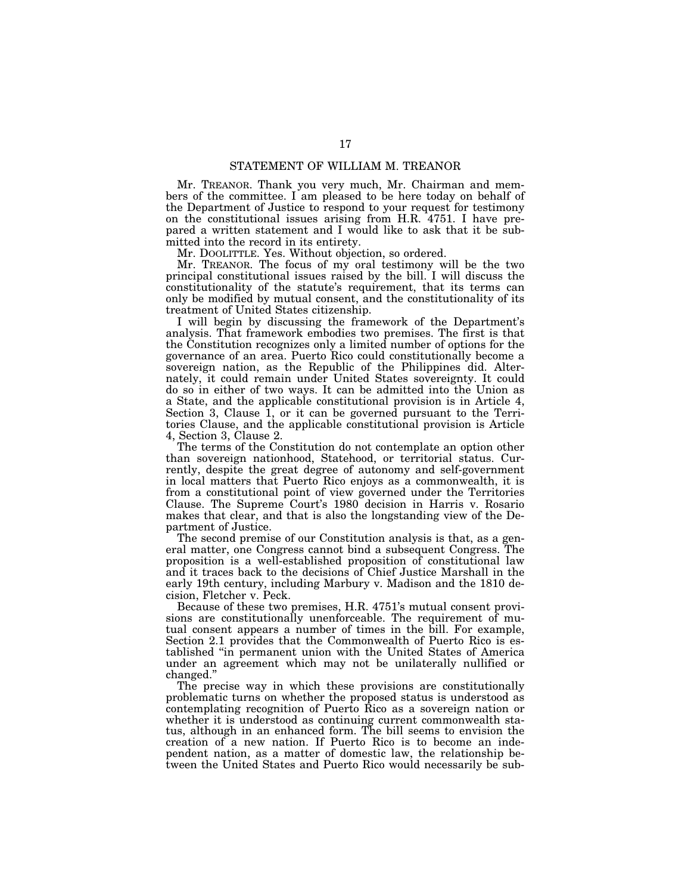## STATEMENT OF WILLIAM M. TREANOR

Mr. TREANOR. Thank you very much, Mr. Chairman and members of the committee. I am pleased to be here today on behalf of the Department of Justice to respond to your request for testimony on the constitutional issues arising from H.R. 4751. I have prepared a written statement and I would like to ask that it be submitted into the record in its entirety.

Mr. DOOLITTLE. Yes. Without objection, so ordered.

Mr. TREANOR. The focus of my oral testimony will be the two principal constitutional issues raised by the bill. I will discuss the constitutionality of the statute's requirement, that its terms can only be modified by mutual consent, and the constitutionality of its treatment of United States citizenship.

I will begin by discussing the framework of the Department's analysis. That framework embodies two premises. The first is that the Constitution recognizes only a limited number of options for the governance of an area. Puerto Rico could constitutionally become a sovereign nation, as the Republic of the Philippines did. Alternately, it could remain under United States sovereignty. It could do so in either of two ways. It can be admitted into the Union as a State, and the applicable constitutional provision is in Article 4, Section 3, Clause 1, or it can be governed pursuant to the Territories Clause, and the applicable constitutional provision is Article 4, Section 3, Clause 2.

The terms of the Constitution do not contemplate an option other than sovereign nationhood, Statehood, or territorial status. Currently, despite the great degree of autonomy and self-government in local matters that Puerto Rico enjoys as a commonwealth, it is from a constitutional point of view governed under the Territories Clause. The Supreme Court's 1980 decision in Harris v. Rosario makes that clear, and that is also the longstanding view of the Department of Justice.

The second premise of our Constitution analysis is that, as a general matter, one Congress cannot bind a subsequent Congress. The proposition is a well-established proposition of constitutional law and it traces back to the decisions of Chief Justice Marshall in the early 19th century, including Marbury v. Madison and the 1810 decision, Fletcher v. Peck.

Because of these two premises, H.R. 4751's mutual consent provisions are constitutionally unenforceable. The requirement of mutual consent appears a number of times in the bill. For example, Section 2.1 provides that the Commonwealth of Puerto Rico is established "in permanent union with the United States of America under an agreement which may not be unilaterally nullified or changed."

The precise way in which these provisions are constitutionally problematic turns on whether the proposed status is understood as contemplating recognition of Puerto Rico as a sovereign nation or whether it is understood as continuing current commonwealth status, although in an enhanced form. The bill seems to envision the creation of a new nation. If Puerto Rico is to become an independent nation, as a matter of domestic law, the relationship between the United States and Puerto Rico would necessarily be sub-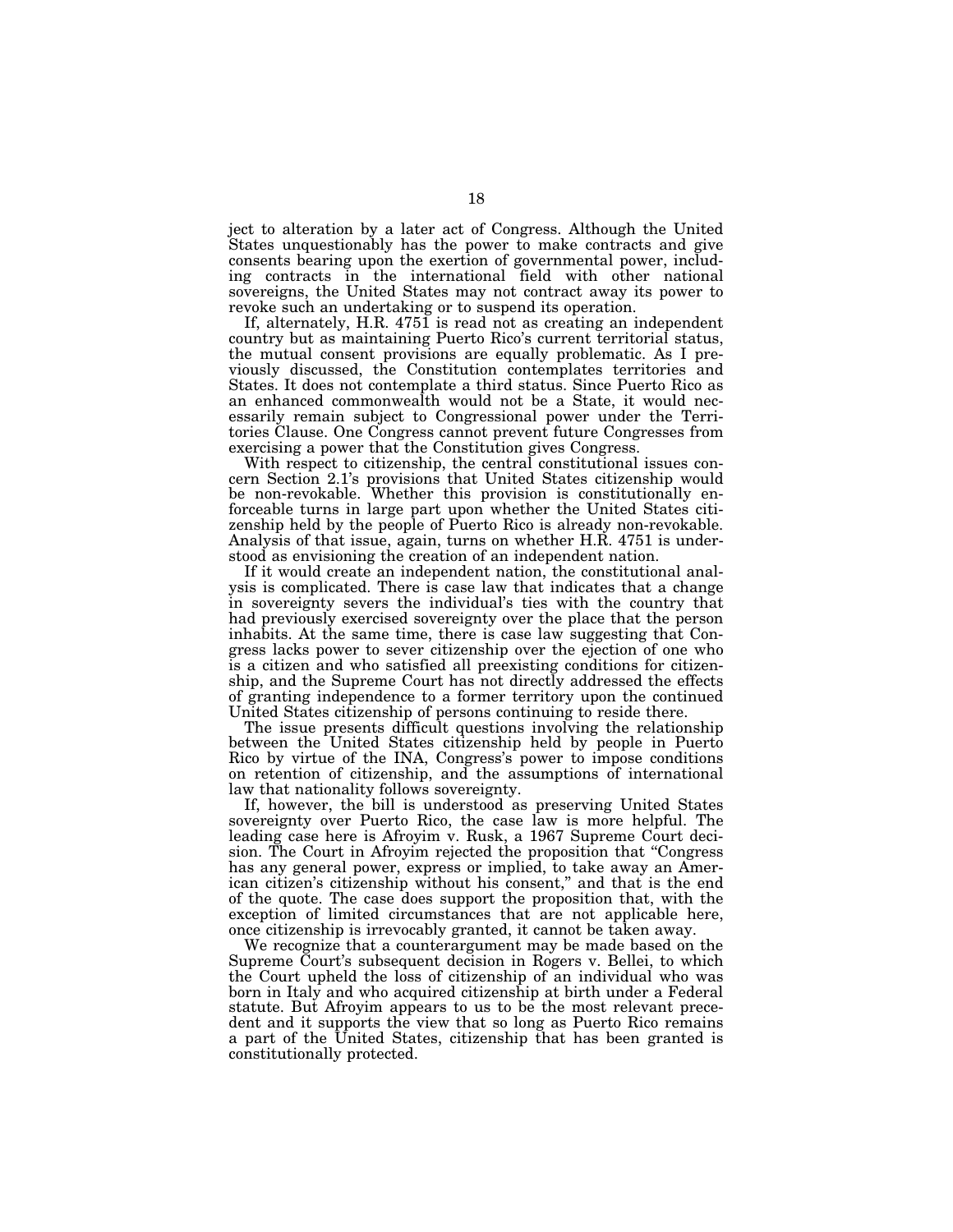ject to alteration by a later act of Congress. Although the United States unquestionably has the power to make contracts and give consents bearing upon the exertion of governmental power, including contracts in the international field with other national sovereigns, the United States may not contract away its power to revoke such an undertaking or to suspend its operation.

If, alternately, H.R. 4751 is read not as creating an independent country but as maintaining Puerto Rico's current territorial status, the mutual consent provisions are equally problematic. As I previously discussed, the Constitution contemplates territories and States. It does not contemplate a third status. Since Puerto Rico as an enhanced commonwealth would not be a State, it would necessarily remain subject to Congressional power under the Territories Clause. One Congress cannot prevent future Congresses from exercising a power that the Constitution gives Congress.

With respect to citizenship, the central constitutional issues concern Section 2.1's provisions that United States citizenship would be non-revokable. Whether this provision is constitutionally enforceable turns in large part upon whether the United States citizenship held by the people of Puerto Rico is already non-revokable. Analysis of that issue, again, turns on whether H.R. 4751 is understood as envisioning the creation of an independent nation.

If it would create an independent nation, the constitutional analysis is complicated. There is case law that indicates that a change in sovereignty severs the individual's ties with the country that had previously exercised sovereignty over the place that the person inhabits. At the same time, there is case law suggesting that Congress lacks power to sever citizenship over the ejection of one who is a citizen and who satisfied all preexisting conditions for citizenship, and the Supreme Court has not directly addressed the effects of granting independence to a former territory upon the continued United States citizenship of persons continuing to reside there.

The issue presents difficult questions involving the relationship between the United States citizenship held by people in Puerto Rico by virtue of the INA, Congress's power to impose conditions on retention of citizenship, and the assumptions of international law that nationality follows sovereignty.

If, however, the bill is understood as preserving United States sovereignty over Puerto Rico, the case law is more helpful. The leading case here is Afroyim v. Rusk, a 1967 Supreme Court decision. The Court in Afroyim rejected the proposition that "Congress has any general power, express or implied, to take away an American citizen's citizenship without his consent," and that is the end of the quote. The case does support the proposition that, with the exception of limited circumstances that are not applicable here, once citizenship is irrevocably granted, it cannot be taken away.

We recognize that a counterargument may be made based on the Supreme Court's subsequent decision in Rogers v. Bellei, to which the Court upheld the loss of citizenship of an individual who was born in Italy and who acquired citizenship at birth under a Federal statute. But Afroyim appears to us to be the most relevant precedent and it supports the view that so long as Puerto Rico remains a part of the United States, citizenship that has been granted is constitutionally protected.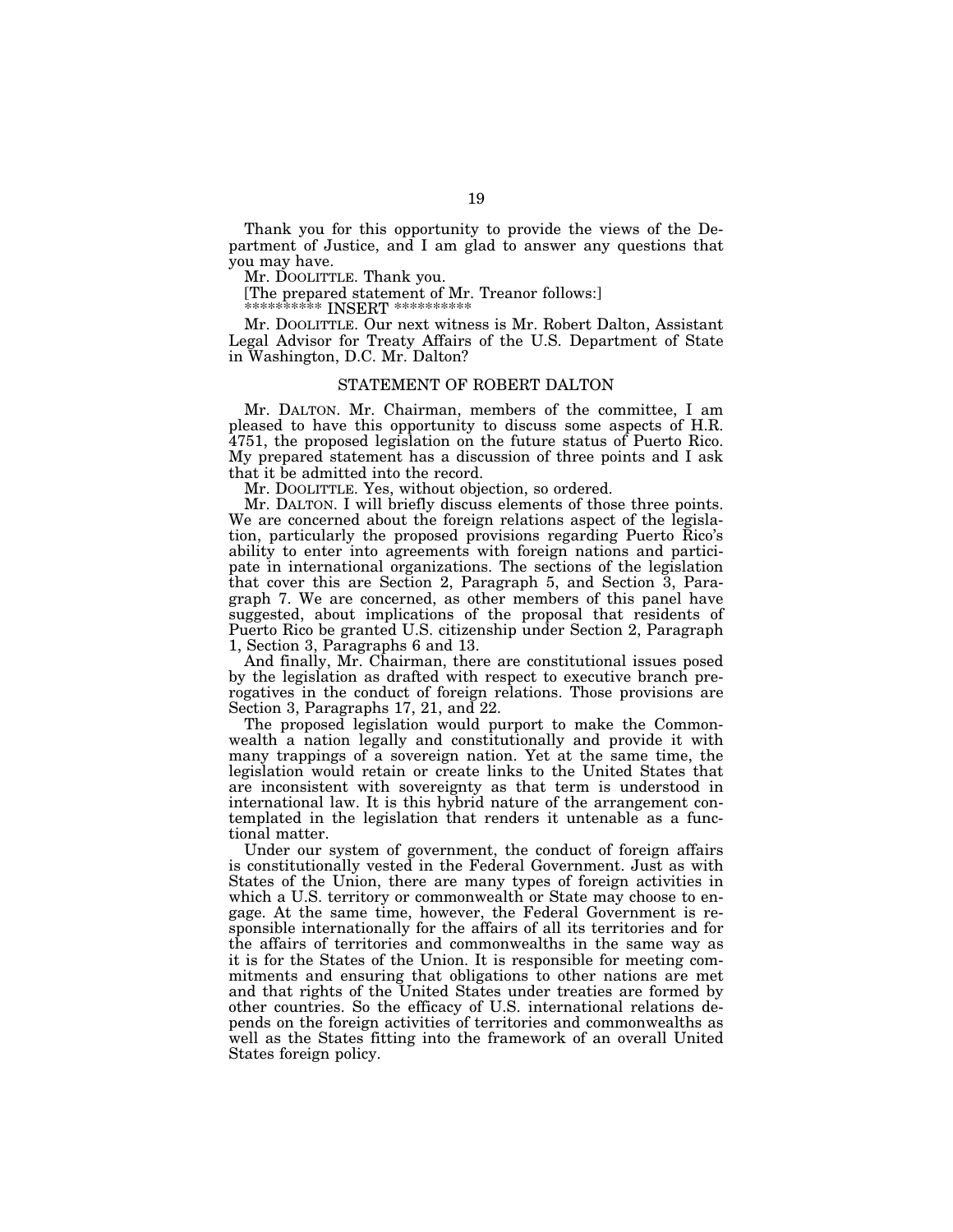Thank you for this opportunity to provide the views of the Department of Justice, and I am glad to answer any questions that you may have.

Mr. DOOLITTLE. Thank you.

[The prepared statement of Mr. Treanor follows:]

********** INSERT **********

Mr. DOOLITTLE. Our next witness is Mr. Robert Dalton, Assistant Legal Advisor for Treaty Affairs of the U.S. Department of State in Washington, D.C. Mr. Dalton?

## STATEMENT OF ROBERT DALTON

Mr. DALTON. Mr. Chairman, members of the committee, I am pleased to have this opportunity to discuss some aspects of H.R. 4751, the proposed legislation on the future status of Puerto Rico. My prepared statement has a discussion of three points and I ask that it be admitted into the record.

Mr. DOOLITTLE. Yes, without objection, so ordered.

Mr. DALTON. I will briefly discuss elements of those three points. We are concerned about the foreign relations aspect of the legislation, particularly the proposed provisions regarding Puerto Rico's ability to enter into agreements with foreign nations and participate in international organizations. The sections of the legislation that cover this are Section 2, Paragraph 5, and Section 3, Paragraph 7. We are concerned, as other members of this panel have suggested, about implications of the proposal that residents of Puerto Rico be granted U.S. citizenship under Section 2, Paragraph 1, Section 3, Paragraphs 6 and 13.

And finally, Mr. Chairman, there are constitutional issues posed by the legislation as drafted with respect to executive branch prerogatives in the conduct of foreign relations. Those provisions are Section 3, Paragraphs 17, 21, and 22.

The proposed legislation would purport to make the Commonwealth a nation legally and constitutionally and provide it with many trappings of a sovereign nation. Yet at the same time, the legislation would retain or create links to the United States that are inconsistent with sovereignty as that term is understood in international law. It is this hybrid nature of the arrangement contemplated in the legislation that renders it untenable as a functional matter.

Under our system of government, the conduct of foreign affairs is constitutionally vested in the Federal Government. Just as with States of the Union, there are many types of foreign activities in which a U.S. territory or commonwealth or State may choose to engage. At the same time, however, the Federal Government is responsible internationally for the affairs of all its territories and for the affairs of territories and commonwealths in the same way as it is for the States of the Union. It is responsible for meeting commitments and ensuring that obligations to other nations are met and that rights of the United States under treaties are formed by other countries. So the efficacy of U.S. international relations depends on the foreign activities of territories and commonwealths as well as the States fitting into the framework of an overall United States foreign policy.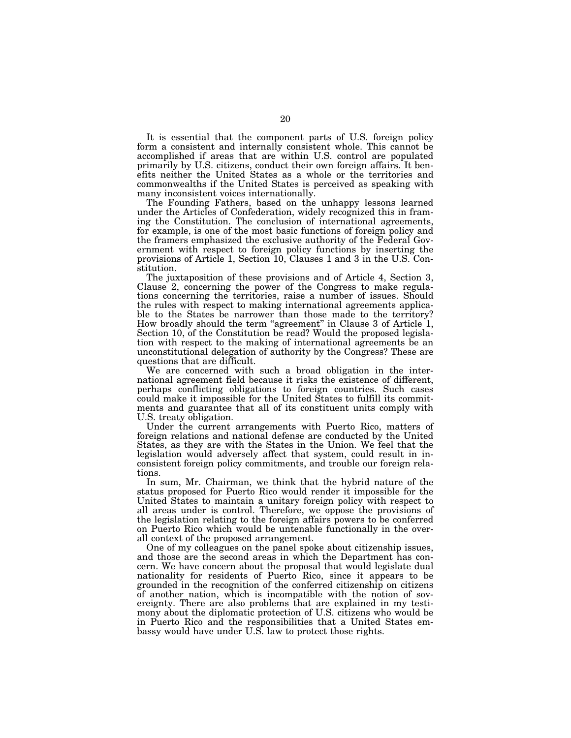It is essential that the component parts of U.S. foreign policy form a consistent and internally consistent whole. This cannot be accomplished if areas that are within U.S. control are populated primarily by U.S. citizens, conduct their own foreign affairs. It benefits neither the United States as a whole or the territories and commonwealths if the United States is perceived as speaking with many inconsistent voices internationally.

The Founding Fathers, based on the unhappy lessons learned under the Articles of Confederation, widely recognized this in framing the Constitution. The conclusion of international agreements, for example, is one of the most basic functions of foreign policy and the framers emphasized the exclusive authority of the Federal Government with respect to foreign policy functions by inserting the provisions of Article 1, Section 10, Clauses 1 and 3 in the U.S. Constitution.

The juxtaposition of these provisions and of Article 4, Section 3, Clause 2, concerning the power of the Congress to make regulations concerning the territories, raise a number of issues. Should the rules with respect to making international agreements applicable to the States be narrower than those made to the territory? How broadly should the term "agreement" in Clause 3 of Article 1, Section 10, of the Constitution be read? Would the proposed legislation with respect to the making of international agreements be an unconstitutional delegation of authority by the Congress? These are questions that are difficult.

We are concerned with such a broad obligation in the international agreement field because it risks the existence of different, perhaps conflicting obligations to foreign countries. Such cases could make it impossible for the United States to fulfill its commitments and guarantee that all of its constituent units comply with U.S. treaty obligation.

Under the current arrangements with Puerto Rico, matters of foreign relations and national defense are conducted by the United States, as they are with the States in the Union. We feel that the legislation would adversely affect that system, could result in inconsistent foreign policy commitments, and trouble our foreign relations.

In sum, Mr. Chairman, we think that the hybrid nature of the status proposed for Puerto Rico would render it impossible for the United States to maintain a unitary foreign policy with respect to all areas under is control. Therefore, we oppose the provisions of the legislation relating to the foreign affairs powers to be conferred on Puerto Rico which would be untenable functionally in the overall context of the proposed arrangement.

One of my colleagues on the panel spoke about citizenship issues, and those are the second areas in which the Department has concern. We have concern about the proposal that would legislate dual nationality for residents of Puerto Rico, since it appears to be grounded in the recognition of the conferred citizenship on citizens of another nation, which is incompatible with the notion of sovereignty. There are also problems that are explained in my testimony about the diplomatic protection of U.S. citizens who would be in Puerto Rico and the responsibilities that a United States embassy would have under U.S. law to protect those rights.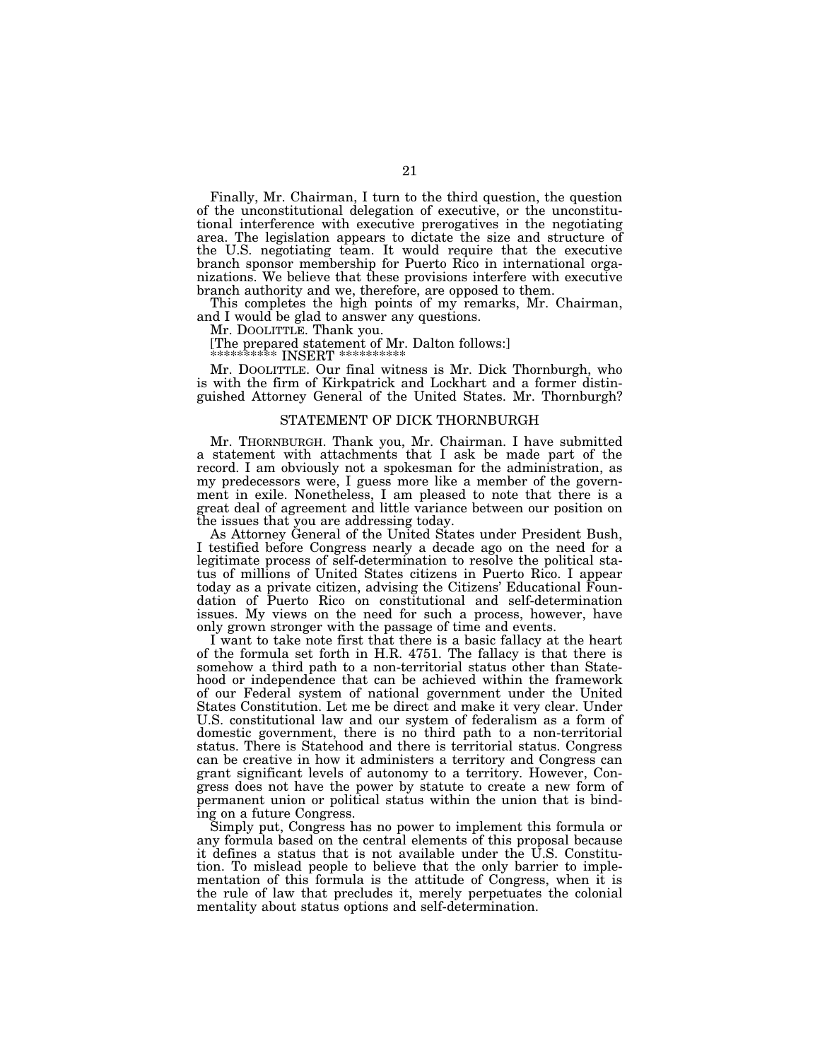Finally, Mr. Chairman, I turn to the third question, the question of the unconstitutional delegation of executive, or the unconstitutional interference with executive prerogatives in the negotiating area. The legislation appears to dictate the size and structure of the U.S. negotiating team. It would require that the executive branch sponsor membership for Puerto Rico in international organizations. We believe that these provisions interfere with executive branch authority and we, therefore, are opposed to them.

This completes the high points of my remarks, Mr. Chairman, and I would be glad to answer any questions.

Mr. DOOLITTLE. Thank you.

[The prepared statement of Mr. Dalton follows:]

********** INSERT **********

Mr. DOOLITTLE. Our final witness is Mr. Dick Thornburgh, who is with the firm of Kirkpatrick and Lockhart and a former distinguished Attorney General of the United States. Mr. Thornburgh?

## STATEMENT OF DICK THORNBURGH

Mr. THORNBURGH. Thank you, Mr. Chairman. I have submitted a statement with attachments that I ask be made part of the record. I am obviously not a spokesman for the administration, as my predecessors were, I guess more like a member of the government in exile. Nonetheless, I am pleased to note that there is a great deal of agreement and little variance between our position on the issues that you are addressing today.

As Attorney General of the United States under President Bush, I testified before Congress nearly a decade ago on the need for a legitimate process of self-determination to resolve the political status of millions of United States citizens in Puerto Rico. I appear today as a private citizen, advising the Citizens' Educational Foundation of Puerto Rico on constitutional and self-determination issues. My views on the need for such a process, however, have only grown stronger with the passage of time and events.

I want to take note first that there is a basic fallacy at the heart of the formula set forth in H.R. 4751. The fallacy is that there is somehow a third path to a non-territorial status other than Statehood or independence that can be achieved within the framework of our Federal system of national government under the United States Constitution. Let me be direct and make it very clear. Under U.S. constitutional law and our system of federalism as a form of domestic government, there is no third path to a non-territorial status. There is Statehood and there is territorial status. Congress can be creative in how it administers a territory and Congress can grant significant levels of autonomy to a territory. However, Congress does not have the power by statute to create a new form of permanent union or political status within the union that is binding on a future Congress.

Simply put, Congress has no power to implement this formula or any formula based on the central elements of this proposal because it defines a status that is not available under the U.S. Constitution. To mislead people to believe that the only barrier to implementation of this formula is the attitude of Congress, when it is the rule of law that precludes it, merely perpetuates the colonial mentality about status options and self-determination.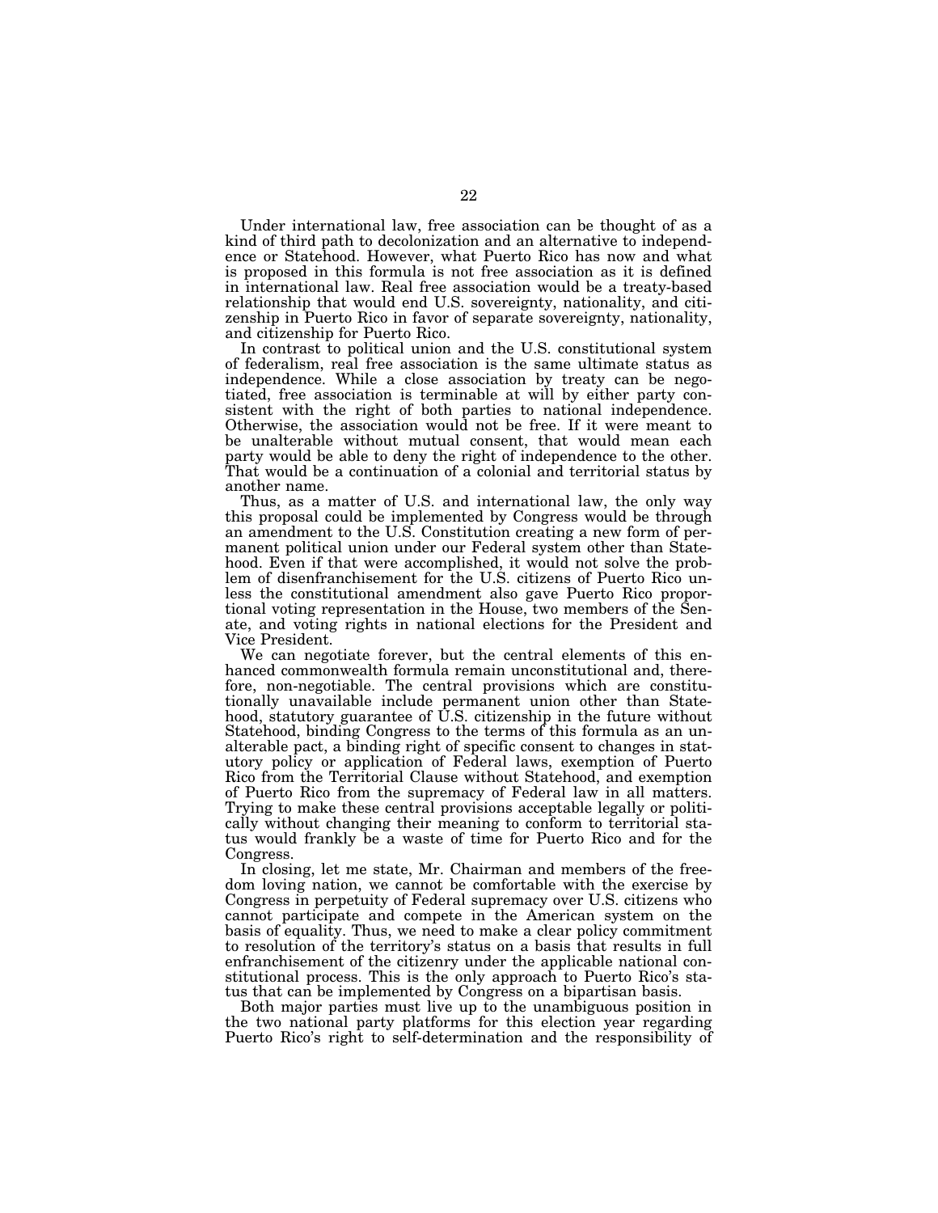Under international law, free association can be thought of as a kind of third path to decolonization and an alternative to independence or Statehood. However, what Puerto Rico has now and what is proposed in this formula is not free association as it is defined in international law. Real free association would be a treaty-based relationship that would end U.S. sovereignty, nationality, and citizenship in Puerto Rico in favor of separate sovereignty, nationality, and citizenship for Puerto Rico.

In contrast to political union and the U.S. constitutional system of federalism, real free association is the same ultimate status as independence. While a close association by treaty can be negotiated, free association is terminable at will by either party consistent with the right of both parties to national independence. Otherwise, the association would not be free. If it were meant to be unalterable without mutual consent, that would mean each party would be able to deny the right of independence to the other. That would be a continuation of a colonial and territorial status by another name.

Thus, as a matter of U.S. and international law, the only way this proposal could be implemented by Congress would be through an amendment to the U.S. Constitution creating a new form of permanent political union under our Federal system other than Statehood. Even if that were accomplished, it would not solve the problem of disenfranchisement for the U.S. citizens of Puerto Rico unless the constitutional amendment also gave Puerto Rico proportional voting representation in the House, two members of the Senate, and voting rights in national elections for the President and Vice President.

We can negotiate forever, but the central elements of this enhanced commonwealth formula remain unconstitutional and, therefore, non-negotiable. The central provisions which are constitutionally unavailable include permanent union other than Statehood, statutory guarantee of U.S. citizenship in the future without Statehood, binding Congress to the terms of this formula as an unalterable pact, a binding right of specific consent to changes in statutory policy or application of Federal laws, exemption of Puerto Rico from the Territorial Clause without Statehood, and exemption of Puerto Rico from the supremacy of Federal law in all matters. Trying to make these central provisions acceptable legally or politically without changing their meaning to conform to territorial status would frankly be a waste of time for Puerto Rico and for the Congress.

In closing, let me state, Mr. Chairman and members of the freedom loving nation, we cannot be comfortable with the exercise by Congress in perpetuity of Federal supremacy over U.S. citizens who cannot participate and compete in the American system on the basis of equality. Thus, we need to make a clear policy commitment to resolution of the territory's status on a basis that results in full enfranchisement of the citizenry under the applicable national constitutional process. This is the only approach to Puerto Rico's status that can be implemented by Congress on a bipartisan basis.

Both major parties must live up to the unambiguous position in the two national party platforms for this election year regarding Puerto Rico's right to self-determination and the responsibility of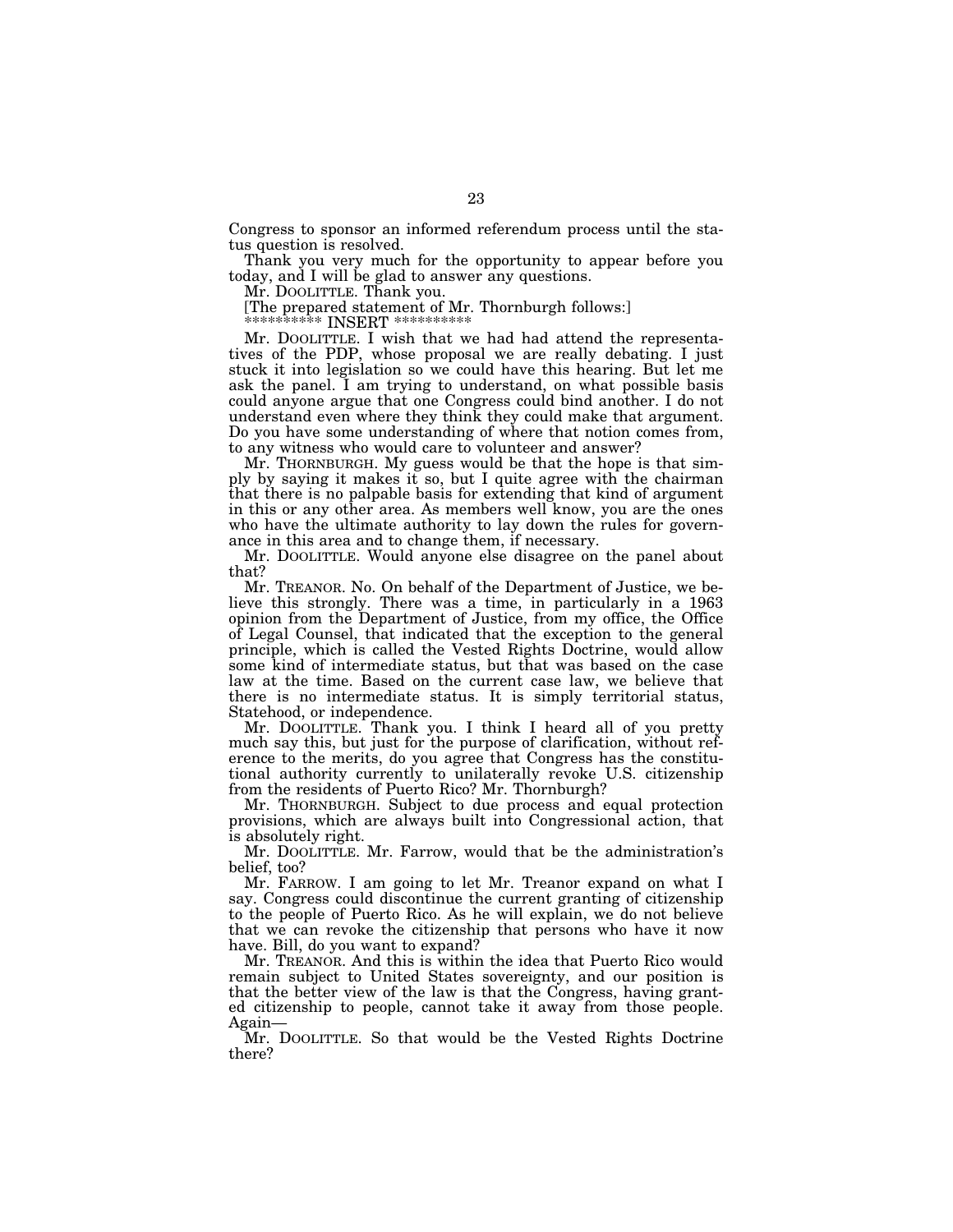Congress to sponsor an informed referendum process until the status question is resolved.

Thank you very much for the opportunity to appear before you today, and I will be glad to answer any questions.

Mr. DOOLITTLE. Thank you.

[The prepared statement of Mr. Thornburgh follows:]

********** INSERT **********

Mr. DOOLITTLE. I wish that we had had attend the representatives of the PDP, whose proposal we are really debating. I just stuck it into legislation so we could have this hearing. But let me ask the panel. I am trying to understand, on what possible basis could anyone argue that one Congress could bind another. I do not understand even where they think they could make that argument. Do you have some understanding of where that notion comes from, to any witness who would care to volunteer and answer?

Mr. THORNBURGH. My guess would be that the hope is that simply by saying it makes it so, but I quite agree with the chairman that there is no palpable basis for extending that kind of argument in this or any other area. As members well know, you are the ones who have the ultimate authority to lay down the rules for governance in this area and to change them, if necessary.

Mr. DOOLITTLE. Would anyone else disagree on the panel about that?

Mr. TREANOR. No. On behalf of the Department of Justice, we believe this strongly. There was a time, in particularly in a 1963 opinion from the Department of Justice, from my office, the Office of Legal Counsel, that indicated that the exception to the general principle, which is called the Vested Rights Doctrine, would allow some kind of intermediate status, but that was based on the case law at the time. Based on the current case law, we believe that there is no intermediate status. It is simply territorial status, Statehood, or independence.

Mr. DOOLITTLE. Thank you. I think I heard all of you pretty much say this, but just for the purpose of clarification, without reference to the merits, do you agree that Congress has the constitutional authority currently to unilaterally revoke U.S. citizenship from the residents of Puerto Rico? Mr. Thornburgh?

Mr. THORNBURGH. Subject to due process and equal protection provisions, which are always built into Congressional action, that is absolutely right.

Mr. DOOLITTLE. Mr. Farrow, would that be the administration's belief, too?

Mr. FARROW. I am going to let Mr. Treanor expand on what I say. Congress could discontinue the current granting of citizenship to the people of Puerto Rico. As he will explain, we do not believe that we can revoke the citizenship that persons who have it now have. Bill, do you want to expand?

Mr. TREANOR. And this is within the idea that Puerto Rico would remain subject to United States sovereignty, and our position is that the better view of the law is that the Congress, having granted citizenship to people, cannot take it away from those people. Again—

Mr. DOOLITTLE. So that would be the Vested Rights Doctrine there?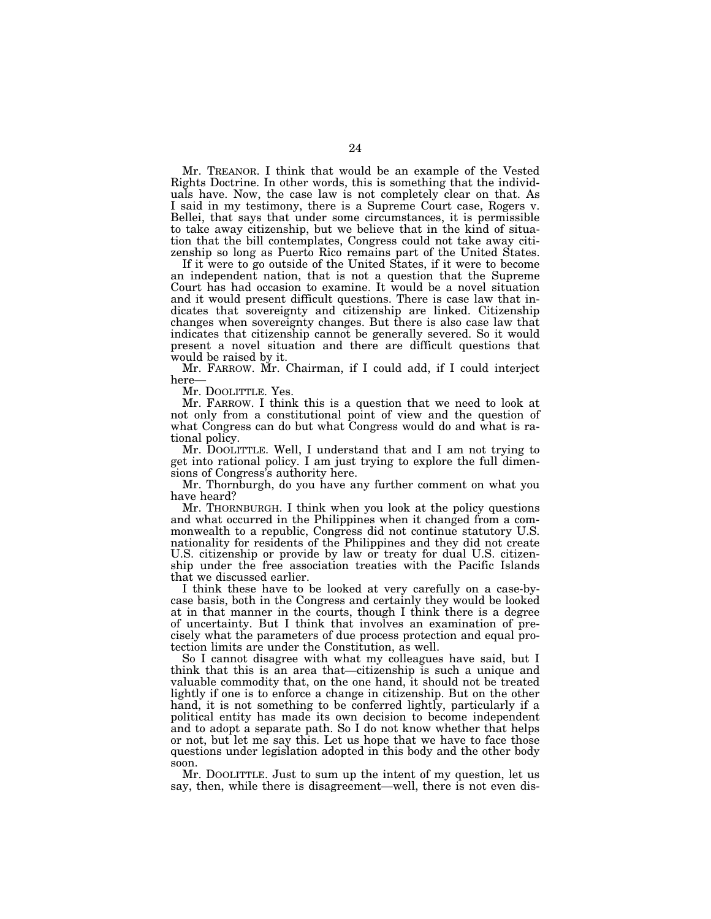Mr. TREANOR. I think that would be an example of the Vested Rights Doctrine. In other words, this is something that the individuals have. Now, the case law is not completely clear on that. As I said in my testimony, there is a Supreme Court case, Rogers v. Bellei, that says that under some circumstances, it is permissible to take away citizenship, but we believe that in the kind of situation that the bill contemplates, Congress could not take away citizenship so long as Puerto Rico remains part of the United States.

If it were to go outside of the United States, if it were to become an independent nation, that is not a question that the Supreme Court has had occasion to examine. It would be a novel situation and it would present difficult questions. There is case law that indicates that sovereignty and citizenship are linked. Citizenship changes when sovereignty changes. But there is also case law that indicates that citizenship cannot be generally severed. So it would present a novel situation and there are difficult questions that would be raised by it.

Mr. FARROW. Mr. Chairman, if I could add, if I could interject here—

Mr. DOOLITTLE. Yes.

Mr. FARROW. I think this is a question that we need to look at not only from a constitutional point of view and the question of what Congress can do but what Congress would do and what is rational policy.

Mr. DOOLITTLE. Well, I understand that and I am not trying to get into rational policy. I am just trying to explore the full dimensions of Congress's authority here.

Mr. Thornburgh, do you have any further comment on what you have heard?

Mr. THORNBURGH. I think when you look at the policy questions and what occurred in the Philippines when it changed from a commonwealth to a republic, Congress did not continue statutory U.S. nationality for residents of the Philippines and they did not create U.S. citizenship or provide by law or treaty for dual U.S. citizenship under the free association treaties with the Pacific Islands that we discussed earlier.

I think these have to be looked at very carefully on a case-by-case basis, both in the Congress and certainly they would be looked at in that manner in the courts, though I think there is a degree of uncertainty. But I think that involves an examination of precisely what the parameters of due process protection and equal protection limits are under the Constitution, as well.

So I cannot disagree with what my colleagues have said, but I think that this is an area that—citizenship is such a unique and valuable commodity that, on the one hand, it should not be treated lightly if one is to enforce a change in citizenship. But on the other hand, it is not something to be conferred lightly, particularly if a political entity has made its own decision to become independent and to adopt a separate path. So I do not know whether that helps or not, but let me say this. Let us hope that we have to face those questions under legislation adopted in this body and the other body soon.

Mr. DOOLITTLE. Just to sum up the intent of my question, let us say, then, while there is disagreement—well, there is not even dis-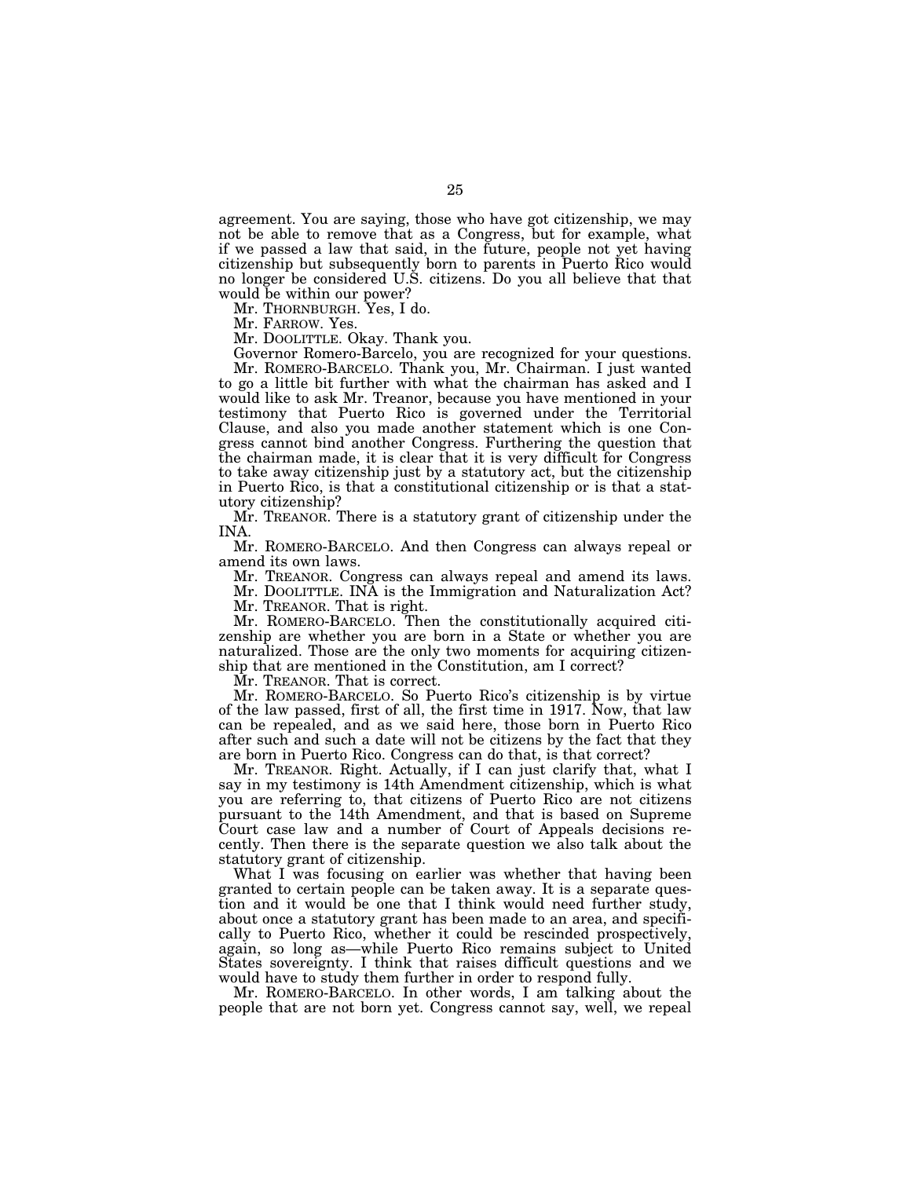agreement. You are saying, those who have got citizenship, we may not be able to remove that as a Congress, but for example, what if we passed a law that said, in the future, people not yet having citizenship but subsequently born to parents in Puerto Rico would no longer be considered U.S. citizens. Do you all believe that that would be within our power?

Mr. THORNBURGH. Yes, I do.

Mr. FARROW. Yes.

Mr. DOOLITTLE. Okay. Thank you.

Governor Romero-Barcelo, you are recognized for your questions.

Mr. ROMERO-BARCELO. Thank you, Mr. Chairman. I just wanted to go a little bit further with what the chairman has asked and I would like to ask Mr. Treanor, because you have mentioned in your testimony that Puerto Rico is governed under the Territorial Clause, and also you made another statement which is one Congress cannot bind another Congress. Furthering the question that the chairman made, it is clear that it is very difficult for Congress to take away citizenship just by a statutory act, but the citizenship in Puerto Rico, is that a constitutional citizenship or is that a statutory citizenship?

Mr. TREANOR. There is a statutory grant of citizenship under the INA.

Mr. ROMERO-BARCELO. And then Congress can always repeal or amend its own laws.

Mr. TREANOR. Congress can always repeal and amend its laws.

Mr. DOOLITTLE. INA is the Immigration and Naturalization Act?

Mr. TREANOR. That is right.

Mr. ROMERO-BARCELO. Then the constitutionally acquired citizenship are whether you are born in a State or whether you are naturalized. Those are the only two moments for acquiring citizenship that are mentioned in the Constitution, am I correct?

Mr. TREANOR. That is correct.

Mr. ROMERO-BARCELO. So Puerto Rico's citizenship is by virtue of the law passed, first of all, the first time in 1917. Now, that law can be repealed, and as we said here, those born in Puerto Rico after such and such a date will not be citizens by the fact that they are born in Puerto Rico. Congress can do that, is that correct?

Mr. TREANOR. Right. Actually, if I can just clarify that, what I say in my testimony is 14th Amendment citizenship, which is what you are referring to, that citizens of Puerto Rico are not citizens pursuant to the 14th Amendment, and that is based on Supreme Court case law and a number of Court of Appeals decisions recently. Then there is the separate question we also talk about the statutory grant of citizenship.

What I was focusing on earlier was whether that having been granted to certain people can be taken away. It is a separate question and it would be one that I think would need further study, about once a statutory grant has been made to an area, and specifically to Puerto Rico, whether it could be rescinded prospectively, again, so long as—while Puerto Rico remains subject to United States sovereignty. I think that raises difficult questions and we would have to study them further in order to respond fully.

Mr. ROMERO-BARCELO. In other words, I am talking about the people that are not born yet. Congress cannot say, well, we repeal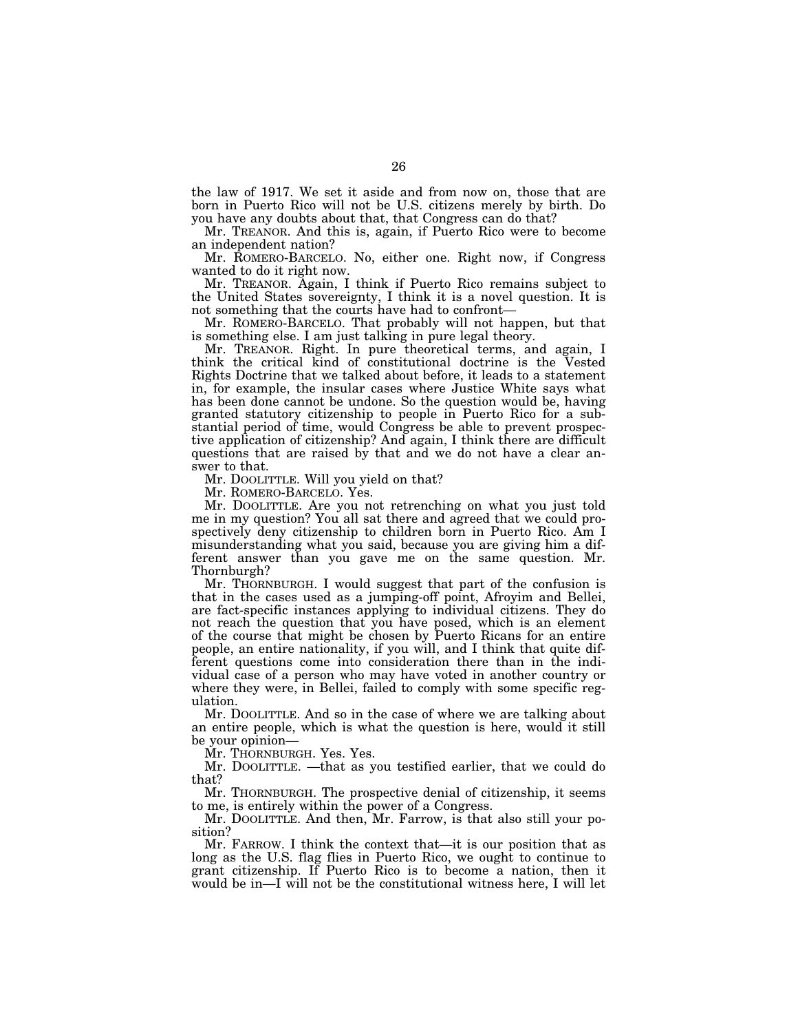the law of 1917. We set it aside and from now on, those that are born in Puerto Rico will not be U.S. citizens merely by birth. Do you have any doubts about that, that Congress can do that?

Mr. TREANOR. And this is, again, if Puerto Rico were to become an independent nation?

Mr. ROMERO-BARCELO. No, either one. Right now, if Congress wanted to do it right now.

Mr. TREANOR. Again, I think if Puerto Rico remains subject to the United States sovereignty, I think it is a novel question. It is not something that the courts have had to confront—

Mr. ROMERO-BARCELO. That probably will not happen, but that is something else. I am just talking in pure legal theory.

Mr. TREANOR. Right. In pure theoretical terms, and again, I think the critical kind of constitutional doctrine is the Vested Rights Doctrine that we talked about before, it leads to a statement in, for example, the insular cases where Justice White says what has been done cannot be undone. So the question would be, having granted statutory citizenship to people in Puerto Rico for a substantial period of time, would Congress be able to prevent prospective application of citizenship? And again, I think there are difficult questions that are raised by that and we do not have a clear answer to that.

Mr. DOOLITTLE. Will you yield on that?

Mr. ROMERO-BARCELO. Yes.

Mr. DOOLITTLE. Are you not retrenching on what you just told me in my question? You all sat there and agreed that we could prospectively deny citizenship to children born in Puerto Rico. Am I misunderstanding what you said, because you are giving him a different answer than you gave me on the same question. Mr. Thornburgh?

Mr. THORNBURGH. I would suggest that part of the confusion is that in the cases used as a jumping-off point, Afroyim and Bellei, are fact-specific instances applying to individual citizens. They do not reach the question that you have posed, which is an element of the course that might be chosen by Puerto Ricans for an entire people, an entire nationality, if you will, and I think that quite different questions come into consideration there than in the individual case of a person who may have voted in another country or where they were, in Bellei, failed to comply with some specific regulation.

Mr. DOOLITTLE. And so in the case of where we are talking about an entire people, which is what the question is here, would it still be your opinion—

Mr. THORNBURGH. Yes. Yes.

Mr. DOOLITTLE. —that as you testified earlier, that we could do that?

Mr. THORNBURGH. The prospective denial of citizenship, it seems to me, is entirely within the power of a Congress.

Mr. DOOLITTLE. And then, Mr. Farrow, is that also still your position?

Mr. FARROW. I think the context that—it is our position that as long as the U.S. flag flies in Puerto Rico, we ought to continue to grant citizenship. If Puerto Rico is to become a nation, then it would be in—I will not be the constitutional witness here, I will let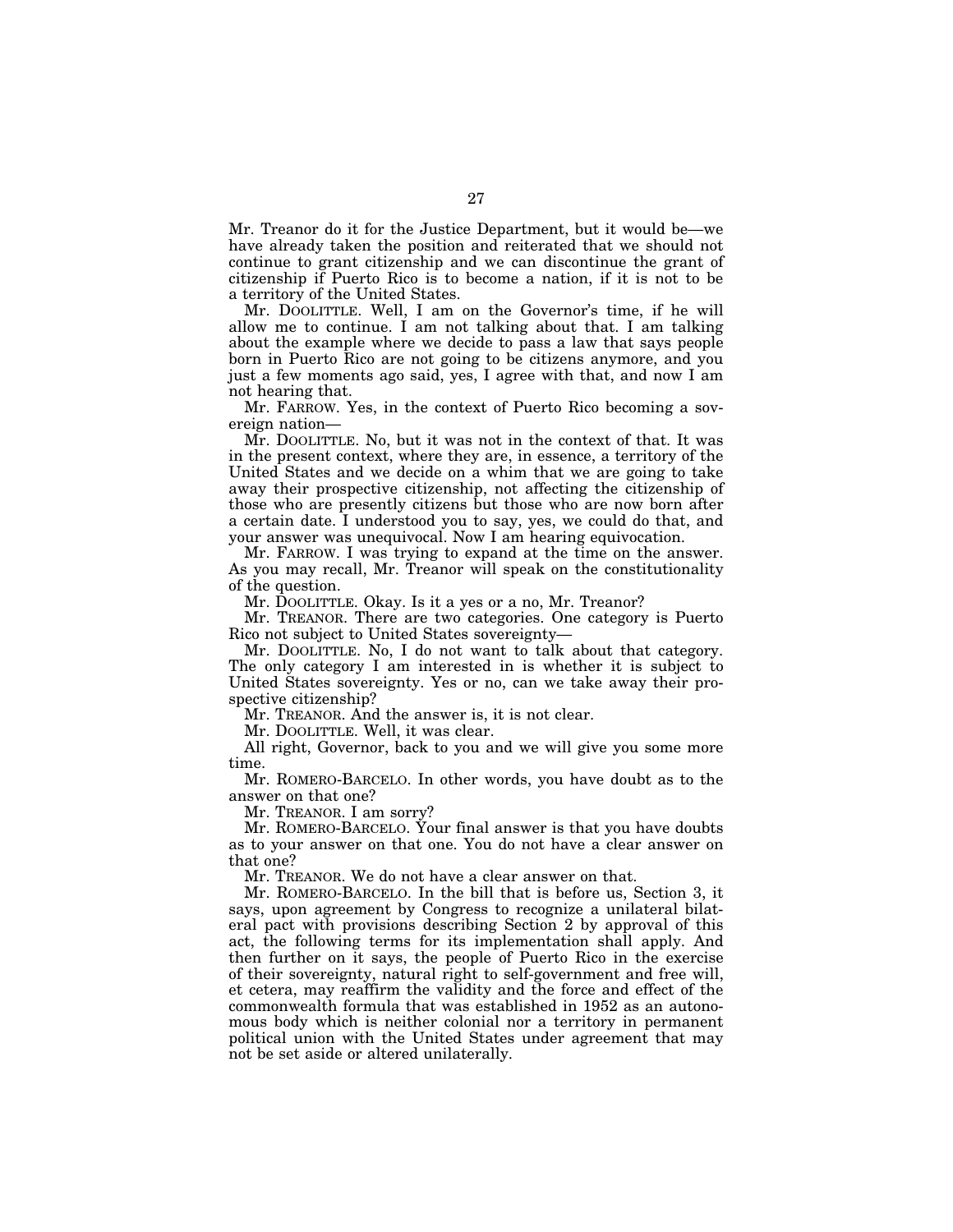Mr. Treanor do it for the Justice Department, but it would be—we have already taken the position and reiterated that we should not continue to grant citizenship and we can discontinue the grant of citizenship if Puerto Rico is to become a nation, if it is not to be a territory of the United States.

Mr. DOOLITTLE. Well, I am on the Governor's time, if he will allow me to continue. I am not talking about that. I am talking about the example where we decide to pass a law that says people born in Puerto Rico are not going to be citizens anymore, and you just a few moments ago said, yes, I agree with that, and now I am not hearing that.

Mr. FARROW. Yes, in the context of Puerto Rico becoming a sovereign nation—

Mr. DOOLITTLE. No, but it was not in the context of that. It was in the present context, where they are, in essence, a territory of the United States and we decide on a whim that we are going to take away their prospective citizenship, not affecting the citizenship of those who are presently citizens but those who are now born after a certain date. I understood you to say, yes, we could do that, and your answer was unequivocal. Now I am hearing equivocation.

Mr. FARROW. I was trying to expand at the time on the answer. As you may recall, Mr. Treanor will speak on the constitutionality of the question.

Mr. DOOLITTLE. Okay. Is it a yes or a no, Mr. Treanor?

Mr. TREANOR. There are two categories. One category is Puerto Rico not subject to United States sovereignty—

Mr. DOOLITTLE. No, I do not want to talk about that category. The only category I am interested in is whether it is subject to United States sovereignty. Yes or no, can we take away their prospective citizenship?

Mr. TREANOR. And the answer is, it is not clear.

Mr. DOOLITTLE. Well, it was clear.

All right, Governor, back to you and we will give you some more time.

Mr. ROMERO-BARCELO. In other words, you have doubt as to the answer on that one?

Mr. TREANOR. I am sorry?

Mr. ROMERO-BARCELO. Your final answer is that you have doubts as to your answer on that one. You do not have a clear answer on that one?

Mr. TREANOR. We do not have a clear answer on that.

Mr. ROMERO-BARCELO. In the bill that is before us, Section 3, it says, upon agreement by Congress to recognize a unilateral bilateral pact with provisions describing Section 2 by approval of this act, the following terms for its implementation shall apply. And then further on it says, the people of Puerto Rico in the exercise of their sovereignty, natural right to self-government and free will, et cetera, may reaffirm the validity and the force and effect of the commonwealth formula that was established in 1952 as an autonomous body which is neither colonial nor a territory in permanent political union with the United States under agreement that may not be set aside or altered unilaterally.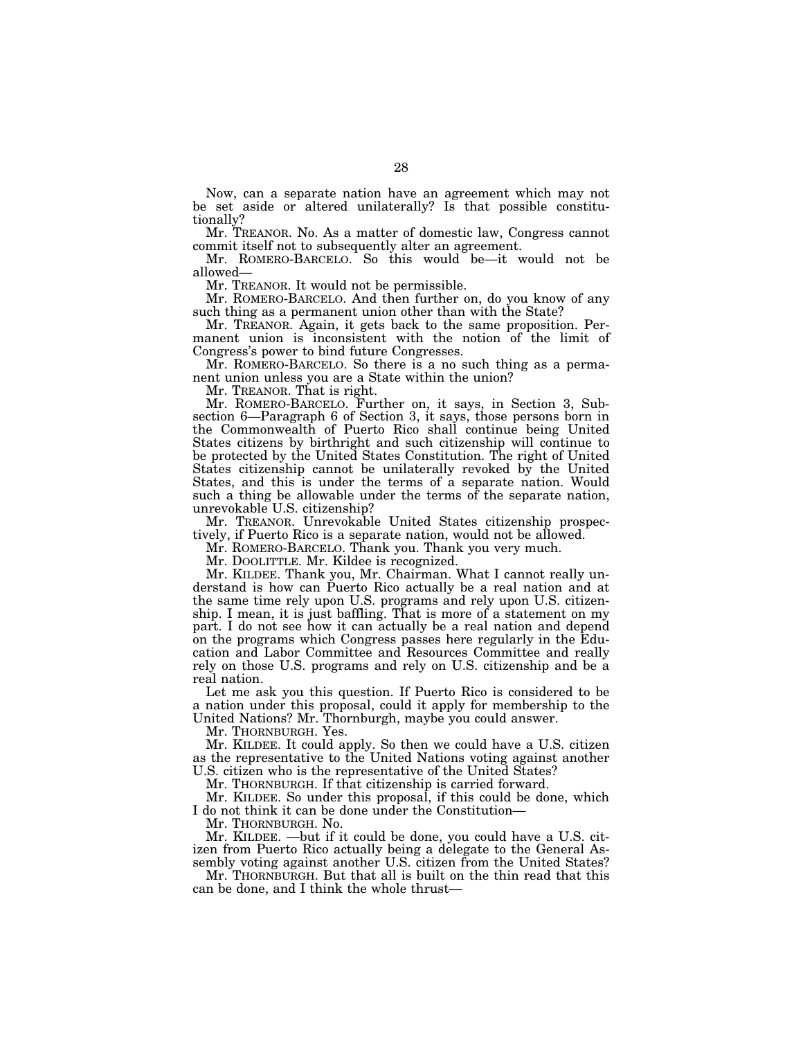Now, can a separate nation have an agreement which may not be set aside or altered unilaterally? Is that possible constitutionally?

Mr. TREANOR. No. As a matter of domestic law, Congress cannot commit itself not to subsequently alter an agreement.

Mr. ROMERO-BARCELO. So this would be—it would not be allowed—

Mr. TREANOR. It would not be permissible.

Mr. ROMERO-BARCELO. And then further on, do you know of any such thing as a permanent union other than with the State?

Mr. TREANOR. Again, it gets back to the same proposition. Permanent union is inconsistent with the notion of the limit of Congress's power to bind future Congresses.

Mr. ROMERO-BARCELO. So there is a no such thing as a permanent union unless you are a State within the union?

Mr. TREANOR. That is right.

Mr. ROMERO-BARCELO. Further on, it says, in Section 3, Subsection 6—Paragraph 6 of Section 3, it says, those persons born in the Commonwealth of Puerto Rico shall continue being United States citizens by birthright and such citizenship will continue to be protected by the United States Constitution. The right of United States citizenship cannot be unilaterally revoked by the United States, and this is under the terms of a separate nation. Would such a thing be allowable under the terms of the separate nation, unrevokable U.S. citizenship?

Mr. TREANOR. Unrevokable United States citizenship prospectively, if Puerto Rico is a separate nation, would not be allowed.

Mr. ROMERO-BARCELO. Thank you. Thank you very much.

Mr. DOOLITTLE. Mr. Kildee is recognized.

Mr. KILDEE. Thank you, Mr. Chairman. What I cannot really understand is how can Puerto Rico actually be a real nation and at the same time rely upon U.S. programs and rely upon U.S. citizenship. I mean, it is just baffling. That is more of a statement on my part. I do not see how it can actually be a real nation and depend on the programs which Congress passes here regularly in the Education and Labor Committee and Resources Committee and really rely on those U.S. programs and rely on U.S. citizenship and be a real nation.

Let me ask you this question. If Puerto Rico is considered to be a nation under this proposal, could it apply for membership to the United Nations? Mr. Thornburgh, maybe you could answer.

Mr. THORNBURGH. Yes.

Mr. KILDEE. It could apply. So then we could have a U.S. citizen as the representative to the United Nations voting against another U.S. citizen who is the representative of the United States?

Mr. THORNBURGH. If that citizenship is carried forward.

Mr. KILDEE. So under this proposal, if this could be done, which I do not think it can be done under the Constitution—

Mr. THORNBURGH. No.

Mr. KILDEE. —but if it could be done, you could have a U.S. citizen from Puerto Rico actually being a delegate to the General Assembly voting against another U.S. citizen from the United States?

Mr. THORNBURGH. But that all is built on the thin read that this can be done, and I think the whole thrust—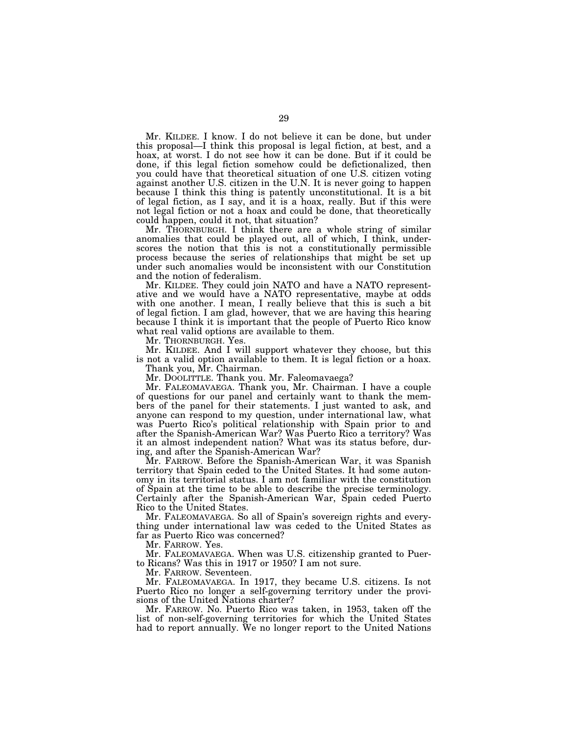Mr. KILDEE. I know. I do not believe it can be done, but under this proposal—I think this proposal is legal fiction, at best, and a hoax, at worst. I do not see how it can be done. But if it could be done, if this legal fiction somehow could be defictionalized, then you could have that theoretical situation of one U.S. citizen voting against another U.S. citizen in the U.N. It is never going to happen because I think this thing is patently unconstitutional. It is a bit of legal fiction, as I say, and it is a hoax, really. But if this were not legal fiction or not a hoax and could be done, that theoretically could happen, could it not, that situation?

Mr. THORNBURGH. I think there are a whole string of similar anomalies that could be played out, all of which, I think, underscores the notion that this is not a constitutionally permissible process because the series of relationships that might be set up under such anomalies would be inconsistent with our Constitution and the notion of federalism.

Mr. KILDEE. They could join NATO and have a NATO representative and we would have a NATO representative, maybe at odds with one another. I mean, I really believe that this is such a bit of legal fiction. I am glad, however, that we are having this hearing because I think it is important that the people of Puerto Rico know what real valid options are available to them.

Mr. THORNBURGH. Yes.

Mr. KILDEE. And I will support whatever they choose, but this is not a valid option available to them. It is legal fiction or a hoax.

Thank you, Mr. Chairman.

Mr. DOOLITTLE. Thank you. Mr. Faleomavaega?

Mr. FALEOMAVAEGA. Thank you, Mr. Chairman. I have a couple of questions for our panel and certainly want to thank the members of the panel for their statements. I just wanted to ask, and anyone can respond to my question, under international law, what was Puerto Rico's political relationship with Spain prior to and after the Spanish-American War? Was Puerto Rico a territory? Was it an almost independent nation? What was its status before, during, and after the Spanish-American War?

Mr. FARROW. Before the Spanish-American War, it was Spanish territory that Spain ceded to the United States. It had some autonomy in its territorial status. I am not familiar with the constitution of Spain at the time to be able to describe the precise terminology. Certainly after the Spanish-American War, Spain ceded Puerto Rico to the United States.

Mr. FALEOMAVAEGA. So all of Spain's sovereign rights and everything under international law was ceded to the United States as far as Puerto Rico was concerned?

Mr. FARROW. Yes.

Mr. FALEOMAVAEGA. When was U.S. citizenship granted to Puerto Ricans? Was this in 1917 or 1950? I am not sure.

Mr. FARROW. Seventeen.

Mr. FALEOMAVAEGA. In 1917, they became U.S. citizens. Is not Puerto Rico no longer a self-governing territory under the provisions of the United Nations charter?

Mr. FARROW. No. Puerto Rico was taken, in 1953, taken off the list of non-self-governing territories for which the United States had to report annually. We no longer report to the United Nations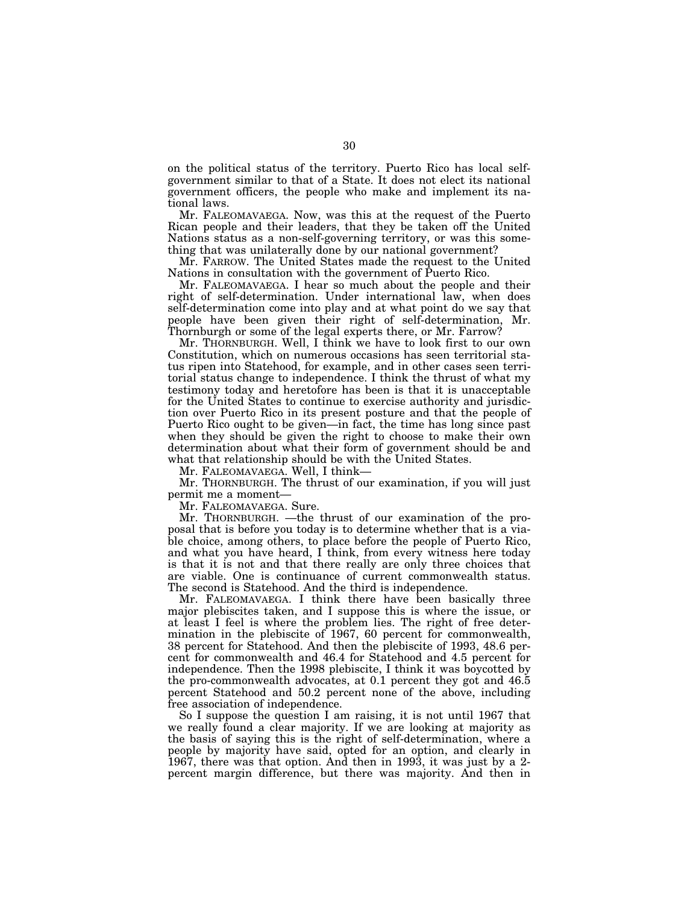on the political status of the territory. Puerto Rico has local self-government similar to that of a State. It does not elect its national government officers, the people who make and implement its national laws.

Mr. FALEOMAVAEGA. Now, was this at the request of the Puerto Rican people and their leaders, that they be taken off the United Nations status as a non-self-governing territory, or was this something that was unilaterally done by our national government?

Mr. FARROW. The United States made the request to the United Nations in consultation with the government of Puerto Rico.

Mr. FALEOMAVAEGA. I hear so much about the people and their right of self-determination. Under international law, when does self-determination come into play and at what point do we say that people have been given their right of self-determination, Mr. Thornburgh or some of the legal experts there, or Mr. Farrow?

Mr. THORNBURGH. Well, I think we have to look first to our own Constitution, which on numerous occasions has seen territorial status ripen into Statehood, for example, and in other cases seen territorial status change to independence. I think the thrust of what my testimony today and heretofore has been is that it is unacceptable for the United States to continue to exercise authority and jurisdiction over Puerto Rico in its present posture and that the people of Puerto Rico ought to be given—in fact, the time has long since past when they should be given the right to choose to make their own determination about what their form of government should be and what that relationship should be with the United States.

Mr. FALEOMAVAEGA. Well, I think—

Mr. THORNBURGH. The thrust of our examination, if you will just permit me a moment—

Mr. FALEOMAVAEGA. Sure.

Mr. THORNBURGH. —the thrust of our examination of the proposal that is before you today is to determine whether that is a viable choice, among others, to place before the people of Puerto Rico, and what you have heard, I think, from every witness here today is that it is not and that there really are only three choices that are viable. One is continuance of current commonwealth status. The second is Statehood. And the third is independence.

Mr. FALEOMAVAEGA. I think there have been basically three major plebiscites taken, and I suppose this is where the issue, or at least I feel is where the problem lies. The right of free determination in the plebiscite of 1967, 60 percent for commonwealth, 38 percent for Statehood. And then the plebiscite of 1993, 48.6 percent for commonwealth and 46.4 for Statehood and 4.5 percent for independence. Then the 1998 plebiscite, I think it was boycotted by the pro-commonwealth advocates, at 0.1 percent they got and 46.5 percent Statehood and 50.2 percent none of the above, including free association of independence.

So I suppose the question I am raising, it is not until 1967 that we really found a clear majority. If we are looking at majority as the basis of saying this is the right of self-determination, where a people by majority have said, opted for an option, and clearly in 1967, there was that option. And then in 1993, it was just by a 2-percent margin difference, but there was majority. And then in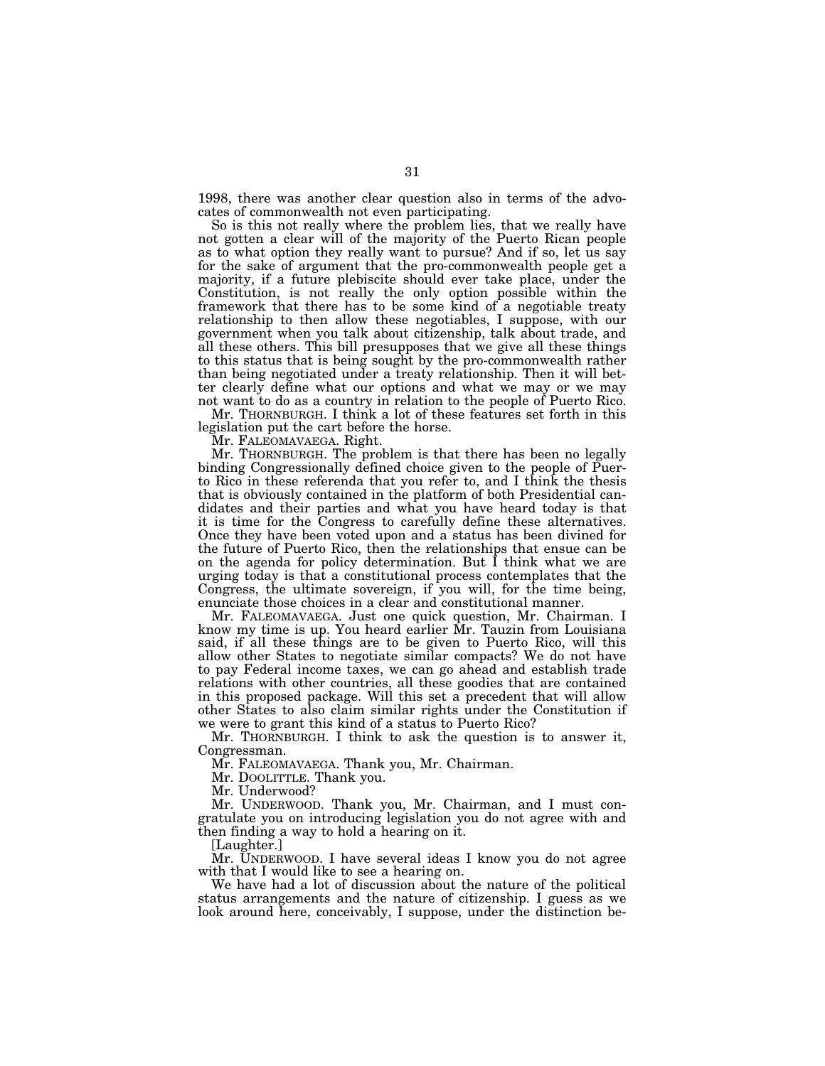1998, there was another clear question also in terms of the advocates of commonwealth not even participating.

So is this not really where the problem lies, that we really have not gotten a clear will of the majority of the Puerto Rican people as to what option they really want to pursue? And if so, let us say for the sake of argument that the pro-commonwealth people get a majority, if a future plebiscite should ever take place, under the Constitution, is not really the only option possible within the framework that there has to be some kind of a negotiable treaty relationship to then allow these negotiables, I suppose, with our government when you talk about citizenship, talk about trade, and all these others. This bill presupposes that we give all these things to this status that is being sought by the pro-commonwealth rather than being negotiated under a treaty relationship. Then it will better clearly define what our options and what we may or we may not want to do as a country in relation to the people of Puerto Rico.

Mr. THORNBURGH. I think a lot of these features set forth in this legislation put the cart before the horse.

Mr. FALEOMAVAEGA. Right.

Mr. THORNBURGH. The problem is that there has been no legally binding Congressionally defined choice given to the people of Puerto Rico in these referenda that you refer to, and I think the thesis that is obviously contained in the platform of both Presidential candidates and their parties and what you have heard today is that it is time for the Congress to carefully define these alternatives. Once they have been voted upon and a status has been divined for the future of Puerto Rico, then the relationships that ensue can be on the agenda for policy determination. But I think what we are urging today is that a constitutional process contemplates that the Congress, the ultimate sovereign, if you will, for the time being, enunciate those choices in a clear and constitutional manner.

Mr. FALEOMAVAEGA. Just one quick question, Mr. Chairman. I know my time is up. You heard earlier Mr. Tauzin from Louisiana said, if all these things are to be given to Puerto Rico, will this allow other States to negotiate similar compacts? We do not have to pay Federal income taxes, we can go ahead and establish trade relations with other countries, all these goodies that are contained in this proposed package. Will this set a precedent that will allow other States to also claim similar rights under the Constitution if we were to grant this kind of a status to Puerto Rico?

Mr. THORNBURGH. I think to ask the question is to answer it, Congressman.

Mr. FALEOMAVAEGA. Thank you, Mr. Chairman.

Mr. DOOLITTLE. Thank you.

Mr. Underwood?

Mr. UNDERWOOD. Thank you, Mr. Chairman, and I must congratulate you on introducing legislation you do not agree with and then finding a way to hold a hearing on it.

[Laughter.]

Mr. UNDERWOOD. I have several ideas I know you do not agree with that I would like to see a hearing on.

We have had a lot of discussion about the nature of the political status arrangements and the nature of citizenship. I guess as we look around here, conceivably, I suppose, under the distinction be-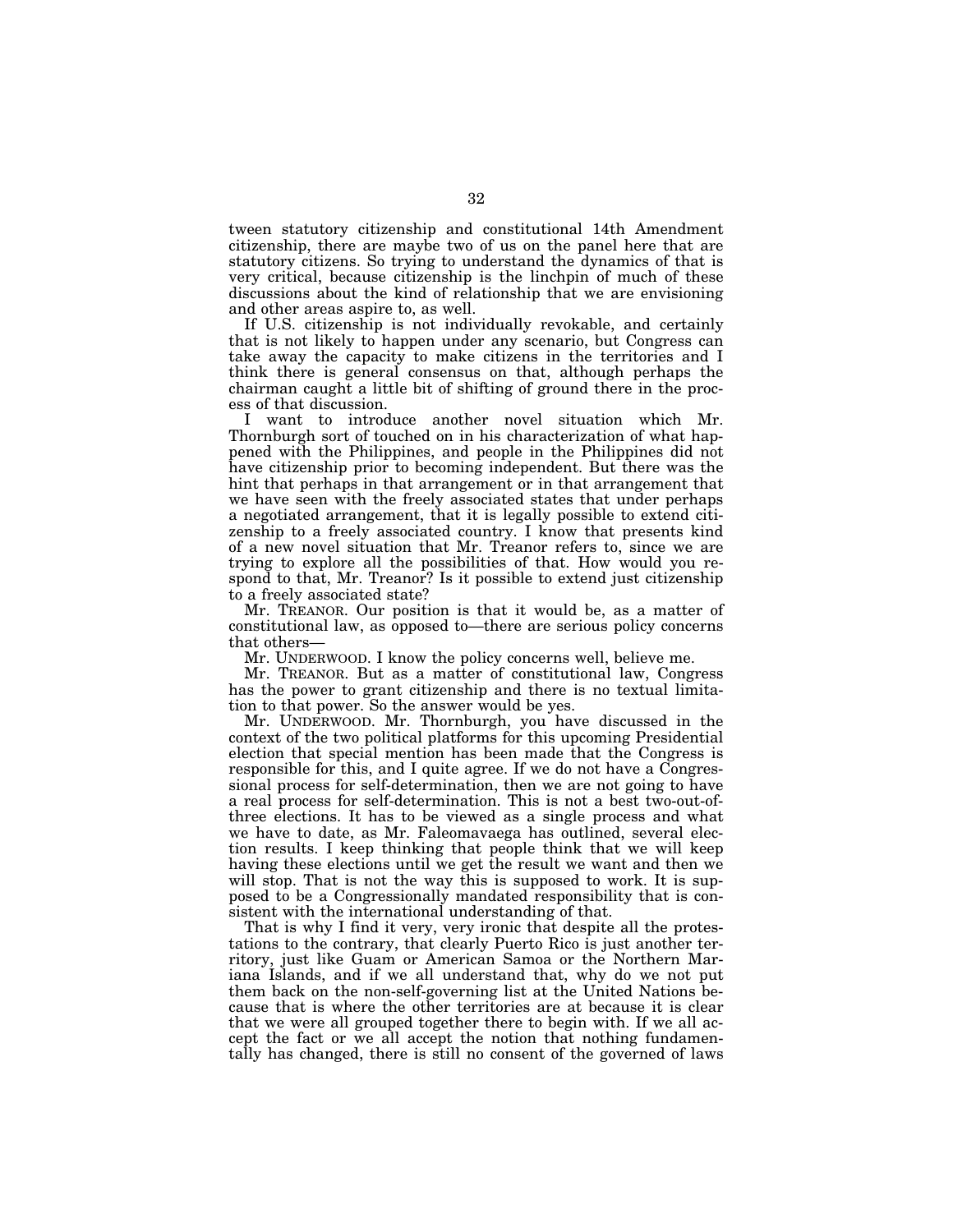tween statutory citizenship and constitutional 14th Amendment citizenship, there are maybe two of us on the panel here that are statutory citizens. So trying to understand the dynamics of that is very critical, because citizenship is the linchpin of much of these discussions about the kind of relationship that we are envisioning and other areas aspire to, as well.

If U.S. citizenship is not individually revokable, and certainly that is not likely to happen under any scenario, but Congress can take away the capacity to make citizens in the territories and I think there is general consensus on that, although perhaps the chairman caught a little bit of shifting of ground there in the process of that discussion.

I want to introduce another novel situation which Mr. Thornburgh sort of touched on in his characterization of what happened with the Philippines, and people in the Philippines did not have citizenship prior to becoming independent. But there was the hint that perhaps in that arrangement or in that arrangement that we have seen with the freely associated states that under perhaps a negotiated arrangement, that it is legally possible to extend citizenship to a freely associated country. I know that presents kind of a new novel situation that Mr. Treanor refers to, since we are trying to explore all the possibilities of that. How would you respond to that, Mr. Treanor? Is it possible to extend just citizenship to a freely associated state?

Mr. TREANOR. Our position is that it would be, as a matter of constitutional law, as opposed to—there are serious policy concerns that others—

Mr. UNDERWOOD. I know the policy concerns well, believe me.

Mr. TREANOR. But as a matter of constitutional law, Congress has the power to grant citizenship and there is no textual limitation to that power. So the answer would be yes.

Mr. UNDERWOOD. Mr. Thornburgh, you have discussed in the context of the two political platforms for this upcoming Presidential election that special mention has been made that the Congress is responsible for this, and I quite agree. If we do not have a Congressional process for self-determination, then we are not going to have a real process for self-determination. This is not a best two-out-of-three elections. It has to be viewed as a single process and what we have to date, as Mr. Faleomavaega has outlined, several election results. I keep thinking that people think that we will keep having these elections until we get the result we want and then we will stop. That is not the way this is supposed to work. It is supposed to be a Congressionally mandated responsibility that is consistent with the international understanding of that.

That is why I find it very, very ironic that despite all the protestations to the contrary, that clearly Puerto Rico is just another territory, just like Guam or American Samoa or the Northern Mariana Islands, and if we all understand that, why do we not put them back on the non-self-governing list at the United Nations because that is where the other territories are at because it is clear that we were all grouped together there to begin with. If we all accept the fact or we all accept the notion that nothing fundamentally has changed, there is still no consent of the governed of laws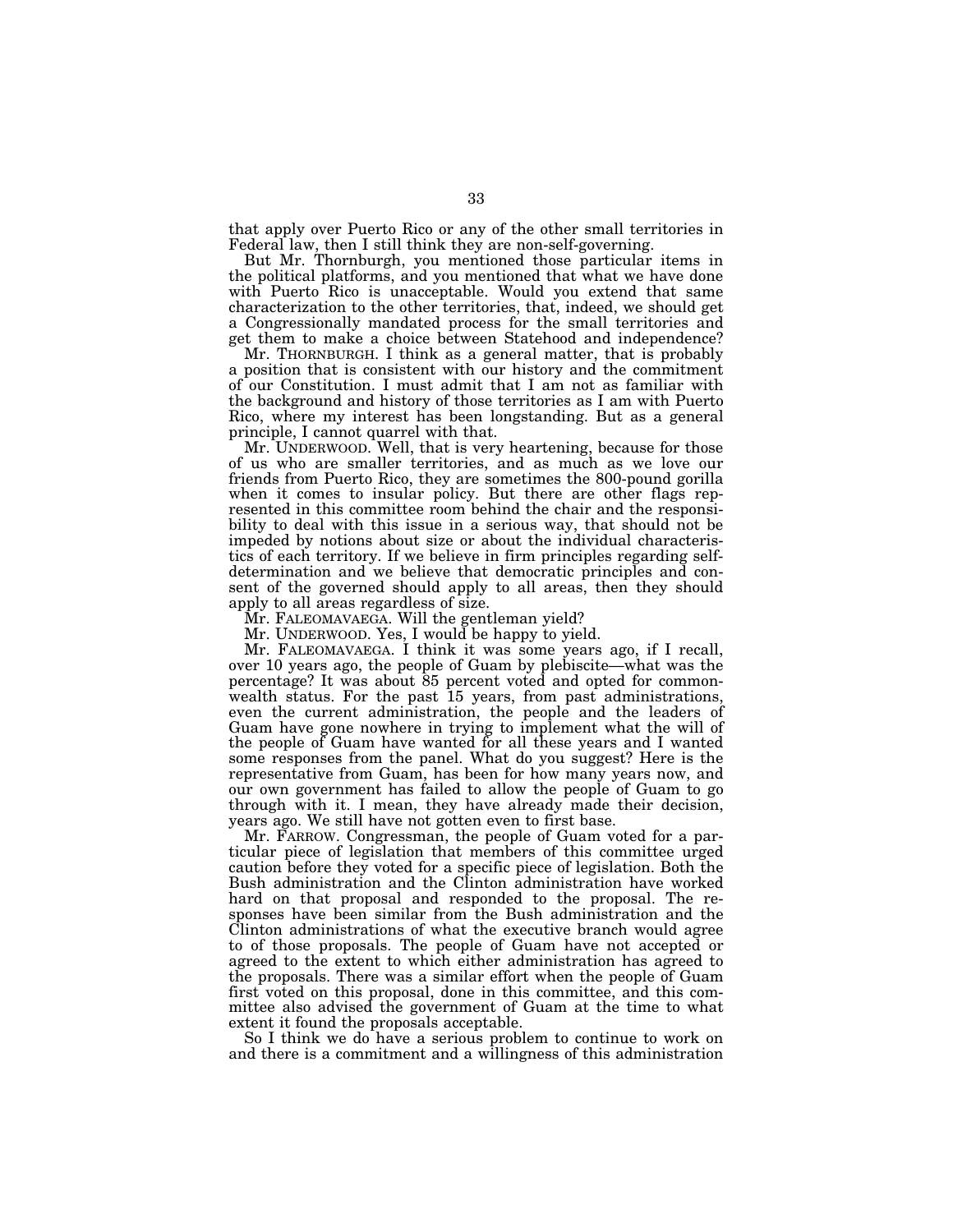that apply over Puerto Rico or any of the other small territories in Federal law, then I still think they are non-self-governing.

But Mr. Thornburgh, you mentioned those particular items in the political platforms, and you mentioned that what we have done with Puerto Rico is unacceptable. Would you extend that same characterization to the other territories, that, indeed, we should get a Congressionally mandated process for the small territories and get them to make a choice between Statehood and independence?

Mr. THORNBURGH. I think as a general matter, that is probably a position that is consistent with our history and the commitment of our Constitution. I must admit that I am not as familiar with the background and history of those territories as I am with Puerto Rico, where my interest has been longstanding. But as a general principle, I cannot quarrel with that.

Mr. UNDERWOOD. Well, that is very heartening, because for those of us who are smaller territories, and as much as we love our friends from Puerto Rico, they are sometimes the 800-pound gorilla when it comes to insular policy. But there are other flags represented in this committee room behind the chair and the responsibility to deal with this issue in a serious way, that should not be impeded by notions about size or about the individual characteristics of each territory. If we believe in firm principles regarding self-determination and we believe that democratic principles and consent of the governed should apply to all areas, then they should apply to all areas regardless of size.

Mr. FALEOMAVAEGA. Will the gentleman yield?

Mr. UNDERWOOD. Yes, I would be happy to yield.

Mr. FALEOMAVAEGA. I think it was some years ago, if I recall, over 10 years ago, the people of Guam by plebiscite—what was the percentage? It was about 85 percent voted and opted for commonwealth status. For the past 15 years, from past administrations, even the current administration, the people and the leaders of Guam have gone nowhere in trying to implement what the will of the people of Guam have wanted for all these years and I wanted some responses from the panel. What do you suggest? Here is the representative from Guam, has been for how many years now, and our own government has failed to allow the people of Guam to go through with it. I mean, they have already made their decision, years ago. We still have not gotten even to first base.

Mr. FARROW. Congressman, the people of Guam voted for a particular piece of legislation that members of this committee urged caution before they voted for a specific piece of legislation. Both the Bush administration and the Clinton administration have worked hard on that proposal and responded to the proposal. The responses have been similar from the Bush administration and the Clinton administrations of what the executive branch would agree to of those proposals. The people of Guam have not accepted or agreed to the extent to which either administration has agreed to the proposals. There was a similar effort when the people of Guam first voted on this proposal, done in this committee, and this committee also advised the government of Guam at the time to what extent it found the proposals acceptable.

So I think we do have a serious problem to continue to work on and there is a commitment and a willingness of this administration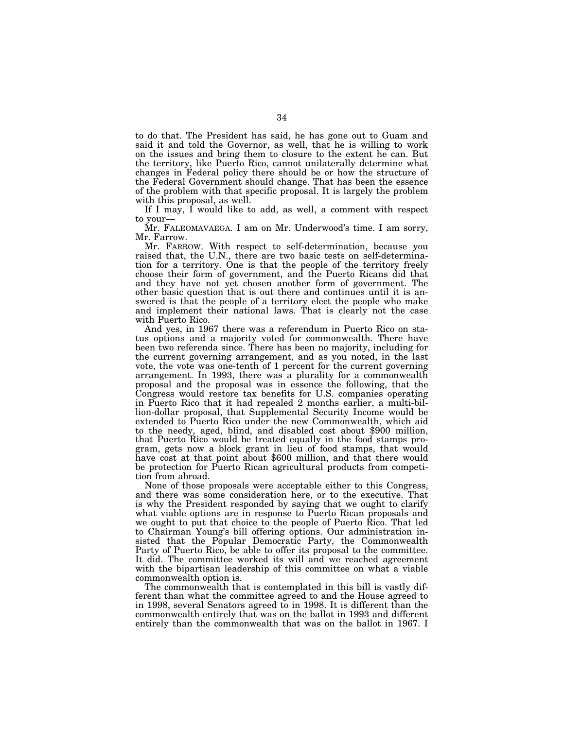to do that. The President has said, he has gone out to Guam and said it and told the Governor, as well, that he is willing to work on the issues and bring them to closure to the extent he can. But the territory, like Puerto Rico, cannot unilaterally determine what changes in Federal policy there should be or how the structure of the Federal Government should change. That has been the essence of the problem with that specific proposal. It is largely the problem with this proposal, as well.

If I may, I would like to add, as well, a comment with respect to your—

Mr. FALEOMAVAEGA. I am on Mr. Underwood's time. I am sorry, Mr. Farrow.

Mr. FARROW. With respect to self-determination, because you raised that, the U.N., there are two basic tests on self-determination for a territory. One is that the people of the territory freely choose their form of government, and the Puerto Ricans did that and they have not yet chosen another form of government. The other basic question that is out there and continues until it is answered is that the people of a territory elect the people who make and implement their national laws. That is clearly not the case with Puerto Rico.

And yes, in 1967 there was a referendum in Puerto Rico on status options and a majority voted for commonwealth. There have been two referenda since. There has been no majority, including for the current governing arrangement, and as you noted, in the last vote, the vote was one-tenth of 1 percent for the current governing arrangement. In 1993, there was a plurality for a commonwealth proposal and the proposal was in essence the following, that the Congress would restore tax benefits for U.S. companies operating in Puerto Rico that it had repealed 2 months earlier, a multi-billion-dollar proposal, that Supplemental Security Income would be extended to Puerto Rico under the new Commonwealth, which aid to the needy, aged, blind, and disabled cost about $900 million, that Puerto Rico would be treated equally in the food stamps program, gets now a block grant in lieu of food stamps, that would have cost at that point about $600 million, and that there would be protection for Puerto Rican agricultural products from competition from abroad.

None of those proposals were acceptable either to this Congress, and there was some consideration here, or to the executive. That is why the President responded by saying that we ought to clarify what viable options are in response to Puerto Rican proposals and we ought to put that choice to the people of Puerto Rico. That led to Chairman Young's bill offering options. Our administration insisted that the Popular Democratic Party, the Commonwealth Party of Puerto Rico, be able to offer its proposal to the committee. It did. The committee worked its will and we reached agreement with the bipartisan leadership of this committee on what a viable commonwealth option is.

The commonwealth that is contemplated in this bill is vastly different than what the committee agreed to and the House agreed to in 1998, several Senators agreed to in 1998. It is different than the commonwealth entirely that was on the ballot in 1993 and different entirely than the commonwealth that was on the ballot in 1967. I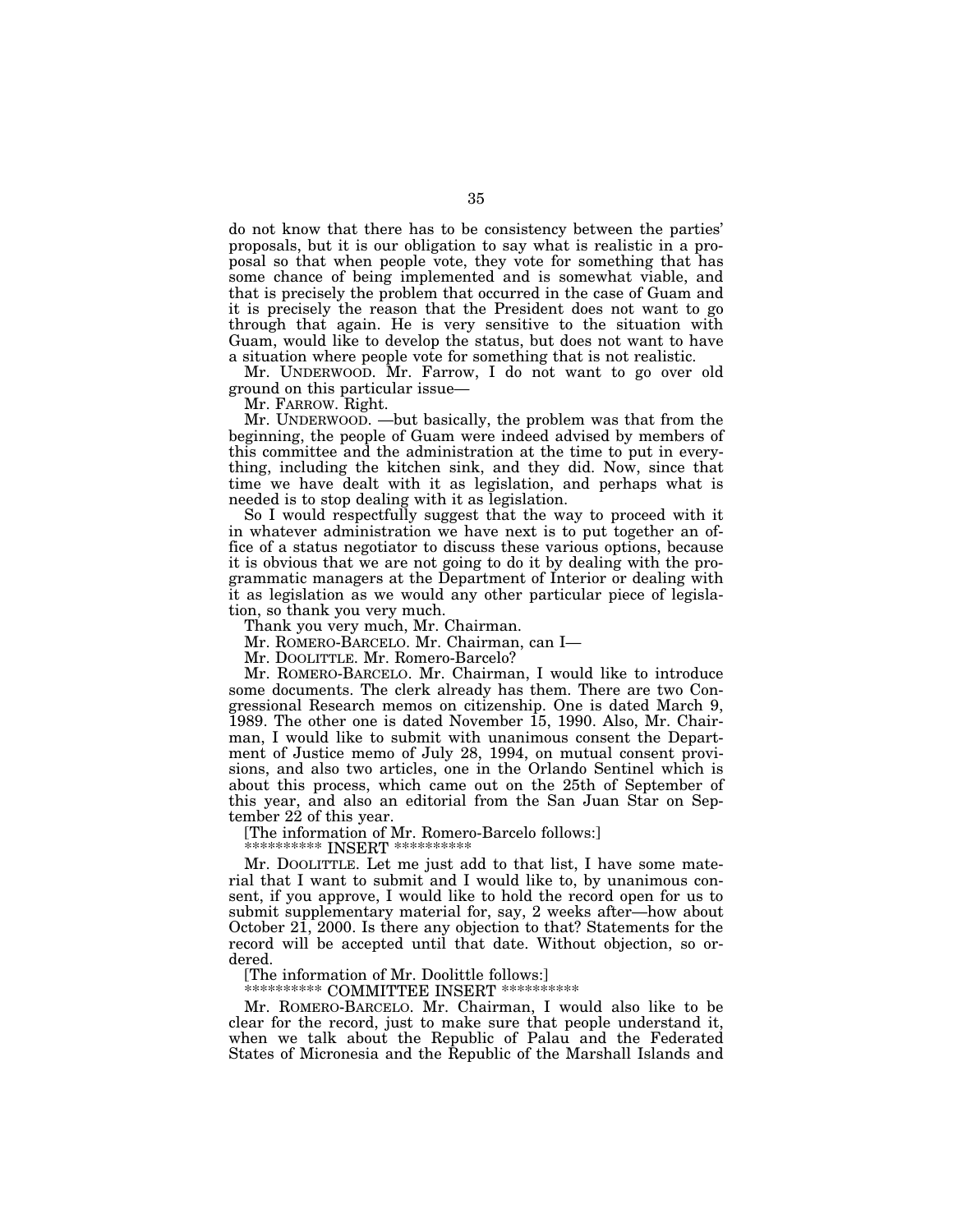do not know that there has to be consistency between the parties' proposals, but it is our obligation to say what is realistic in a proposal so that when people vote, they vote for something that has some chance of being implemented and is somewhat viable, and that is precisely the problem that occurred in the case of Guam and it is precisely the reason that the President does not want to go through that again. He is very sensitive to the situation with Guam, would like to develop the status, but does not want to have a situation where people vote for something that is not realistic.

Mr. UNDERWOOD. Mr. Farrow, I do not want to go over old ground on this particular issue—

Mr. FARROW. Right.

Mr. UNDERWOOD. —but basically, the problem was that from the beginning, the people of Guam were indeed advised by members of this committee and the administration at the time to put in everything, including the kitchen sink, and they did. Now, since that time we have dealt with it as legislation, and perhaps what is needed is to stop dealing with it as legislation.

So I would respectfully suggest that the way to proceed with it in whatever administration we have next is to put together an office of a status negotiator to discuss these various options, because it is obvious that we are not going to do it by dealing with the programmatic managers at the Department of Interior or dealing with it as legislation as we would any other particular piece of legislation, so thank you very much.

Thank you very much, Mr. Chairman.

Mr. ROMERO-BARCELO. Mr. Chairman, can I—

Mr. DOOLITTLE. Mr. Romero-Barcelo?

Mr. ROMERO-BARCELO. Mr. Chairman, I would like to introduce some documents. The clerk already has them. There are two Congressional Research memos on citizenship. One is dated March 9, 1989. The other one is dated November 15, 1990. Also, Mr. Chairman, I would like to submit with unanimous consent the Department of Justice memo of July 28, 1994, on mutual consent provisions, and also two articles, one in the Orlando Sentinel which is about this process, which came out on the 25th of September of this year, and also an editorial from the San Juan Star on September 22 of this year.

[The information of Mr. Romero-Barcelo follows:]

********** INSERT **********

Mr. DOOLITTLE. Let me just add to that list, I have some material that I want to submit and I would like to, by unanimous consent, if you approve, I would like to hold the record open for us to submit supplementary material for, say, 2 weeks after—how about October 21, 2000. Is there any objection to that? Statements for the record will be accepted until that date. Without objection, so ordered.

[The information of Mr. Doolittle follows:]

********** COMMITTEE INSERT **********

Mr. ROMERO-BARCELO. Mr. Chairman, I would also like to be clear for the record, just to make sure that people understand it, when we talk about the Republic of Palau and the Federated States of Micronesia and the Republic of the Marshall Islands and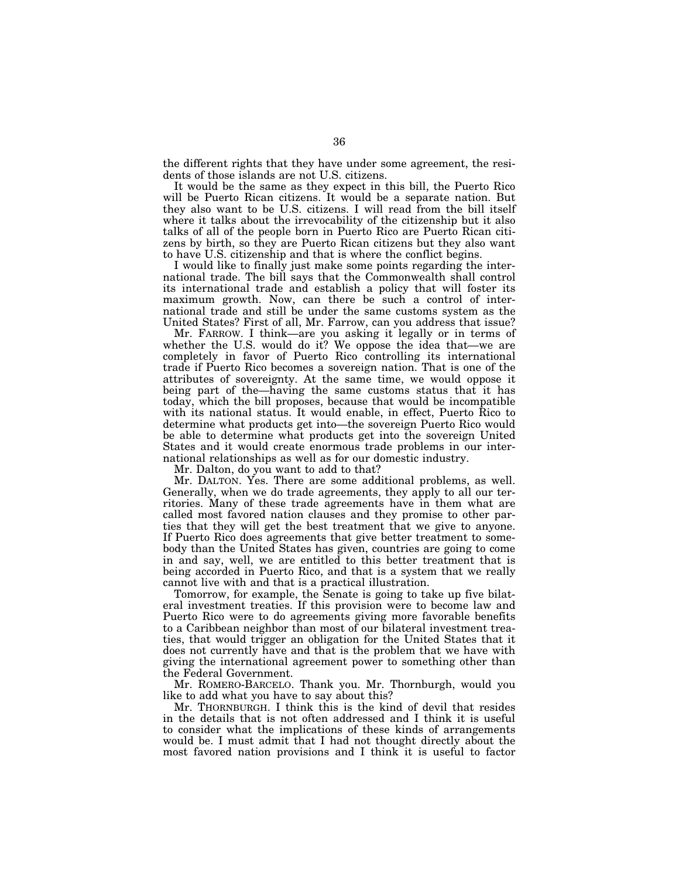the different rights that they have under some agreement, the residents of those islands are not U.S. citizens.

It would be the same as they expect in this bill, the Puerto Rico will be Puerto Rican citizens. It would be a separate nation. But they also want to be U.S. citizens. I will read from the bill itself where it talks about the irrevocability of the citizenship but it also talks of all of the people born in Puerto Rico are Puerto Rican citizens by birth, so they are Puerto Rican citizens but they also want to have U.S. citizenship and that is where the conflict begins.

I would like to finally just make some points regarding the international trade. The bill says that the Commonwealth shall control its international trade and establish a policy that will foster its maximum growth. Now, can there be such a control of international trade and still be under the same customs system as the United States? First of all, Mr. Farrow, can you address that issue?

Mr. FARROW. I think—are you asking it legally or in terms of whether the U.S. would do it? We oppose the idea that—we are completely in favor of Puerto Rico controlling its international trade if Puerto Rico becomes a sovereign nation. That is one of the attributes of sovereignty. At the same time, we would oppose it being part of the—having the same customs status that it has today, which the bill proposes, because that would be incompatible with its national status. It would enable, in effect, Puerto Rico to determine what products get into—the sovereign Puerto Rico would be able to determine what products get into the sovereign United States and it would create enormous trade problems in our international relationships as well as for our domestic industry.

Mr. Dalton, do you want to add to that?

Mr. DALTON. Yes. There are some additional problems, as well. Generally, when we do trade agreements, they apply to all our territories. Many of these trade agreements have in them what are called most favored nation clauses and they promise to other parties that they will get the best treatment that we give to anyone. If Puerto Rico does agreements that give better treatment to somebody than the United States has given, countries are going to come in and say, well, we are entitled to this better treatment that is being accorded in Puerto Rico, and that is a system that we really cannot live with and that is a practical illustration.

Tomorrow, for example, the Senate is going to take up five bilateral investment treaties. If this provision were to become law and Puerto Rico were to do agreements giving more favorable benefits to a Caribbean neighbor than most of our bilateral investment treaties, that would trigger an obligation for the United States that it does not currently have and that is the problem that we have with giving the international agreement power to something other than the Federal Government.

Mr. ROMERO-BARCELO. Thank you. Mr. Thornburgh, would you like to add what you have to say about this?

Mr. THORNBURGH. I think this is the kind of devil that resides in the details that is not often addressed and I think it is useful to consider what the implications of these kinds of arrangements would be. I must admit that I had not thought directly about the most favored nation provisions and I think it is useful to factor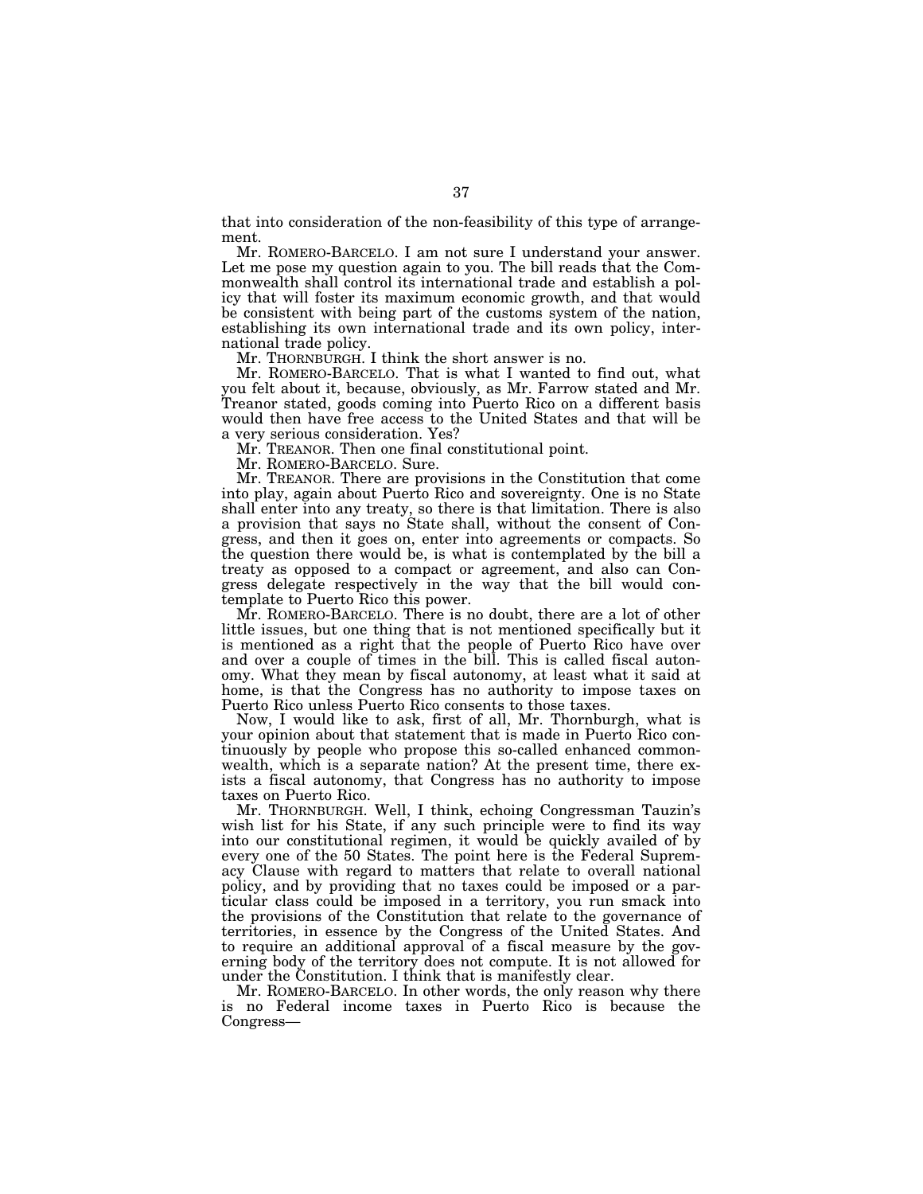that into consideration of the non-feasibility of this type of arrangement.

Mr. ROMERO-BARCELO. I am not sure I understand your answer. Let me pose my question again to you. The bill reads that the Commonwealth shall control its international trade and establish a policy that will foster its maximum economic growth, and that would be consistent with being part of the customs system of the nation, establishing its own international trade and its own policy, international trade policy.

Mr. THORNBURGH. I think the short answer is no.

Mr. ROMERO-BARCELO. That is what I wanted to find out, what you felt about it, because, obviously, as Mr. Farrow stated and Mr. Treanor stated, goods coming into Puerto Rico on a different basis would then have free access to the United States and that will be a very serious consideration. Yes?

Mr. TREANOR. Then one final constitutional point.

Mr. ROMERO-BARCELO. Sure.

Mr. TREANOR. There are provisions in the Constitution that come into play, again about Puerto Rico and sovereignty. One is no State shall enter into any treaty, so there is that limitation. There is also a provision that says no State shall, without the consent of Congress, and then it goes on, enter into agreements or compacts. So the question there would be, is what is contemplated by the bill a treaty as opposed to a compact or agreement, and also can Congress delegate respectively in the way that the bill would contemplate to Puerto Rico this power.

Mr. ROMERO-BARCELO. There is no doubt, there are a lot of other little issues, but one thing that is not mentioned specifically but it is mentioned as a right that the people of Puerto Rico have over and over a couple of times in the bill. This is called fiscal autonomy. What they mean by fiscal autonomy, at least what it said at home, is that the Congress has no authority to impose taxes on Puerto Rico unless Puerto Rico consents to those taxes.

Now, I would like to ask, first of all, Mr. Thornburgh, what is your opinion about that statement that is made in Puerto Rico continuously by people who propose this so-called enhanced commonwealth, which is a separate nation? At the present time, there exists a fiscal autonomy, that Congress has no authority to impose taxes on Puerto Rico.

Mr. THORNBURGH. Well, I think, echoing Congressman Tauzin's wish list for his State, if any such principle were to find its way into our constitutional regimen, it would be quickly availed of by every one of the 50 States. The point here is the Federal Supremacy Clause with regard to matters that relate to overall national policy, and by providing that no taxes could be imposed or a particular class could be imposed in a territory, you run smack into the provisions of the Constitution that relate to the governance of territories, in essence by the Congress of the United States. And to require an additional approval of a fiscal measure by the governing body of the territory does not compute. It is not allowed for under the Constitution. I think that is manifestly clear.

Mr. ROMERO-BARCELO. In other words, the only reason why there is no Federal income taxes in Puerto Rico is because the Congress—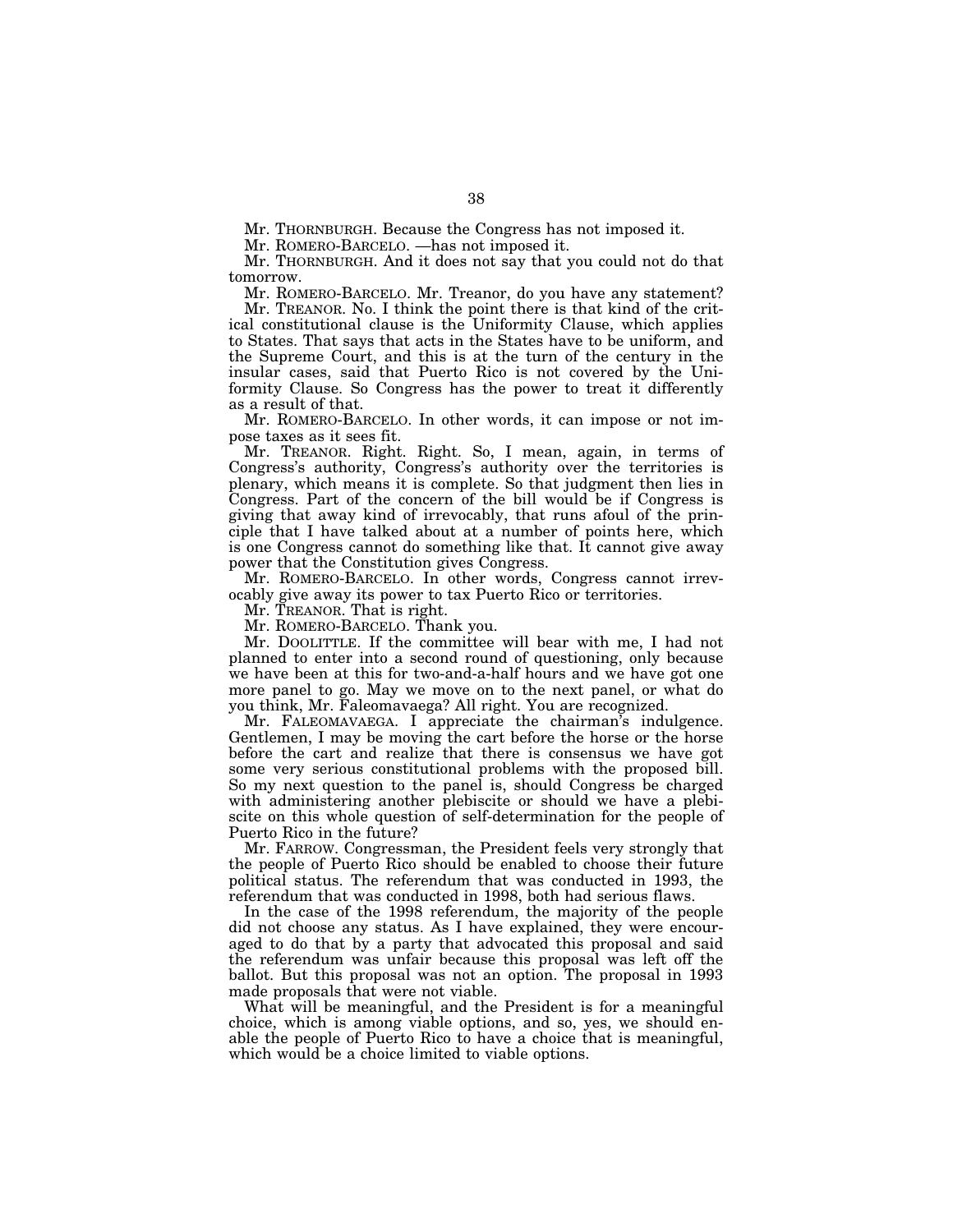Mr. THORNBURGH. Because the Congress has not imposed it.

Mr. ROMERO-BARCELO. —has not imposed it.

Mr. THORNBURGH. And it does not say that you could not do that tomorrow.

Mr. ROMERO-BARCELO. Mr. Treanor, do you have any statement?

Mr. TREANOR. No. I think the point there is that kind of the critical constitutional clause is the Uniformity Clause, which applies to States. That says that acts in the States have to be uniform, and the Supreme Court, and this is at the turn of the century in the insular cases, said that Puerto Rico is not covered by the Uniformity Clause. So Congress has the power to treat it differently as a result of that.

Mr. ROMERO-BARCELO. In other words, it can impose or not impose taxes as it sees fit.

Mr. TREANOR. Right. Right. So, I mean, again, in terms of Congress's authority, Congress's authority over the territories is plenary, which means it is complete. So that judgment then lies in Congress. Part of the concern of the bill would be if Congress is giving that away kind of irrevocably, that runs afoul of the principle that I have talked about at a number of points here, which is one Congress cannot do something like that. It cannot give away power that the Constitution gives Congress.

Mr. ROMERO-BARCELO. In other words, Congress cannot irrevocably give away its power to tax Puerto Rico or territories.

Mr. TREANOR. That is right.

Mr. ROMERO-BARCELO. Thank you.

Mr. DOOLITTLE. If the committee will bear with me, I had not planned to enter into a second round of questioning, only because we have been at this for two-and-a-half hours and we have got one more panel to go. May we move on to the next panel, or what do you think, Mr. Faleomavaega? All right. You are recognized.

Mr. FALEOMAVAEGA. I appreciate the chairman's indulgence. Gentlemen, I may be moving the cart before the horse or the horse before the cart and realize that there is consensus we have got some very serious constitutional problems with the proposed bill. So my next question to the panel is, should Congress be charged with administering another plebiscite or should we have a plebiscite on this whole question of self-determination for the people of Puerto Rico in the future?

Mr. FARROW. Congressman, the President feels very strongly that the people of Puerto Rico should be enabled to choose their future political status. The referendum that was conducted in 1993, the referendum that was conducted in 1998, both had serious flaws.

In the case of the 1998 referendum, the majority of the people did not choose any status. As I have explained, they were encouraged to do that by a party that advocated this proposal and said the referendum was unfair because this proposal was left off the ballot. But this proposal was not an option. The proposal in 1993 made proposals that were not viable.

What will be meaningful, and the President is for a meaningful choice, which is among viable options, and so, yes, we should enable the people of Puerto Rico to have a choice that is meaningful, which would be a choice limited to viable options.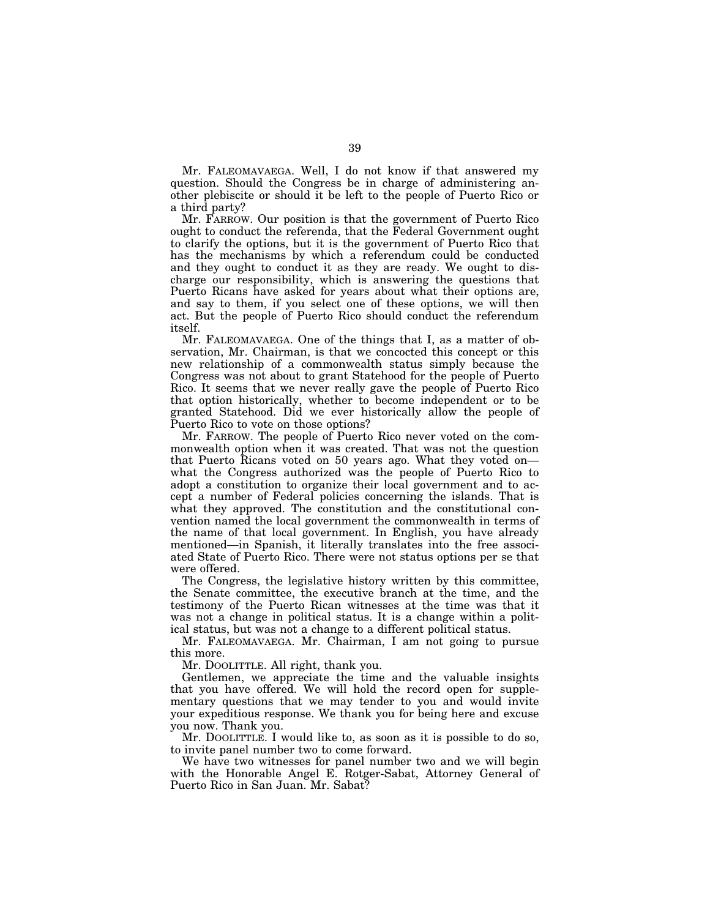Mr. FALEOMAVAEGA. Well, I do not know if that answered my question. Should the Congress be in charge of administering another plebiscite or should it be left to the people of Puerto Rico or a third party?

Mr. FARROW. Our position is that the government of Puerto Rico ought to conduct the referenda, that the Federal Government ought to clarify the options, but it is the government of Puerto Rico that has the mechanisms by which a referendum could be conducted and they ought to conduct it as they are ready. We ought to discharge our responsibility, which is answering the questions that Puerto Ricans have asked for years about what their options are, and say to them, if you select one of these options, we will then act. But the people of Puerto Rico should conduct the referendum itself.

Mr. FALEOMAVAEGA. One of the things that I, as a matter of observation, Mr. Chairman, is that we concocted this concept or this new relationship of a commonwealth status simply because the Congress was not about to grant Statehood for the people of Puerto Rico. It seems that we never really gave the people of Puerto Rico that option historically, whether to become independent or to be granted Statehood. Did we ever historically allow the people of Puerto Rico to vote on those options?

Mr. FARROW. The people of Puerto Rico never voted on the commonwealth option when it was created. That was not the question that Puerto Ricans voted on 50 years ago. What they voted on—what the Congress authorized was the people of Puerto Rico to adopt a constitution to organize their local government and to accept a number of Federal policies concerning the islands. That is what they approved. The constitution and the constitutional convention named the local government the commonwealth in terms of the name of that local government. In English, you have already mentioned—in Spanish, it literally translates into the free associated State of Puerto Rico. There were not status options per se that were offered.

The Congress, the legislative history written by this committee, the Senate committee, the executive branch at the time, and the testimony of the Puerto Rican witnesses at the time was that it was not a change in political status. It is a change within a political status, but was not a change to a different political status.

Mr. FALEOMAVAEGA. Mr. Chairman, I am not going to pursue this more.

Mr. DOOLITTLE. All right, thank you.

Gentlemen, we appreciate the time and the valuable insights that you have offered. We will hold the record open for supplementary questions that we may tender to you and would invite your expeditious response. We thank you for being here and excuse you now. Thank you.

Mr. DOOLITTLE. I would like to, as soon as it is possible to do so, to invite panel number two to come forward.

We have two witnesses for panel number two and we will begin with the Honorable Angel E. Rotger-Sabat, Attorney General of Puerto Rico in San Juan. Mr. Sabat?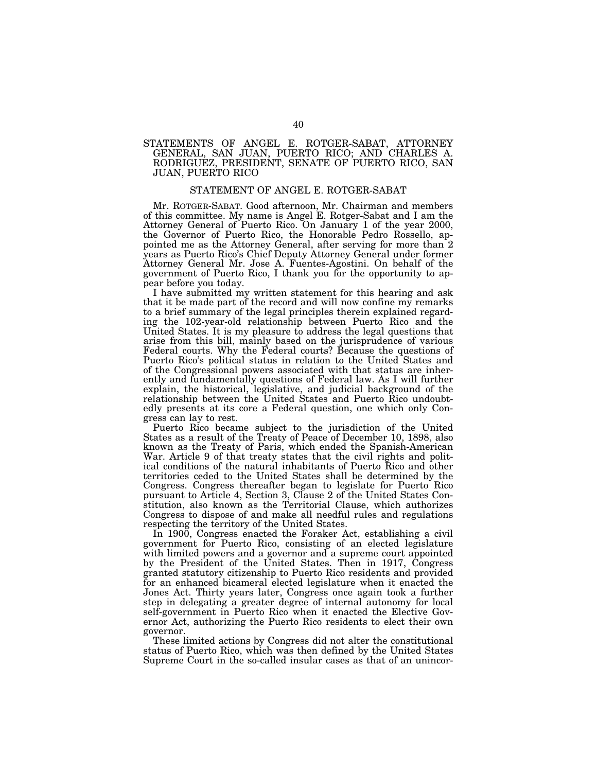## STATEMENTS OF ANGEL E. ROTGER-SABAT, ATTORNEY GENERAL, SAN JUAN, PUERTO RICO; AND CHARLES A. RODRIGUEZ, PRESIDENT, SENATE OF PUERTO RICO, SAN JUAN, PUERTO RICO

### STATEMENT OF ANGEL E. ROTGER-SABAT

Mr. ROTGER-SABAT. Good afternoon, Mr. Chairman and members of this committee. My name is Angel E. Rotger-Sabat and I am the Attorney General of Puerto Rico. On January 1 of the year 2000, the Governor of Puerto Rico, the Honorable Pedro Rossello, appointed me as the Attorney General, after serving for more than 2 years as Puerto Rico's Chief Deputy Attorney General under former Attorney General Mr. Jose A. Fuentes-Agostini. On behalf of the government of Puerto Rico, I thank you for the opportunity to appear before you today.

I have submitted my written statement for this hearing and ask that it be made part of the record and will now confine my remarks to a brief summary of the legal principles therein explained regarding the 102-year-old relationship between Puerto Rico and the United States. It is my pleasure to address the legal questions that arise from this bill, mainly based on the jurisprudence of various Federal courts. Why the Federal courts? Because the questions of Puerto Rico's political status in relation to the United States and of the Congressional powers associated with that status are inherently and fundamentally questions of Federal law. As I will further explain, the historical, legislative, and judicial background of the relationship between the United States and Puerto Rico undoubtedly presents at its core a Federal question, one which only Congress can lay to rest.

Puerto Rico became subject to the jurisdiction of the United States as a result of the Treaty of Peace of December 10, 1898, also known as the Treaty of Paris, which ended the Spanish-American War. Article 9 of that treaty states that the civil rights and political conditions of the natural inhabitants of Puerto Rico and other territories ceded to the United States shall be determined by the Congress. Congress thereafter began to legislate for Puerto Rico pursuant to Article 4, Section 3, Clause 2 of the United States Constitution, also known as the Territorial Clause, which authorizes Congress to dispose of and make all needful rules and regulations respecting the territory of the United States.

In 1900, Congress enacted the Foraker Act, establishing a civil government for Puerto Rico, consisting of an elected legislature with limited powers and a governor and a supreme court appointed by the President of the United States. Then in 1917, Congress granted statutory citizenship to Puerto Rico residents and provided for an enhanced bicameral elected legislature when it enacted the Jones Act. Thirty years later, Congress once again took a further step in delegating a greater degree of internal autonomy for local self-government in Puerto Rico when it enacted the Elective Governor Act, authorizing the Puerto Rico residents to elect their own governor.

These limited actions by Congress did not alter the constitutional status of Puerto Rico, which was then defined by the United States Supreme Court in the so-called insular cases as that of an unincor-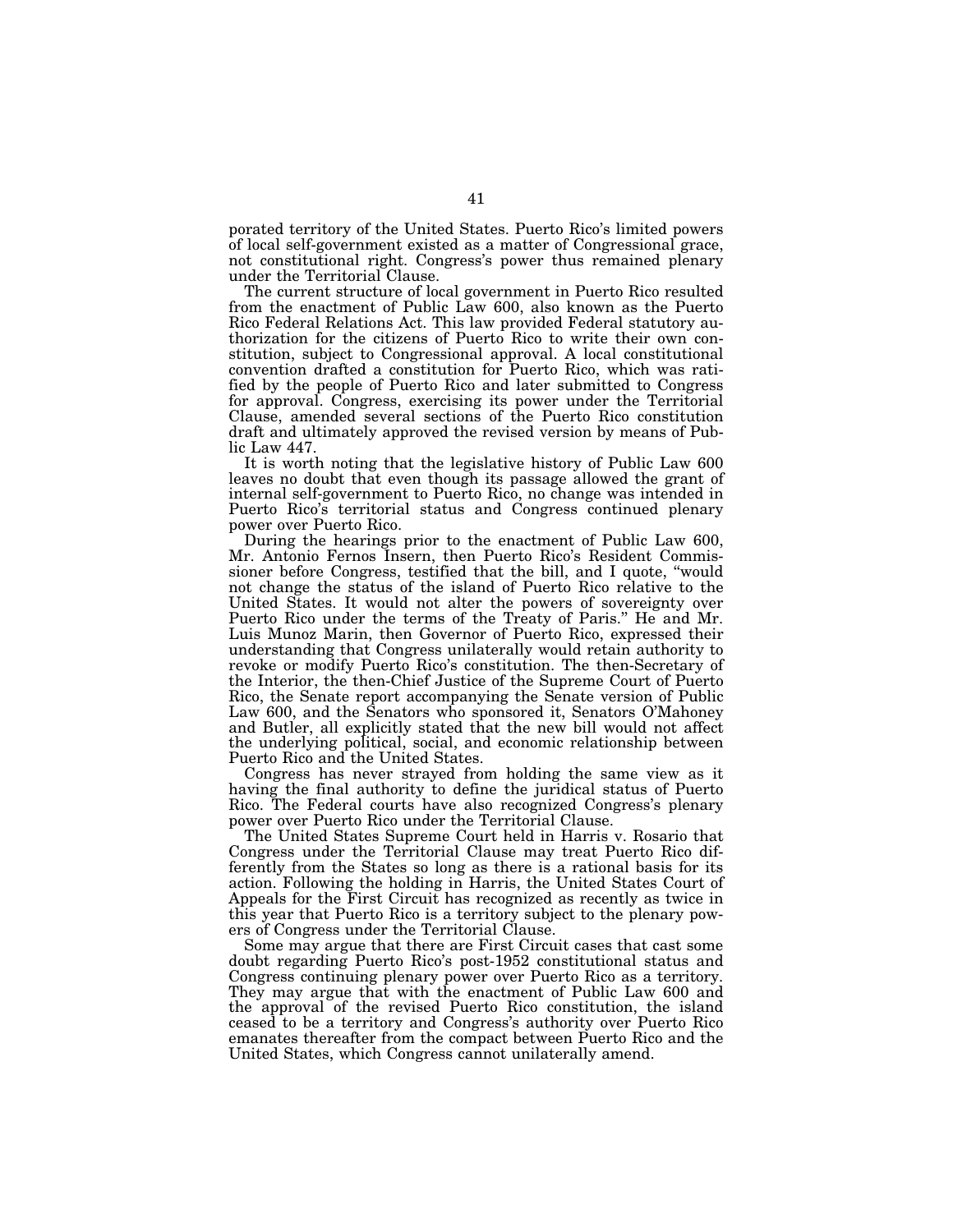porated territory of the United States. Puerto Rico's limited powers of local self-government existed as a matter of Congressional grace, not constitutional right. Congress's power thus remained plenary under the Territorial Clause.

The current structure of local government in Puerto Rico resulted from the enactment of Public Law 600, also known as the Puerto Rico Federal Relations Act. This law provided Federal statutory authorization for the citizens of Puerto Rico to write their own constitution, subject to Congressional approval. A local constitutional convention drafted a constitution for Puerto Rico, which was ratified by the people of Puerto Rico and later submitted to Congress for approval. Congress, exercising its power under the Territorial Clause, amended several sections of the Puerto Rico constitution draft and ultimately approved the revised version by means of Public Law 447.

It is worth noting that the legislative history of Public Law 600 leaves no doubt that even though its passage allowed the grant of internal self-government to Puerto Rico, no change was intended in Puerto Rico's territorial status and Congress continued plenary power over Puerto Rico.

During the hearings prior to the enactment of Public Law 600, Mr. Antonio Fernos Insern, then Puerto Rico's Resident Commissioner before Congress, testified that the bill, and I quote, "would not change the status of the island of Puerto Rico relative to the United States. It would not alter the powers of sovereignty over Puerto Rico under the terms of the Treaty of Paris." He and Mr. Luis Munoz Marin, then Governor of Puerto Rico, expressed their understanding that Congress unilaterally would retain authority to revoke or modify Puerto Rico's constitution. The then-Secretary of the Interior, the then-Chief Justice of the Supreme Court of Puerto Rico, the Senate report accompanying the Senate version of Public Law 600, and the Senators who sponsored it, Senators O'Mahoney and Butler, all explicitly stated that the new bill would not affect the underlying political, social, and economic relationship between Puerto Rico and the United States.

Congress has never strayed from holding the same view as it having the final authority to define the juridical status of Puerto Rico. The Federal courts have also recognized Congress's plenary power over Puerto Rico under the Territorial Clause.

The United States Supreme Court held in Harris v. Rosario that Congress under the Territorial Clause may treat Puerto Rico differently from the States so long as there is a rational basis for its action. Following the holding in Harris, the United States Court of Appeals for the First Circuit has recognized as recently as twice in this year that Puerto Rico is a territory subject to the plenary powers of Congress under the Territorial Clause.

Some may argue that there are First Circuit cases that cast some doubt regarding Puerto Rico's post-1952 constitutional status and Congress continuing plenary power over Puerto Rico as a territory. They may argue that with the enactment of Public Law 600 and the approval of the revised Puerto Rico constitution, the island ceased to be a territory and Congress's authority over Puerto Rico emanates thereafter from the compact between Puerto Rico and the United States, which Congress cannot unilaterally amend.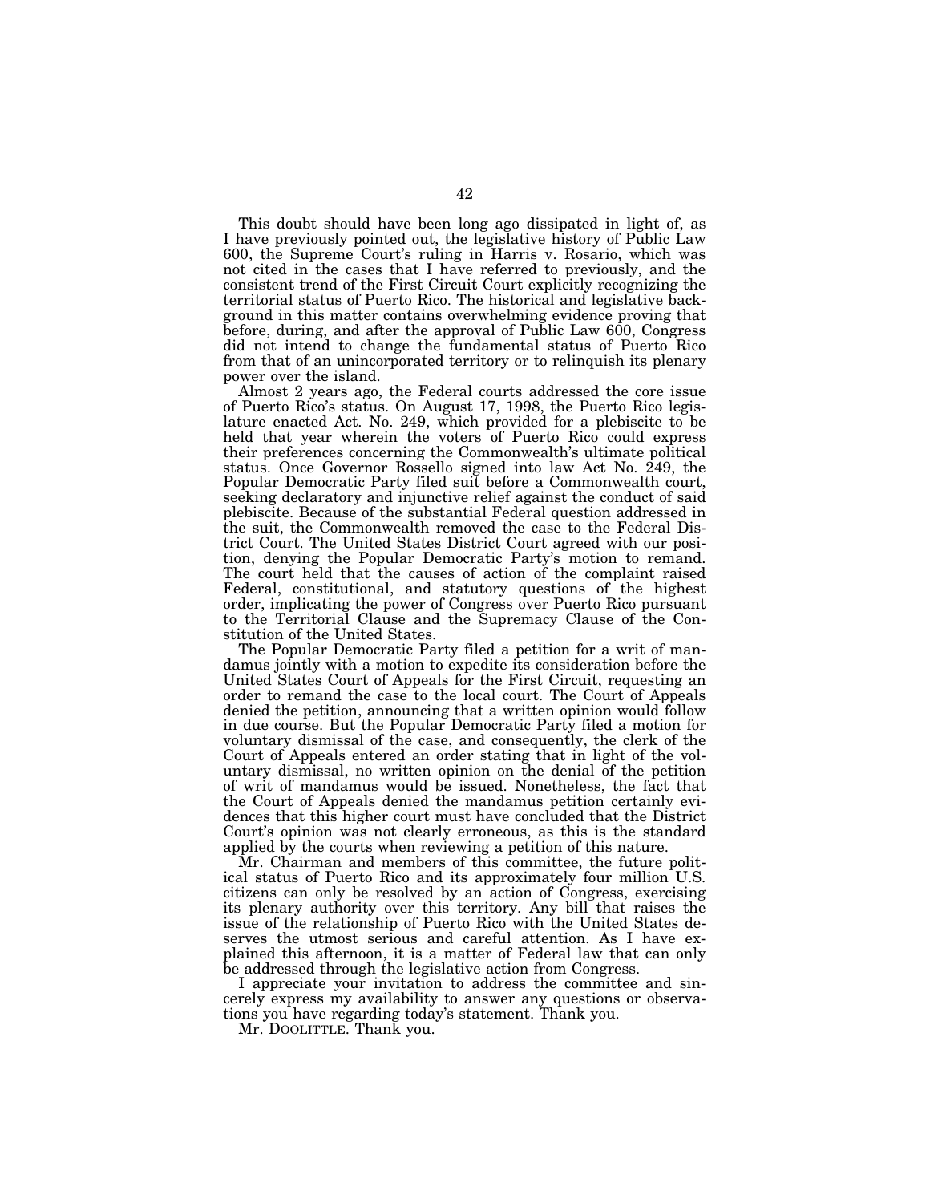This doubt should have been long ago dissipated in light of, as I have previously pointed out, the legislative history of Public Law 600, the Supreme Court's ruling in Harris v. Rosario, which was not cited in the cases that I have referred to previously, and the consistent trend of the First Circuit Court explicitly recognizing the territorial status of Puerto Rico. The historical and legislative background in this matter contains overwhelming evidence proving that before, during, and after the approval of Public Law 600, Congress did not intend to change the fundamental status of Puerto Rico from that of an unincorporated territory or to relinquish its plenary power over the island.

Almost 2 years ago, the Federal courts addressed the core issue of Puerto Rico's status. On August 17, 1998, the Puerto Rico legislature enacted Act. No. 249, which provided for a plebiscite to be held that year wherein the voters of Puerto Rico could express their preferences concerning the Commonwealth's ultimate political status. Once Governor Rossello signed into law Act No. 249, the Popular Democratic Party filed suit before a Commonwealth court, seeking declaratory and injunctive relief against the conduct of said plebiscite. Because of the substantial Federal question addressed in the suit, the Commonwealth removed the case to the Federal District Court. The United States District Court agreed with our position, denying the Popular Democratic Party's motion to remand. The court held that the causes of action of the complaint raised Federal, constitutional, and statutory questions of the highest order, implicating the power of Congress over Puerto Rico pursuant to the Territorial Clause and the Supremacy Clause of the Constitution of the United States.

The Popular Democratic Party filed a petition for a writ of mandamus jointly with a motion to expedite its consideration before the United States Court of Appeals for the First Circuit, requesting an order to remand the case to the local court. The Court of Appeals denied the petition, announcing that a written opinion would follow in due course. But the Popular Democratic Party filed a motion for voluntary dismissal of the case, and consequently, the clerk of the Court of Appeals entered an order stating that in light of the voluntary dismissal, no written opinion on the denial of the petition of writ of mandamus would be issued. Nonetheless, the fact that the Court of Appeals denied the mandamus petition certainly evidences that this higher court must have concluded that the District Court's opinion was not clearly erroneous, as this is the standard applied by the courts when reviewing a petition of this nature.

Mr. Chairman and members of this committee, the future political status of Puerto Rico and its approximately four million U.S. citizens can only be resolved by an action of Congress, exercising its plenary authority over this territory. Any bill that raises the issue of the relationship of Puerto Rico with the United States deserves the utmost serious and careful attention. As I have explained this afternoon, it is a matter of Federal law that can only be addressed through the legislative action from Congress.

I appreciate your invitation to address the committee and sincerely express my availability to answer any questions or observations you have regarding today's statement. Thank you.

Mr. DOOLITTLE. Thank you.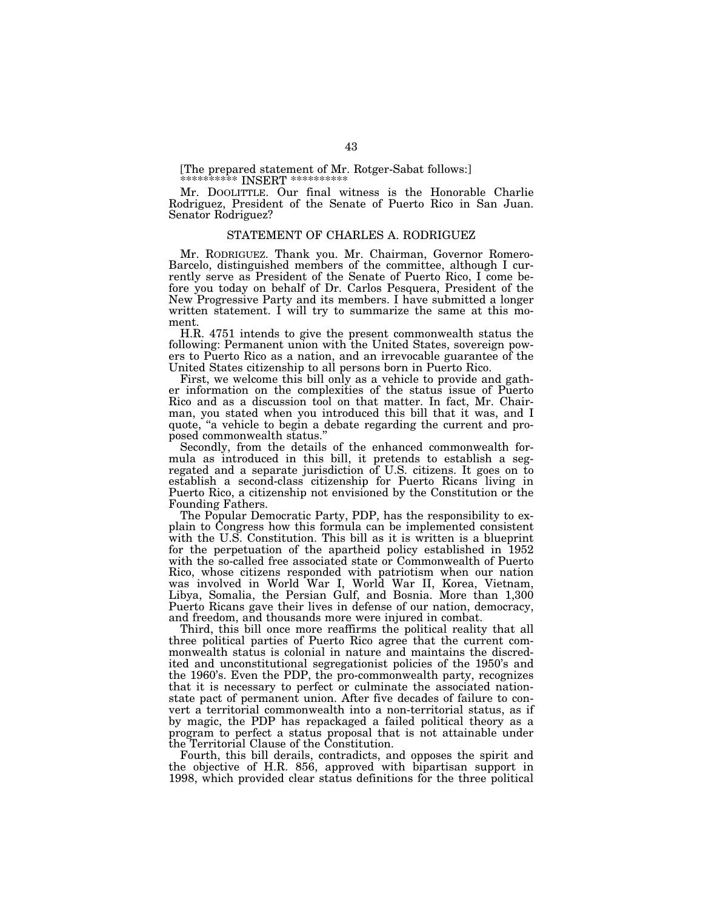[The prepared statement of Mr. Rotger-Sabat follows:]
********** INSERT **********

Mr. DOOLITTLE. Our final witness is the Honorable Charlie Rodriguez, President of the Senate of Puerto Rico in San Juan. Senator Rodriguez?

## STATEMENT OF CHARLES A. RODRIGUEZ

Mr. RODRIGUEZ. Thank you. Mr. Chairman, Governor Romero-Barcelo, distinguished members of the committee, although I currently serve as President of the Senate of Puerto Rico, I come before you today on behalf of Dr. Carlos Pesquera, President of the New Progressive Party and its members. I have submitted a longer written statement. I will try to summarize the same at this moment.

H.R. 4751 intends to give the present commonwealth status the following: Permanent union with the United States, sovereign powers to Puerto Rico as a nation, and an irrevocable guarantee of the United States citizenship to all persons born in Puerto Rico.

First, we welcome this bill only as a vehicle to provide and gather information on the complexities of the status issue of Puerto Rico and as a discussion tool on that matter. In fact, Mr. Chairman, you stated when you introduced this bill that it was, and I quote, "a vehicle to begin a debate regarding the current and proposed commonwealth status."

Secondly, from the details of the enhanced commonwealth formula as introduced in this bill, it pretends to establish a segregated and a separate jurisdiction of U.S. citizens. It goes on to establish a second-class citizenship for Puerto Ricans living in Puerto Rico, a citizenship not envisioned by the Constitution or the Founding Fathers.

The Popular Democratic Party, PDP, has the responsibility to explain to Congress how this formula can be implemented consistent with the U.S. Constitution. This bill as it is written is a blueprint for the perpetuation of the apartheid policy established in 1952 with the so-called free associated state or Commonwealth of Puerto Rico, whose citizens responded with patriotism when our nation was involved in World War I, World War II, Korea, Vietnam, Libya, Somalia, the Persian Gulf, and Bosnia. More than 1,300 Puerto Ricans gave their lives in defense of our nation, democracy, and freedom, and thousands more were injured in combat.

Third, this bill once more reaffirms the political reality that all three political parties of Puerto Rico agree that the current commonwealth status is colonial in nature and maintains the discredited and unconstitutional segregationist policies of the 1950's and the 1960's. Even the PDP, the pro-commonwealth party, recognizes that it is necessary to perfect or culminate the associated nation-state pact of permanent union. After five decades of failure to convert a territorial commonwealth into a non-territorial status, as if by magic, the PDP has repackaged a failed political theory as a program to perfect a status proposal that is not attainable under the Territorial Clause of the Constitution.

Fourth, this bill derails, contradicts, and opposes the spirit and the objective of H.R. 856, approved with bipartisan support in 1998, which provided clear status definitions for the three political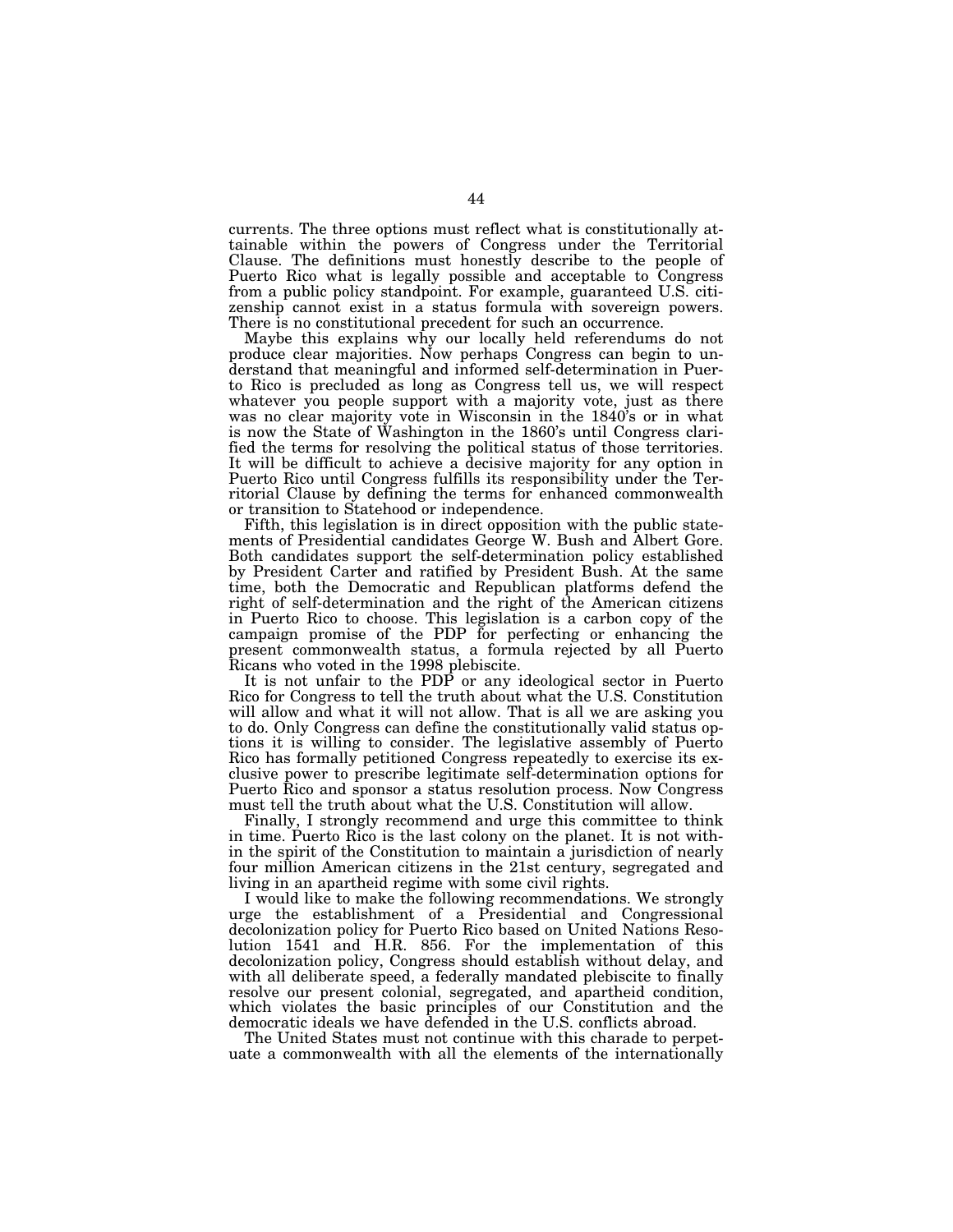currents. The three options must reflect what is constitutionally attainable within the powers of Congress under the Territorial Clause. The definitions must honestly describe to the people of Puerto Rico what is legally possible and acceptable to Congress from a public policy standpoint. For example, guaranteed U.S. citizenship cannot exist in a status formula with sovereign powers. There is no constitutional precedent for such an occurrence.

Maybe this explains why our locally held referendums do not produce clear majorities. Now perhaps Congress can begin to understand that meaningful and informed self-determination in Puerto Rico is precluded as long as Congress tell us, we will respect whatever you people support with a majority vote, just as there was no clear majority vote in Wisconsin in the 1840's or in what is now the State of Washington in the 1860's until Congress clarified the terms for resolving the political status of those territories. It will be difficult to achieve a decisive majority for any option in Puerto Rico until Congress fulfills its responsibility under the Territorial Clause by defining the terms for enhanced commonwealth or transition to Statehood or independence.

Fifth, this legislation is in direct opposition with the public statements of Presidential candidates George W. Bush and Albert Gore. Both candidates support the self-determination policy established by President Carter and ratified by President Bush. At the same time, both the Democratic and Republican platforms defend the right of self-determination and the right of the American citizens in Puerto Rico to choose. This legislation is a carbon copy of the campaign promise of the PDP for perfecting or enhancing the present commonwealth status, a formula rejected by all Puerto Ricans who voted in the 1998 plebiscite.

It is not unfair to the PDP or any ideological sector in Puerto Rico for Congress to tell the truth about what the U.S. Constitution will allow and what it will not allow. That is all we are asking you to do. Only Congress can define the constitutionally valid status options it is willing to consider. The legislative assembly of Puerto Rico has formally petitioned Congress repeatedly to exercise its exclusive power to prescribe legitimate self-determination options for Puerto Rico and sponsor a status resolution process. Now Congress must tell the truth about what the U.S. Constitution will allow.

Finally, I strongly recommend and urge this committee to think in time. Puerto Rico is the last colony on the planet. It is not within the spirit of the Constitution to maintain a jurisdiction of nearly four million American citizens in the 21st century, segregated and living in an apartheid regime with some civil rights.

I would like to make the following recommendations. We strongly urge the establishment of a Presidential and Congressional decolonization policy for Puerto Rico based on United Nations Resolution 1541 and H.R. 856. For the implementation of this decolonization policy, Congress should establish without delay, and with all deliberate speed, a federally mandated plebiscite to finally resolve our present colonial, segregated, and apartheid condition, which violates the basic principles of our Constitution and the democratic ideals we have defended in the U.S. conflicts abroad.

The United States must not continue with this charade to perpetuate a commonwealth with all the elements of the internationally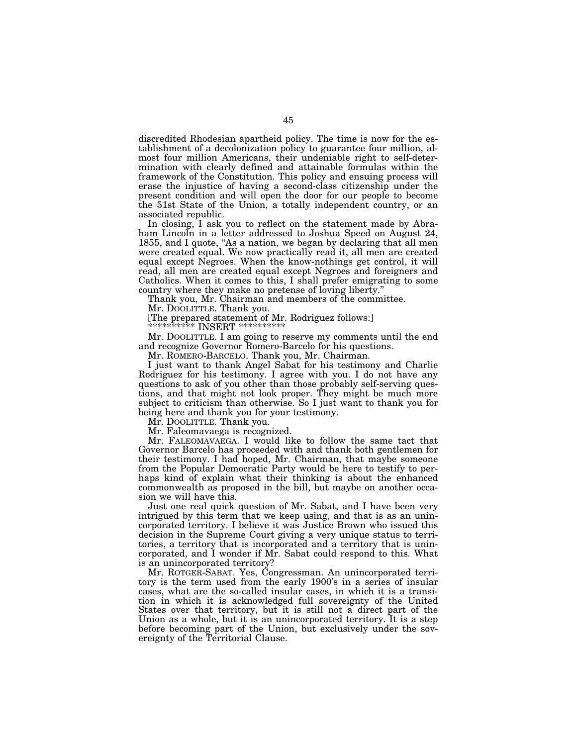discredited Rhodesian apartheid policy. The time is now for the establishment of a decolonization policy to guarantee four million, almost four million Americans, their undeniable right to self-determination with clearly defined and attainable formulas within the framework of the Constitution. This policy and ensuing process will erase the injustice of having a second-class citizenship under the present condition and will open the door for our people to become the 51st State of the Union, a totally independent country, or an associated republic.

In closing, I ask you to reflect on the statement made by Abraham Lincoln in a letter addressed to Joshua Speed on August 24, 1855, and I quote, "As a nation, we began by declaring that all men were created equal. We now practically read it, all men are created equal except Negroes. When the know-nothings get control, it will read, all men are created equal except Negroes and foreigners and Catholics. When it comes to this, I shall prefer emigrating to some country where they make no pretense of loving liberty."

Thank you, Mr. Chairman and members of the committee.

Mr. DOOLITTLE. Thank you.

[The prepared statement of Mr. Rodriguez follows:]

********** INSERT **********

Mr. DOOLITTLE. I am going to reserve my comments until the end and recognize Governor Romero-Barcelo for his questions.

Mr. ROMERO-BARCELO. Thank you, Mr. Chairman.

I just want to thank Angel Sabat for his testimony and Charlie Rodriguez for his testimony. I agree with you. I do not have any questions to ask of you other than those probably self-serving questions, and that might not look proper. They might be much more subject to criticism than otherwise. So I just want to thank you for being here and thank you for your testimony.

Mr. DOOLITTLE. Thank you.

Mr. Faleomavaega is recognized.

Mr. FALEOMAVAEGA. I would like to follow the same tact that Governor Barcelo has proceeded with and thank both gentlemen for their testimony. I had hoped, Mr. Chairman, that maybe someone from the Popular Democratic Party would be here to testify to perhaps kind of explain what their thinking is about the enhanced commonwealth as proposed in the bill, but maybe on another occasion we will have this.

Just one real quick question of Mr. Sabat, and I have been very intrigued by this term that we keep using, and that is as an unincorporated territory. I believe it was Justice Brown who issued this decision in the Supreme Court giving a very unique status to territories, a territory that is incorporated and a territory that is unincorporated, and I wonder if Mr. Sabat could respond to this. What is an unincorporated territory?

Mr. ROTGER-SABAT. Yes, Congressman. An unincorporated territory is the term used from the early 1900's in a series of insular cases, what are the so-called insular cases, in which it is a transition in which it is acknowledged full sovereignty of the United States over that territory, but it is still not a direct part of the Union as a whole, but it is an unincorporated territory. It is a step before becoming part of the Union, but exclusively under the sovereignty of the Territorial Clause.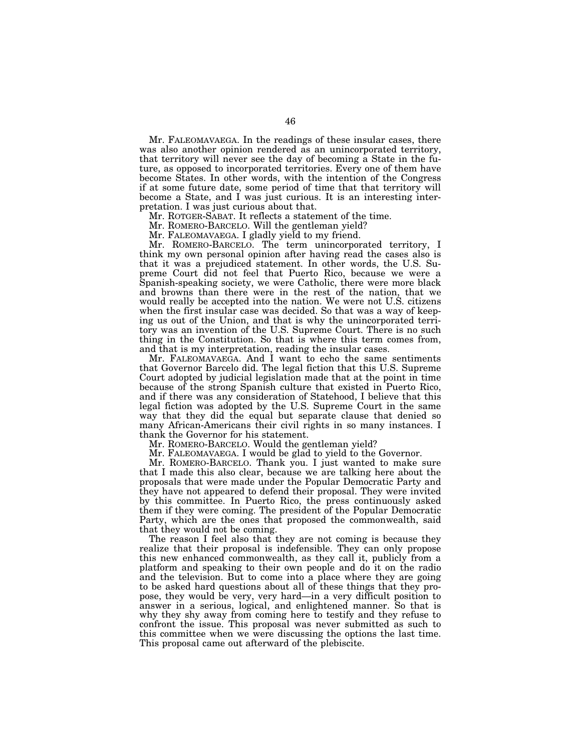Mr. FALEOMAVAEGA. In the readings of these insular cases, there was also another opinion rendered as an unincorporated territory, that territory will never see the day of becoming a State in the future, as opposed to incorporated territories. Every one of them have become States. In other words, with the intention of the Congress if at some future date, some period of time that that territory will become a State, and I was just curious. It is an interesting interpretation. I was just curious about that.

Mr. ROTGER-SABAT. It reflects a statement of the time.

Mr. ROMERO-BARCELO. Will the gentleman yield?

Mr. FALEOMAVAEGA. I gladly yield to my friend.

Mr. ROMERO-BARCELO. The term unincorporated territory, I think my own personal opinion after having read the cases also is that it was a prejudiced statement. In other words, the U.S. Supreme Court did not feel that Puerto Rico, because we were a Spanish-speaking society, we were Catholic, there were more black and browns than there were in the rest of the nation, that we would really be accepted into the nation. We were not U.S. citizens when the first insular case was decided. So that was a way of keeping us out of the Union, and that is why the unincorporated territory was an invention of the U.S. Supreme Court. There is no such thing in the Constitution. So that is where this term comes from, and that is my interpretation, reading the insular cases.

Mr. FALEOMAVAEGA. And I want to echo the same sentiments that Governor Barcelo did. The legal fiction that this U.S. Supreme Court adopted by judicial legislation made that at the point in time because of the strong Spanish culture that existed in Puerto Rico, and if there was any consideration of Statehood, I believe that this legal fiction was adopted by the U.S. Supreme Court in the same way that they did the equal but separate clause that denied so many African-Americans their civil rights in so many instances. I thank the Governor for his statement.

Mr. ROMERO-BARCELO. Would the gentleman yield?

Mr. FALEOMAVAEGA. I would be glad to yield to the Governor.

Mr. ROMERO-BARCELO. Thank you. I just wanted to make sure that I made this also clear, because we are talking here about the proposals that were made under the Popular Democratic Party and they have not appeared to defend their proposal. They were invited by this committee. In Puerto Rico, the press continuously asked them if they were coming. The president of the Popular Democratic Party, which are the ones that proposed the commonwealth, said that they would not be coming.

The reason I feel also that they are not coming is because they realize that their proposal is indefensible. They can only propose this new enhanced commonwealth, as they call it, publicly from a platform and speaking to their own people and do it on the radio and the television. But to come into a place where they are going to be asked hard questions about all of these things that they propose, they would be very, very hard—in a very difficult position to answer in a serious, logical, and enlightened manner. So that is why they shy away from coming here to testify and they refuse to confront the issue. This proposal was never submitted as such to this committee when we were discussing the options the last time. This proposal came out afterward of the plebiscite.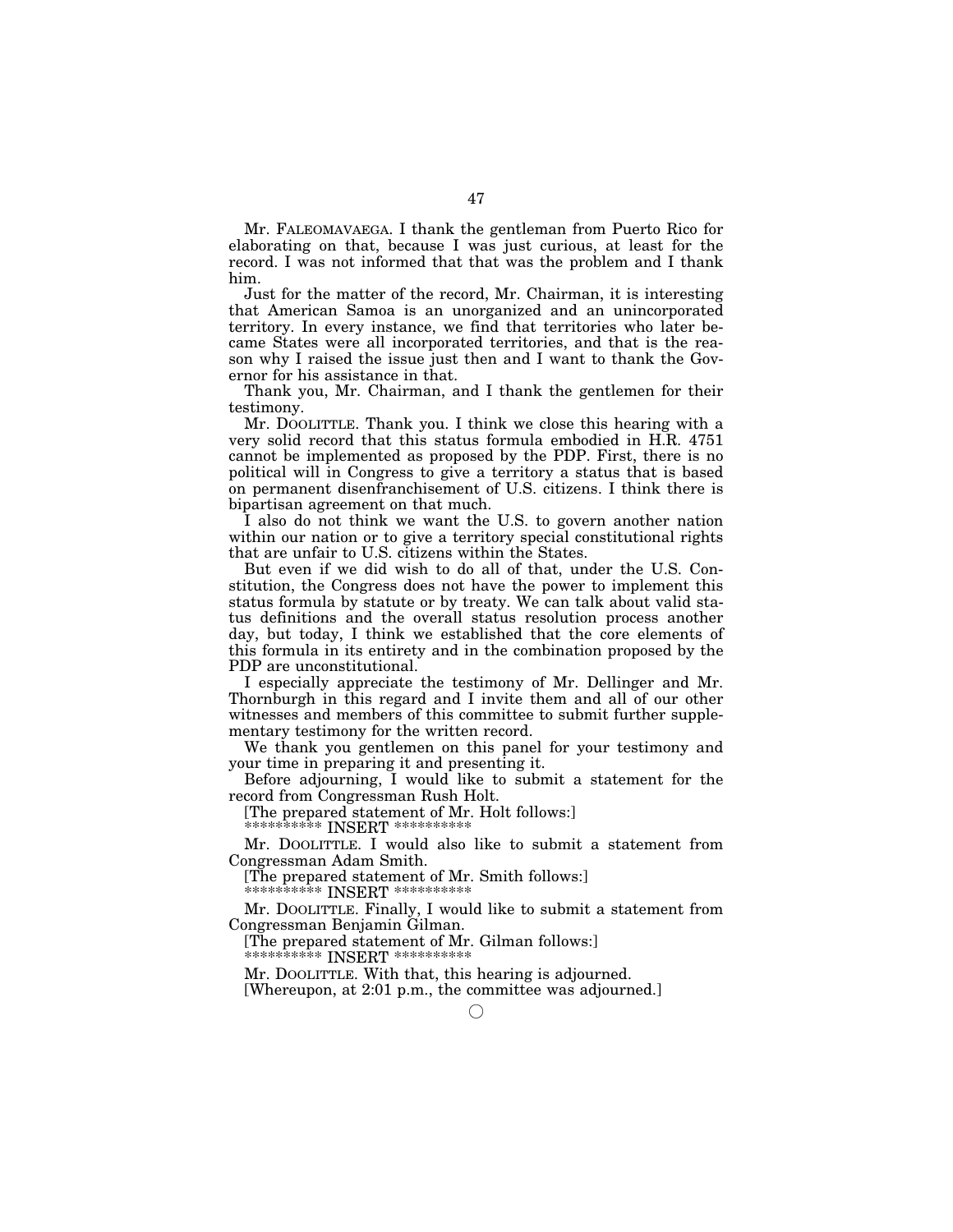Mr. FALEOMAVAEGA. I thank the gentleman from Puerto Rico for elaborating on that, because I was just curious, at least for the record. I was not informed that that was the problem and I thank him.

Just for the matter of the record, Mr. Chairman, it is interesting that American Samoa is an unorganized and an unincorporated territory. In every instance, we find that territories who later became States were all incorporated territories, and that is the reason why I raised the issue just then and I want to thank the Governor for his assistance in that.

Thank you, Mr. Chairman, and I thank the gentlemen for their testimony.

Mr. DOOLITTLE. Thank you. I think we close this hearing with a very solid record that this status formula embodied in H.R. 4751 cannot be implemented as proposed by the PDP. First, there is no political will in Congress to give a territory a status that is based on permanent disenfranchisement of U.S. citizens. I think there is bipartisan agreement on that much.

I also do not think we want the U.S. to govern another nation within our nation or to give a territory special constitutional rights that are unfair to U.S. citizens within the States.

But even if we did wish to do all of that, under the U.S. Constitution, the Congress does not have the power to implement this status formula by statute or by treaty. We can talk about valid status definitions and the overall status resolution process another day, but today, I think we established that the core elements of this formula in its entirety and in the combination proposed by the PDP are unconstitutional.

I especially appreciate the testimony of Mr. Dellinger and Mr. Thornburgh in this regard and I invite them and all of our other witnesses and members of this committee to submit further supplementary testimony for the written record.

We thank you gentlemen on this panel for your testimony and your time in preparing it and presenting it.

Before adjourning, I would like to submit a statement for the record from Congressman Rush Holt.

[The prepared statement of Mr. Holt follows:]

********** INSERT **********

Mr. DOOLITTLE. I would also like to submit a statement from Congressman Adam Smith.

[The prepared statement of Mr. Smith follows:]

********** INSERT **********

Mr. DOOLITTLE. Finally, I would like to submit a statement from Congressman Benjamin Gilman.

[The prepared statement of Mr. Gilman follows:]

********** INSERT **********

Mr. DOOLITTLE. With that, this hearing is adjourned.

[Whereupon, at 2:01 p.m., the committee was adjourned.]

○